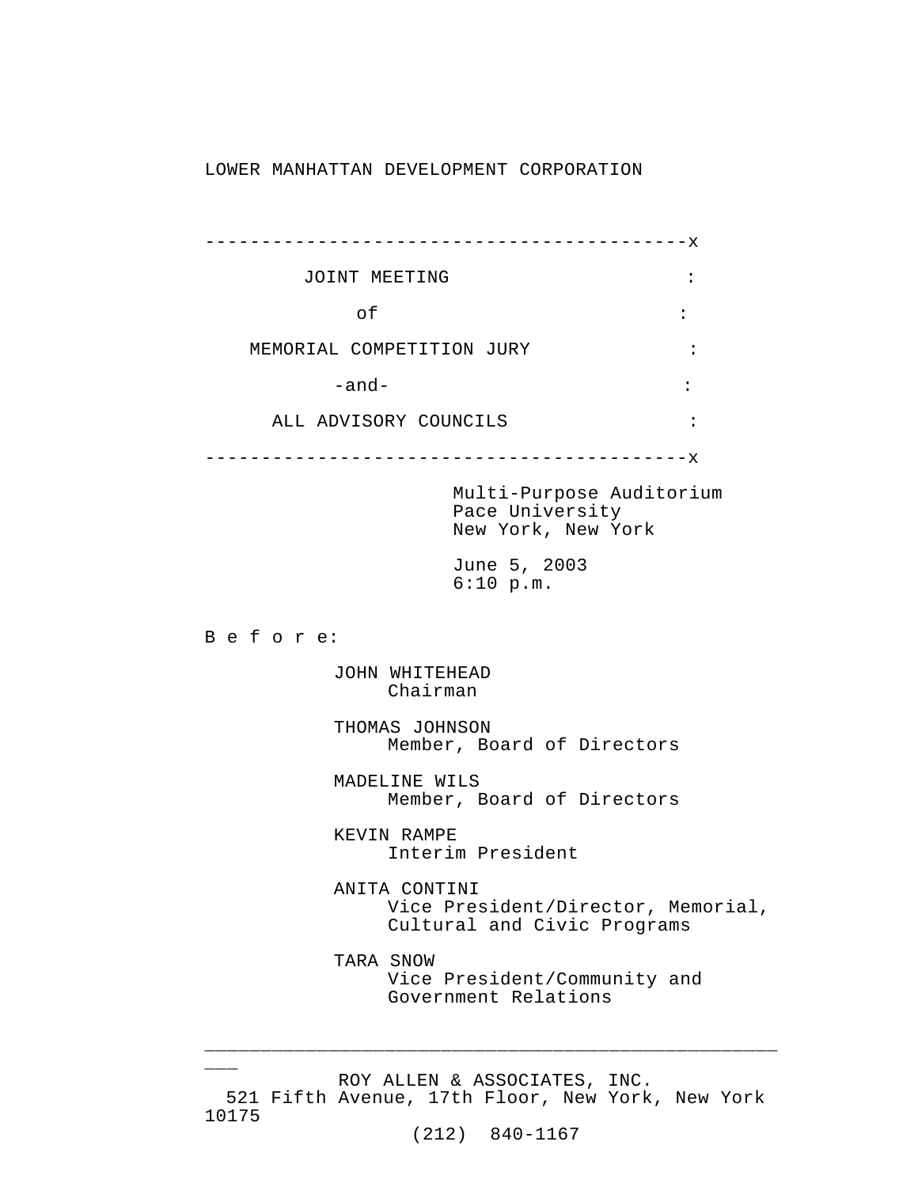LOWER MANHATTAN DEVELOPMENT CORPORATION

---

JOINT MEETING

of

MEMORIAL COMPETITION JURY

-and-

ALL ADVISORY COUNCILS

---

Multi-Purpose Auditorium
Pace University
New York, New York

June 5, 2003
6:10 p.m.

B e f o r e:

JOHN WHITEHEAD
Chairman

THOMAS JOHNSON
Member, Board of Directors

MADELINE WILS
Member, Board of Directors

KEVIN RAMPE
Interim President

ANITA CONTINI
Vice President/Director, Memorial, Cultural and Civic Programs

TARA SNOW
Vice President/Community and Government Relations

---

ROY ALLEN & ASSOCIATES, INC.
521 Fifth Avenue, 17th Floor, New York, New York 10175
(212) 840-1167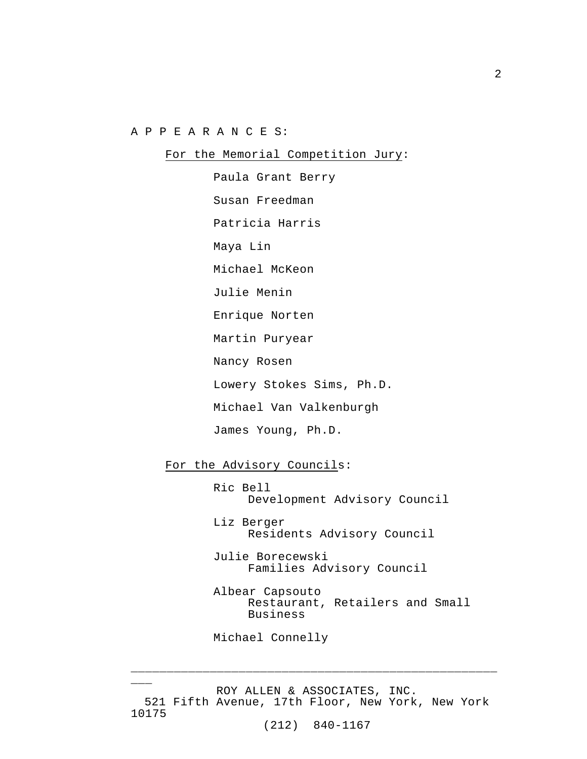A P P E A R A N C E S:

For the Memorial Competition Jury:

Paula Grant Berry

Susan Freedman

Patricia Harris

Maya Lin

Michael McKeon

Julie Menin

Enrique Norten

Martin Puryear

Nancy Rosen

Lowery Stokes Sims, Ph.D.

Michael Van Valkenburgh

James Young, Ph.D.

For the Advisory Councils:

Ric Bell
Development Advisory Council

Liz Berger
Residents Advisory Council

Julie Borecewski
Families Advisory Council

Albear Capsouto
Restaurant, Retailers and Small Business

Michael Connelly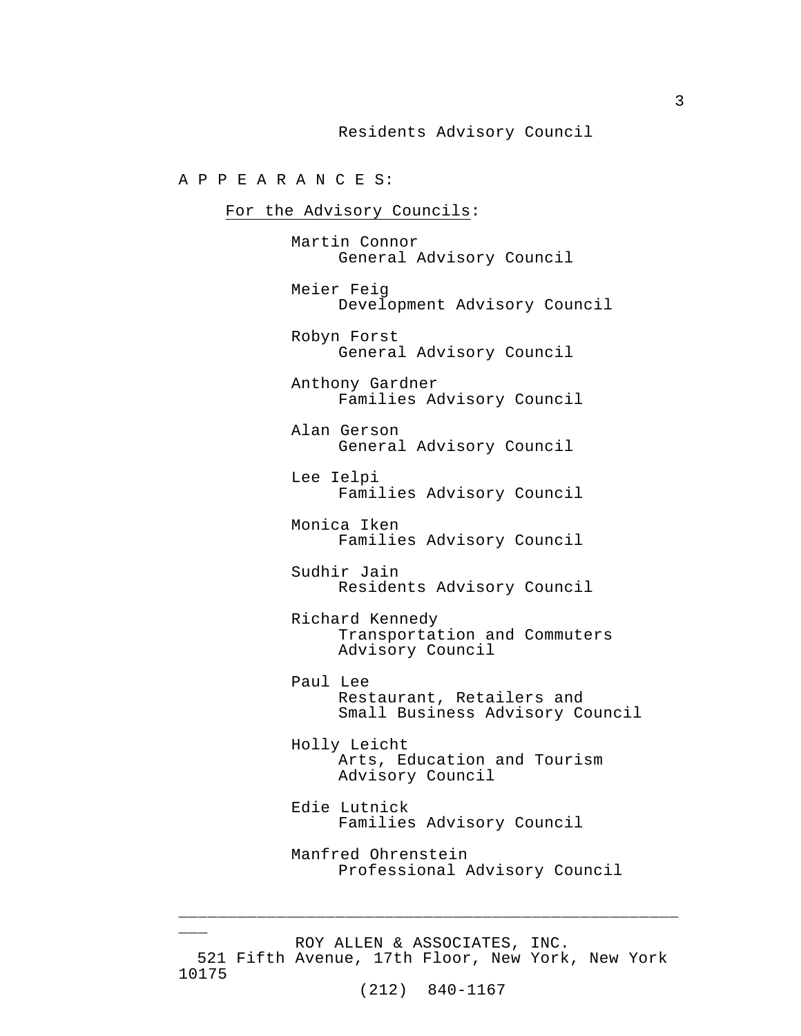Residents Advisory Council

A P P E A R A N C E S:

For the Advisory Councils:

Martin Connor
General Advisory Council

Meier Feig
Development Advisory Council

Robyn Forst
General Advisory Council

Anthony Gardner
Families Advisory Council

Alan Gerson
General Advisory Council

Lee Ielpi
Families Advisory Council

Monica Iken
Families Advisory Council

Sudhir Jain
Residents Advisory Council

Richard Kennedy
Transportation and Commuters Advisory Council

Paul Lee
Restaurant, Retailers and Small Business Advisory Council

Holly Leicht
Arts, Education and Tourism Advisory Council

Edie Lutnick
Families Advisory Council

Manfred Ohrenstein
Professional Advisory Council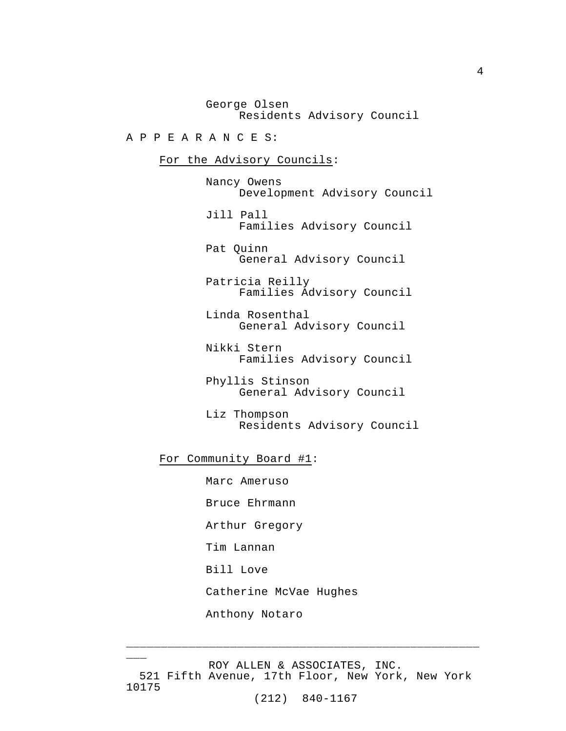George Olsen
Residents Advisory Council

A P P E A R A N C E S:

For the Advisory Councils:

Nancy Owens
Development Advisory Council

Jill Pall
Families Advisory Council

Pat Quinn
General Advisory Council

Patricia Reilly
Families Advisory Council

Linda Rosenthal
General Advisory Council

Nikki Stern
Families Advisory Council

Phyllis Stinson
General Advisory Council

Liz Thompson
Residents Advisory Council

For Community Board #1:

Marc Ameruso

Bruce Ehrmann

Arthur Gregory

Tim Lannan

Bill Love

Catherine McVae Hughes

Anthony Notaro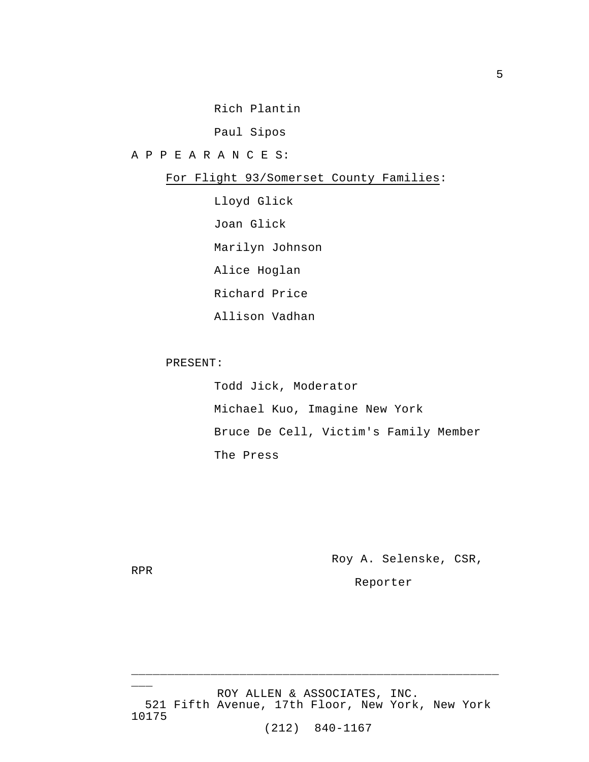Rich Plantin

Paul Sipos

A P P E A R A N C E S:

For Flight 93/Somerset County Families:

Lloyd Glick

Joan Glick

Marilyn Johnson

Alice Hoglan

Richard Price

Allison Vadhan

PRESENT:

Todd Jick, Moderator

Michael Kuo, Imagine New York

Bruce De Cell, Victim's Family Member

The Press

Roy A. Selenske, CSR, RPR

Reporter

ROY ALLEN & ASSOCIATES, INC.
521 Fifth Avenue, 17th Floor, New York, New York 10175
(212) 840-1167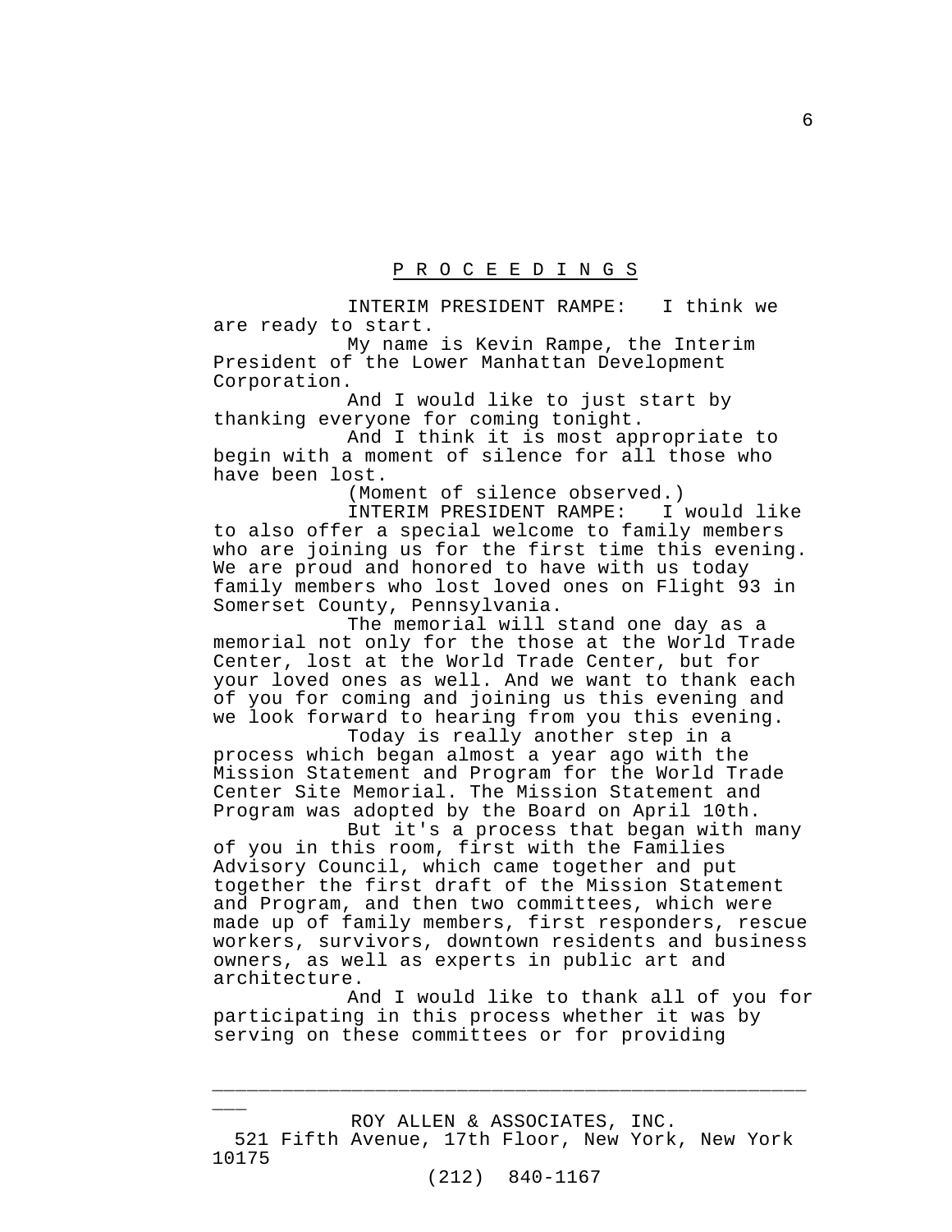P R O C E E D I N G S

INTERIM PRESIDENT RAMPE: I think we are ready to start.

My name is Kevin Rampe, the Interim President of the Lower Manhattan Development Corporation.

And I would like to just start by thanking everyone for coming tonight.

And I think it is most appropriate to begin with a moment of silence for all those who have been lost.

(Moment of silence observed.)

INTERIM PRESIDENT RAMPE: I would like to also offer a special welcome to family members who are joining us for the first time this evening. We are proud and honored to have with us today family members who lost loved ones on Flight 93 in Somerset County, Pennsylvania.

The memorial will stand one day as a memorial not only for the those at the World Trade Center, lost at the World Trade Center, but for your loved ones as well. And we want to thank each of you for coming and joining us this evening and we look forward to hearing from you this evening.

Today is really another step in a process which began almost a year ago with the Mission Statement and Program for the World Trade Center Site Memorial. The Mission Statement and Program was adopted by the Board on April 10th.

But it's a process that began with many of you in this room, first with the Families Advisory Council, which came together and put together the first draft of the Mission Statement and Program, and then two committees, which were made up of family members, first responders, rescue workers, survivors, downtown residents and business owners, as well as experts in public art and architecture.

And I would like to thank all of you for participating in this process whether it was by serving on these committees or for providing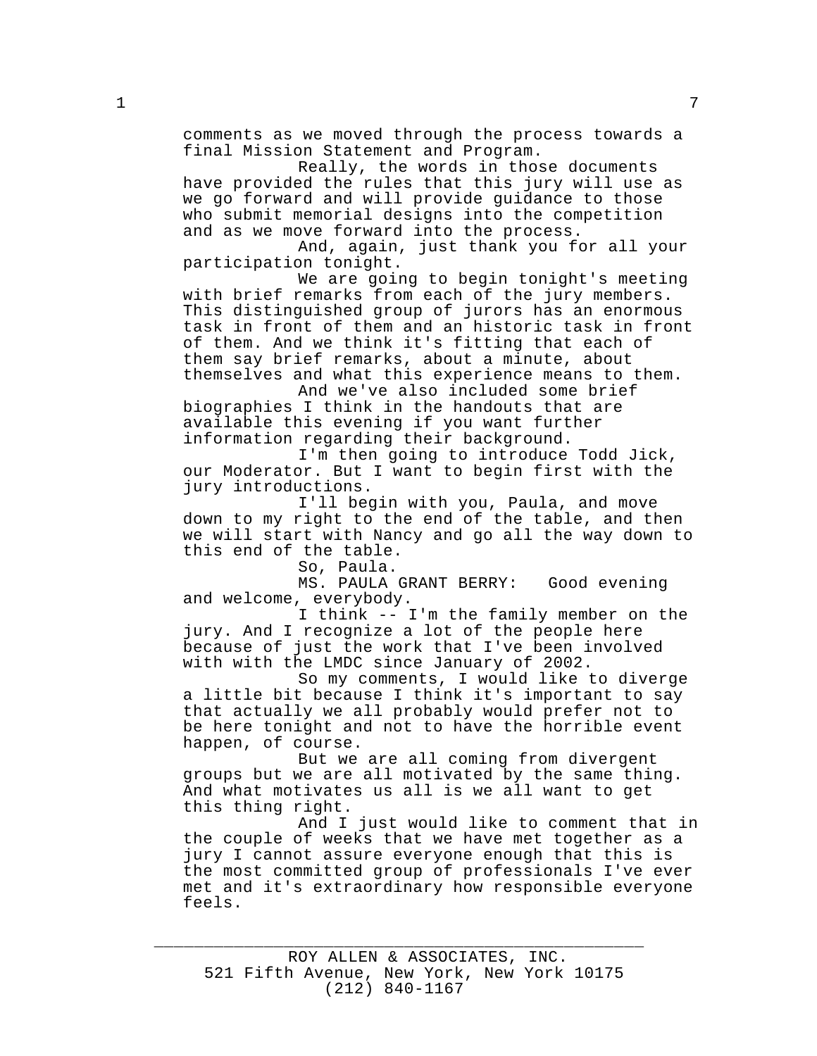comments as we moved through the process towards a final Mission Statement and Program.

Really, the words in those documents have provided the rules that this jury will use as we go forward and will provide guidance to those who submit memorial designs into the competition and as we move forward into the process.

And, again, just thank you for all your participation tonight.

We are going to begin tonight's meeting with brief remarks from each of the jury members. This distinguished group of jurors has an enormous task in front of them and an historic task in front of them. And we think it's fitting that each of them say brief remarks, about a minute, about themselves and what this experience means to them.

And we've also included some brief biographies I think in the handouts that are available this evening if you want further information regarding their background.

I'm then going to introduce Todd Jick, our Moderator. But I want to begin first with the jury introductions.

I'll begin with you, Paula, and move down to my right to the end of the table, and then we will start with Nancy and go all the way down to this end of the table.

So, Paula.

MS. PAULA GRANT BERRY: Good evening and welcome, everybody.

I think -- I'm the family member on the jury. And I recognize a lot of the people here because of just the work that I've been involved with with the LMDC since January of 2002.

So my comments, I would like to diverge a little bit because I think it's important to say that actually we all probably would prefer not to be here tonight and not to have the horrible event happen, of course.

But we are all coming from divergent groups but we are all motivated by the same thing. And what motivates us all is we all want to get this thing right.

And I just would like to comment that in the couple of weeks that we have met together as a jury I cannot assure everyone enough that this is the most committed group of professionals I've ever met and it's extraordinary how responsible everyone feels.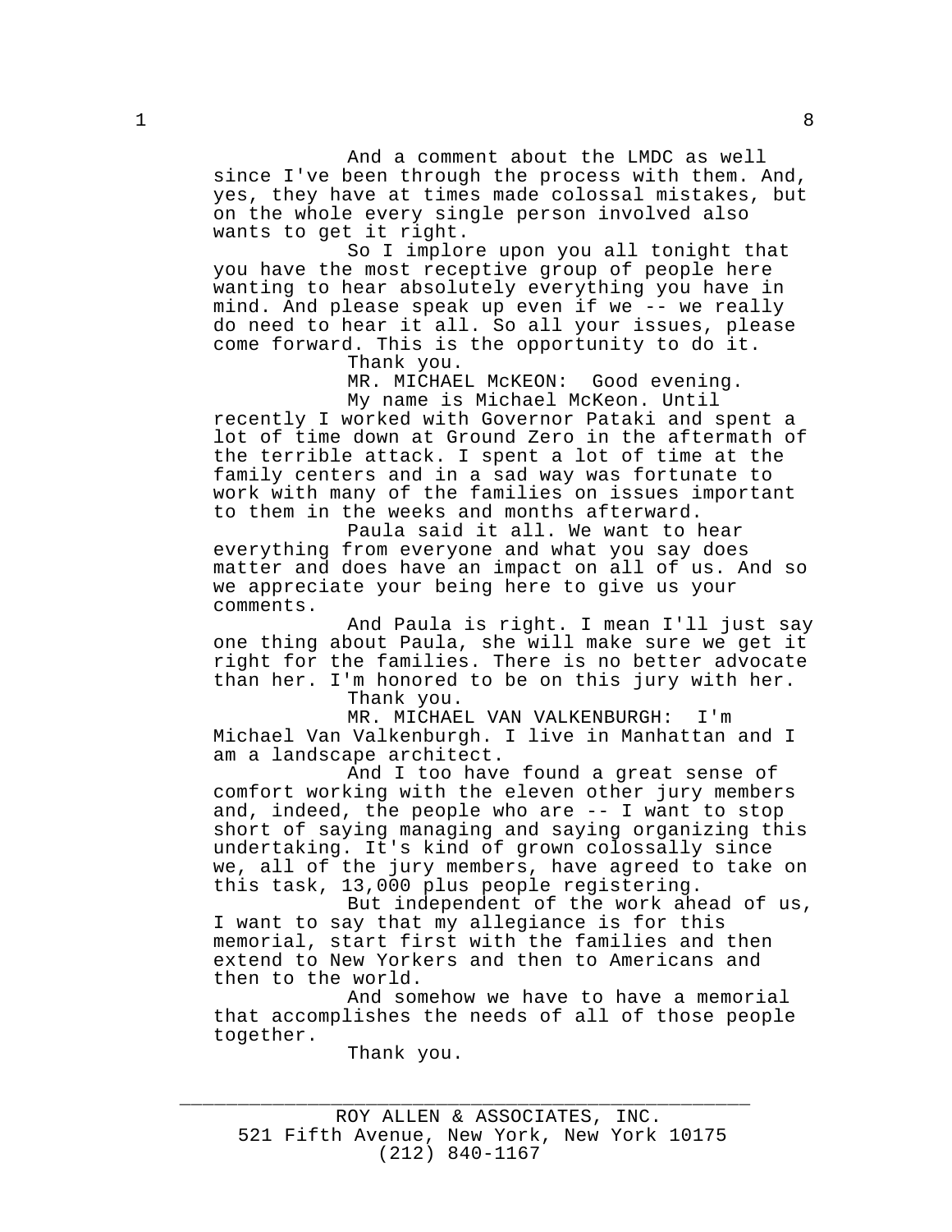And a comment about the LMDC as well since I've been through the process with them. And, yes, they have at times made colossal mistakes, but on the whole every single person involved also wants to get it right.

So I implore upon you all tonight that you have the most receptive group of people here wanting to hear absolutely everything you have in mind. And please speak up even if we -- we really do need to hear it all. So all your issues, please come forward. This is the opportunity to do it.

Thank you.

MR. MICHAEL McKEON: Good evening.

My name is Michael McKeon. Until recently I worked with Governor Pataki and spent a lot of time down at Ground Zero in the aftermath of the terrible attack. I spent a lot of time at the family centers and in a sad way was fortunate to work with many of the families on issues important to them in the weeks and months afterward.

Paula said it all. We want to hear everything from everyone and what you say does matter and does have an impact on all of us. And so we appreciate your being here to give us your comments.

And Paula is right. I mean I'll just say one thing about Paula, she will make sure we get it right for the families. There is no better advocate than her. I'm honored to be on this jury with her.

Thank you.

MR. MICHAEL VAN VALKENBURGH: I'm Michael Van Valkenburgh. I live in Manhattan and I am a landscape architect.

And I too have found a great sense of comfort working with the eleven other jury members and, indeed, the people who are -- I want to stop short of saying managing and saying organizing this undertaking. It's kind of grown colossally since we, all of the jury members, have agreed to take on this task, 13,000 plus people registering.

But independent of the work ahead of us, I want to say that my allegiance is for this memorial, start first with the families and then extend to New Yorkers and then to Americans and then to the world.

And somehow we have to have a memorial that accomplishes the needs of all of those people together.

Thank you.

ROY ALLEN & ASSOCIATES, INC.
521 Fifth Avenue, New York, New York 10175
(212) 840-1167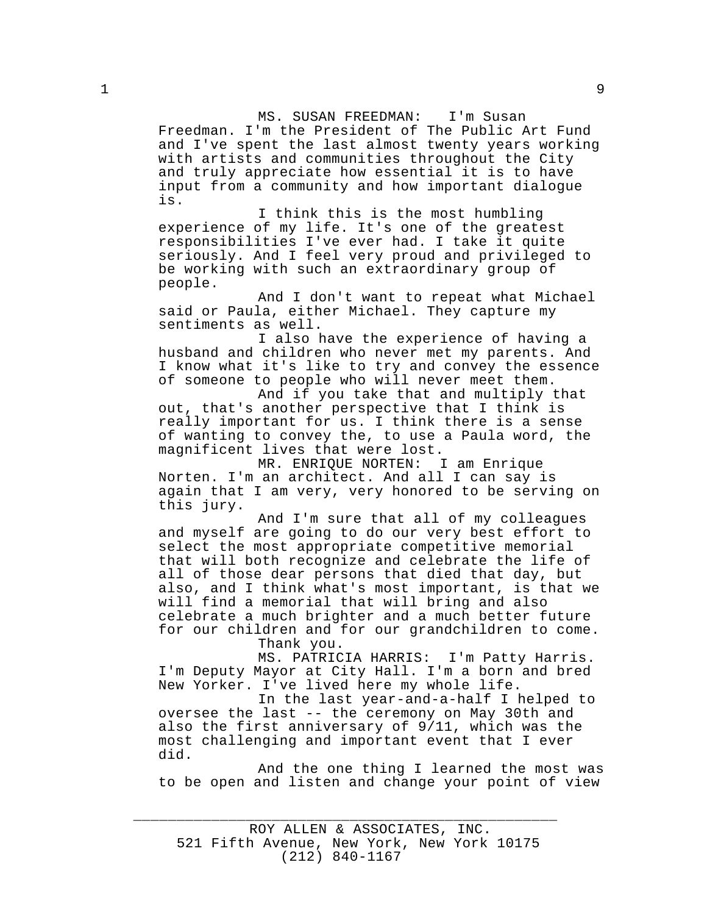MS. SUSAN FREEDMAN: I'm Susan Freedman. I'm the President of The Public Art Fund and I've spent the last almost twenty years working with artists and communities throughout the City and truly appreciate how essential it is to have input from a community and how important dialogue is.

I think this is the most humbling experience of my life. It's one of the greatest responsibilities I've ever had. I take it quite seriously. And I feel very proud and privileged to be working with such an extraordinary group of people.

And I don't want to repeat what Michael said or Paula, either Michael. They capture my sentiments as well.

I also have the experience of having a husband and children who never met my parents. And I know what it's like to try and convey the essence of someone to people who will never meet them.

And if you take that and multiply that out, that's another perspective that I think is really important for us. I think there is a sense of wanting to convey the, to use a Paula word, the magnificent lives that were lost.

MR. ENRIQUE NORTEN: I am Enrique Norten. I'm an architect. And all I can say is again that I am very, very honored to be serving on this jury.

And I'm sure that all of my colleagues and myself are going to do our very best effort to select the most appropriate competitive memorial that will both recognize and celebrate the life of all of those dear persons that died that day, but also, and I think what's most important, is that we will find a memorial that will bring and also celebrate a much brighter and a much better future for our children and for our grandchildren to come.

Thank you.

MS. PATRICIA HARRIS: I'm Patty Harris. I'm Deputy Mayor at City Hall. I'm a born and bred New Yorker. I've lived here my whole life.

In the last year-and-a-half I helped to oversee the last -- the ceremony on May 30th and also the first anniversary of 9/11, which was the most challenging and important event that I ever did.

And the one thing I learned the most was to be open and listen and change your point of view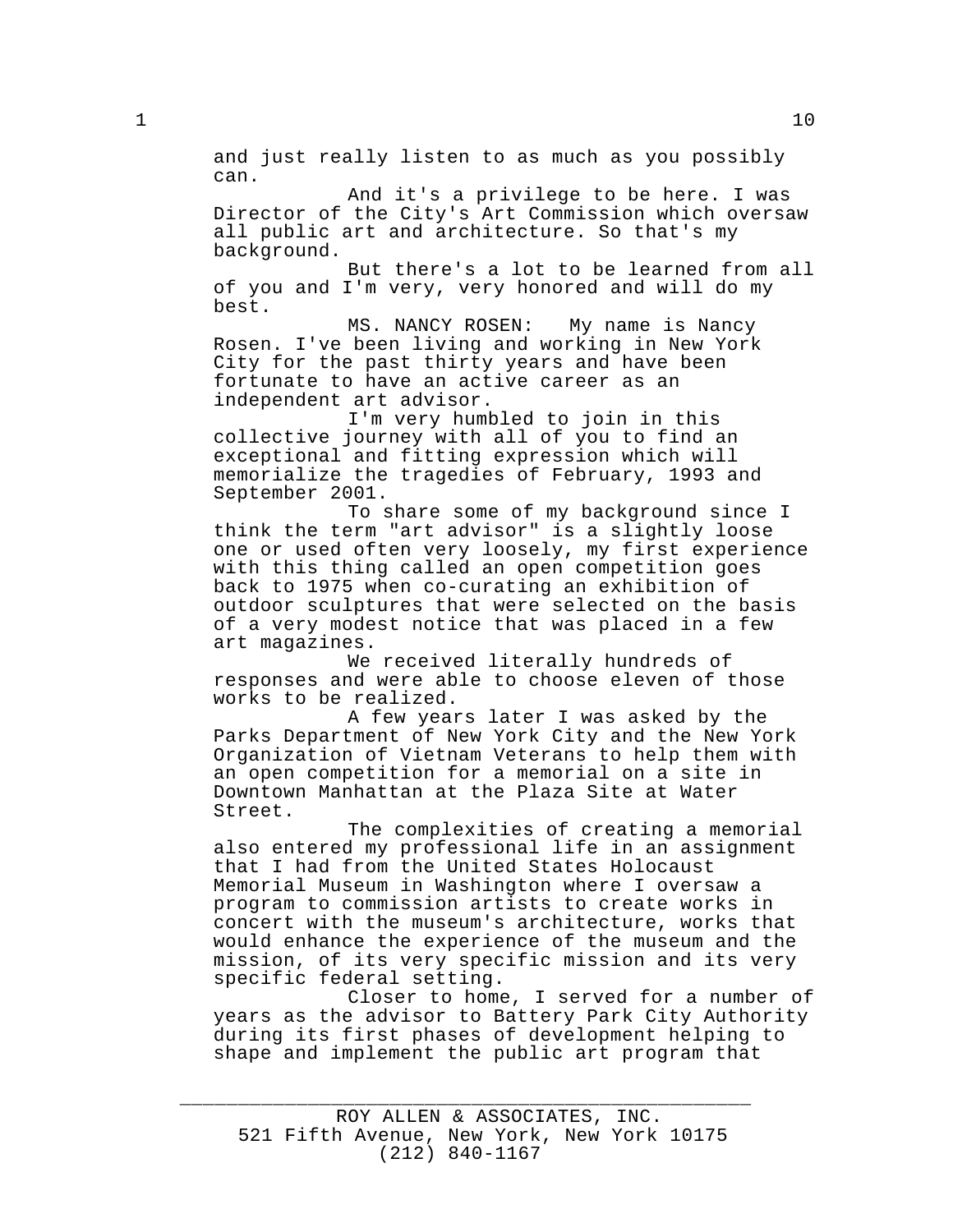and just really listen to as much as you possibly can.

And it's a privilege to be here. I was Director of the City's Art Commission which oversaw all public art and architecture. So that's my background.

But there's a lot to be learned from all of you and I'm very, very honored and will do my best.

MS. NANCY ROSEN: My name is Nancy Rosen. I've been living and working in New York City for the past thirty years and have been fortunate to have an active career as an independent art advisor.

I'm very humbled to join in this collective journey with all of you to find an exceptional and fitting expression which will memorialize the tragedies of February, 1993 and September 2001.

To share some of my background since I think the term "art advisor" is a slightly loose one or used often very loosely, my first experience with this thing called an open competition goes back to 1975 when co-curating an exhibition of outdoor sculptures that were selected on the basis of a very modest notice that was placed in a few art magazines.

We received literally hundreds of responses and were able to choose eleven of those works to be realized.

A few years later I was asked by the Parks Department of New York City and the New York Organization of Vietnam Veterans to help them with an open competition for a memorial on a site in Downtown Manhattan at the Plaza Site at Water Street.

The complexities of creating a memorial also entered my professional life in an assignment that I had from the United States Holocaust Memorial Museum in Washington where I oversaw a program to commission artists to create works in concert with the museum's architecture, works that would enhance the experience of the museum and the mission, of its very specific mission and its very specific federal setting.

Closer to home, I served for a number of years as the advisor to Battery Park City Authority during its first phases of development helping to shape and implement the public art program that

ROY ALLEN & ASSOCIATES, INC.
521 Fifth Avenue, New York, New York 10175
(212) 840-1167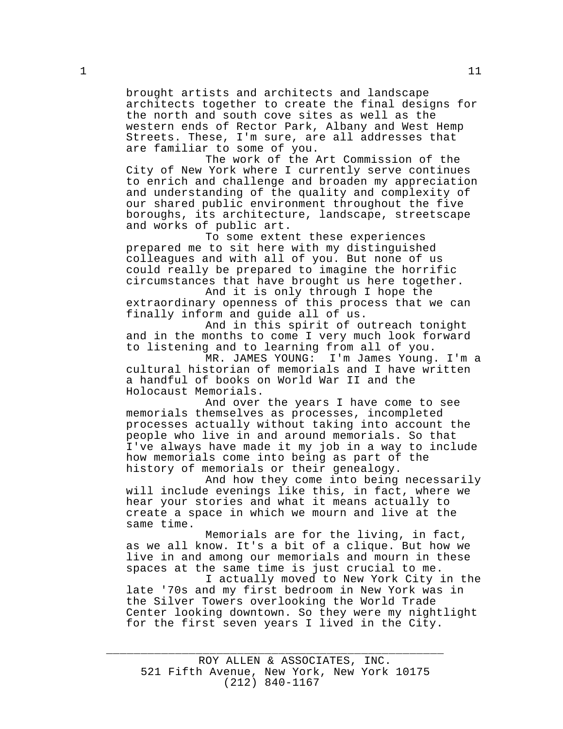brought artists and architects and landscape architects together to create the final designs for the north and south cove sites as well as the western ends of Rector Park, Albany and West Hemp Streets. These, I'm sure, are all addresses that are familiar to some of you.

The work of the Art Commission of the City of New York where I currently serve continues to enrich and challenge and broaden my appreciation and understanding of the quality and complexity of our shared public environment throughout the five boroughs, its architecture, landscape, streetscape and works of public art.

To some extent these experiences prepared me to sit here with my distinguished colleagues and with all of you. But none of us could really be prepared to imagine the horrific circumstances that have brought us here together.

And it is only through I hope the extraordinary openness of this process that we can finally inform and guide all of us.

And in this spirit of outreach tonight and in the months to come I very much look forward to listening and to learning from all of you.

MR. JAMES YOUNG: I'm James Young. I'm a cultural historian of memorials and I have written a handful of books on World War II and the Holocaust Memorials.

And over the years I have come to see memorials themselves as processes, incompleted processes actually without taking into account the people who live in and around memorials. So that I've always have made it my job in a way to include how memorials come into being as part of the history of memorials or their genealogy.

And how they come into being necessarily will include evenings like this, in fact, where we hear your stories and what it means actually to create a space in which we mourn and live at the same time.

Memorials are for the living, in fact, as we all know. It's a bit of a clique. But how we live in and among our memorials and mourn in these spaces at the same time is just crucial to me.

I actually moved to New York City in the late '70s and my first bedroom in New York was in the Silver Towers overlooking the World Trade Center looking downtown. So they were my nightlight for the first seven years I lived in the City.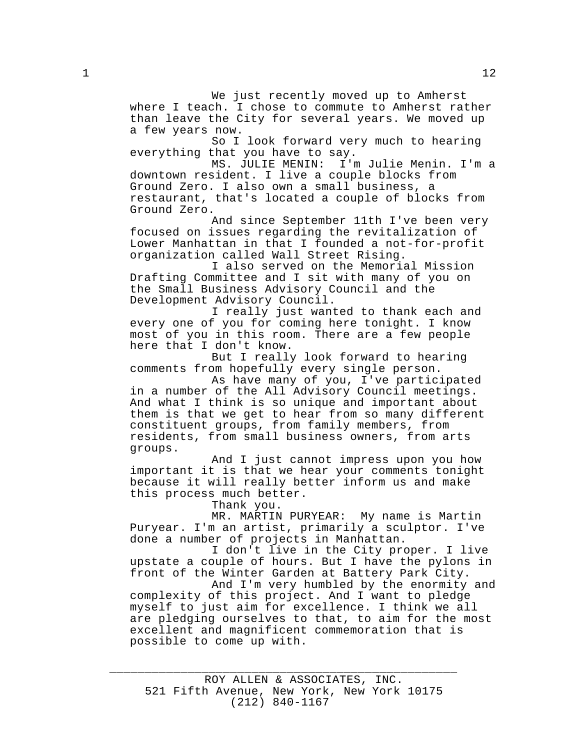We just recently moved up to Amherst where I teach. I chose to commute to Amherst rather than leave the City for several years. We moved up a few years now.

So I look forward very much to hearing everything that you have to say.

MS. JULIE MENIN: I'm Julie Menin. I'm a downtown resident. I live a couple blocks from Ground Zero. I also own a small business, a restaurant, that's located a couple of blocks from Ground Zero.

And since September 11th I've been very focused on issues regarding the revitalization of Lower Manhattan in that I founded a not-for-profit organization called Wall Street Rising.

I also served on the Memorial Mission Drafting Committee and I sit with many of you on the Small Business Advisory Council and the Development Advisory Council.

I really just wanted to thank each and every one of you for coming here tonight. I know most of you in this room. There are a few people here that I don't know.

But I really look forward to hearing comments from hopefully every single person.

As have many of you, I've participated in a number of the All Advisory Council meetings. And what I think is so unique and important about them is that we get to hear from so many different constituent groups, from family members, from residents, from small business owners, from arts groups.

And I just cannot impress upon you how important it is that we hear your comments tonight because it will really better inform us and make this process much better.

Thank you.

MR. MARTIN PURYEAR: My name is Martin Puryear. I'm an artist, primarily a sculptor. I've done a number of projects in Manhattan.

I don't live in the City proper. I live upstate a couple of hours. But I have the pylons in front of the Winter Garden at Battery Park City.

And I'm very humbled by the enormity and complexity of this project. And I want to pledge myself to just aim for excellence. I think we all are pledging ourselves to that, to aim for the most excellent and magnificent commemoration that is possible to come up with.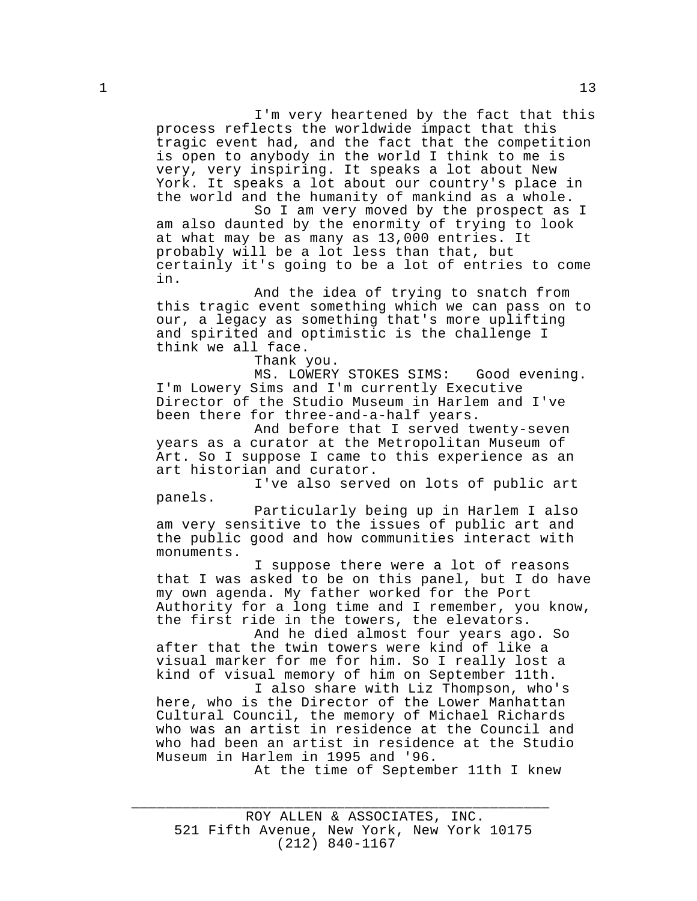I'm very heartened by the fact that this process reflects the worldwide impact that this tragic event had, and the fact that the competition is open to anybody in the world I think to me is very, very inspiring. It speaks a lot about New York. It speaks a lot about our country's place in the world and the humanity of mankind as a whole.

So I am very moved by the prospect as I am also daunted by the enormity of trying to look at what may be as many as 13,000 entries. It probably will be a lot less than that, but certainly it's going to be a lot of entries to come in.

And the idea of trying to snatch from this tragic event something which we can pass on to our, a legacy as something that's more uplifting and spirited and optimistic is the challenge I think we all face.

Thank you.

MS. LOWERY STOKES SIMS: Good evening. I'm Lowery Sims and I'm currently Executive Director of the Studio Museum in Harlem and I've been there for three-and-a-half years.

And before that I served twenty-seven years as a curator at the Metropolitan Museum of Art. So I suppose I came to this experience as an art historian and curator.

I've also served on lots of public art panels.

Particularly being up in Harlem I also am very sensitive to the issues of public art and the public good and how communities interact with monuments.

I suppose there were a lot of reasons that I was asked to be on this panel, but I do have my own agenda. My father worked for the Port Authority for a long time and I remember, you know, the first ride in the towers, the elevators.

And he died almost four years ago. So after that the twin towers were kind of like a visual marker for me for him. So I really lost a kind of visual memory of him on September 11th.

I also share with Liz Thompson, who's here, who is the Director of the Lower Manhattan Cultural Council, the memory of Michael Richards who was an artist in residence at the Council and who had been an artist in residence at the Studio Museum in Harlem in 1995 and '96.

At the time of September 11th I knew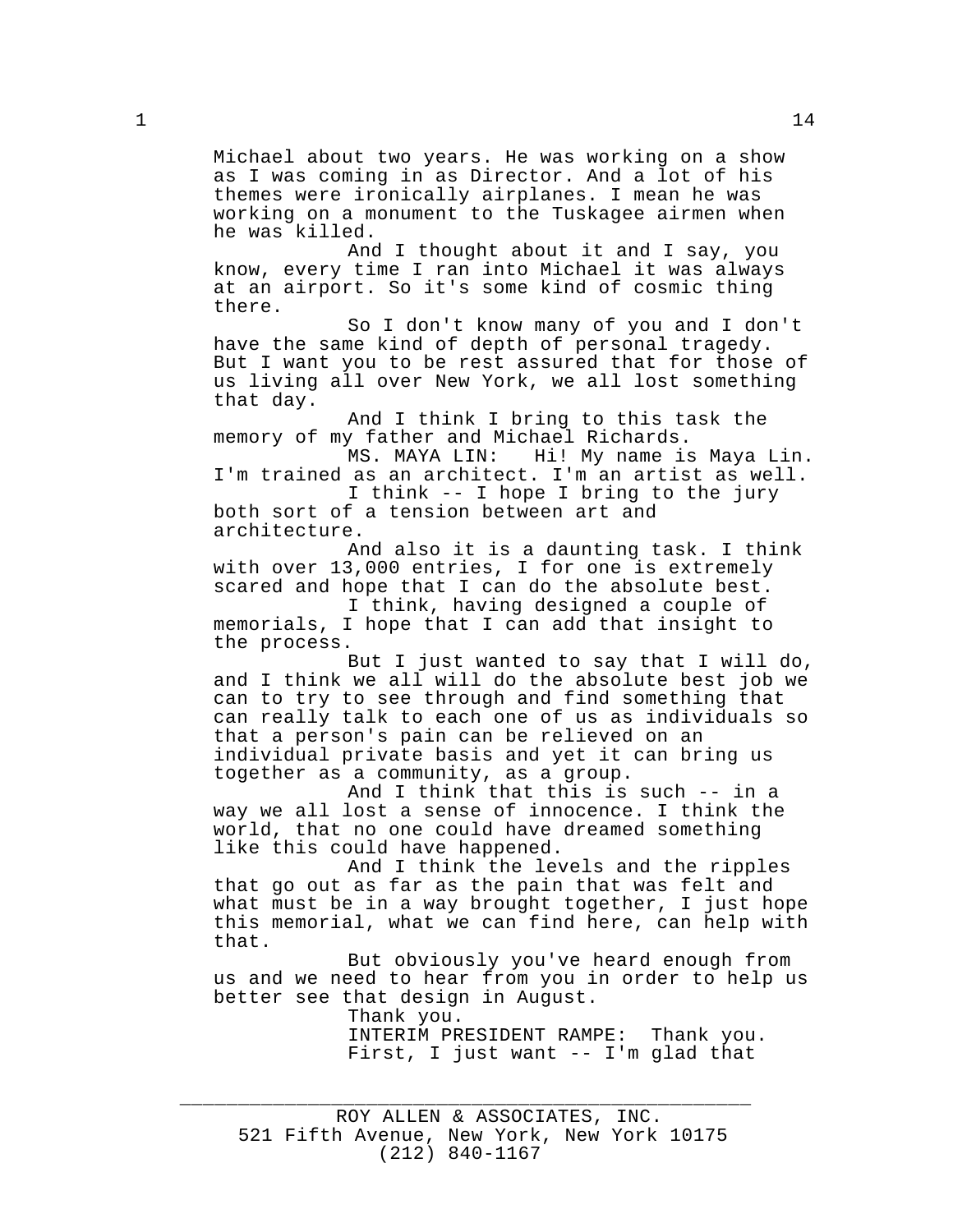Michael about two years. He was working on a show as I was coming in as Director. And a lot of his themes were ironically airplanes. I mean he was working on a monument to the Tuskagee airmen when he was killed.

And I thought about it and I say, you know, every time I ran into Michael it was always at an airport. So it's some kind of cosmic thing there.

So I don't know many of you and I don't have the same kind of depth of personal tragedy. But I want you to be rest assured that for those of us living all over New York, we all lost something that day.

And I think I bring to this task the memory of my father and Michael Richards.

MS. MAYA LIN: Hi! My name is Maya Lin. I'm trained as an architect. I'm an artist as well.

I think -- I hope I bring to the jury both sort of a tension between art and architecture.

And also it is a daunting task. I think with over 13,000 entries, I for one is extremely scared and hope that I can do the absolute best.

I think, having designed a couple of memorials, I hope that I can add that insight to the process.

But I just wanted to say that I will do, and I think we all will do the absolute best job we can to try to see through and find something that can really talk to each one of us as individuals so that a person's pain can be relieved on an individual private basis and yet it can bring us together as a community, as a group.

And I think that this is such -- in a way we all lost a sense of innocence. I think the world, that no one could have dreamed something like this could have happened.

And I think the levels and the ripples that go out as far as the pain that was felt and what must be in a way brought together, I just hope this memorial, what we can find here, can help with that.

But obviously you've heard enough from us and we need to hear from you in order to help us better see that design in August.

Thank you.

INTERIM PRESIDENT RAMPE: Thank you.

First, I just want -- I'm glad that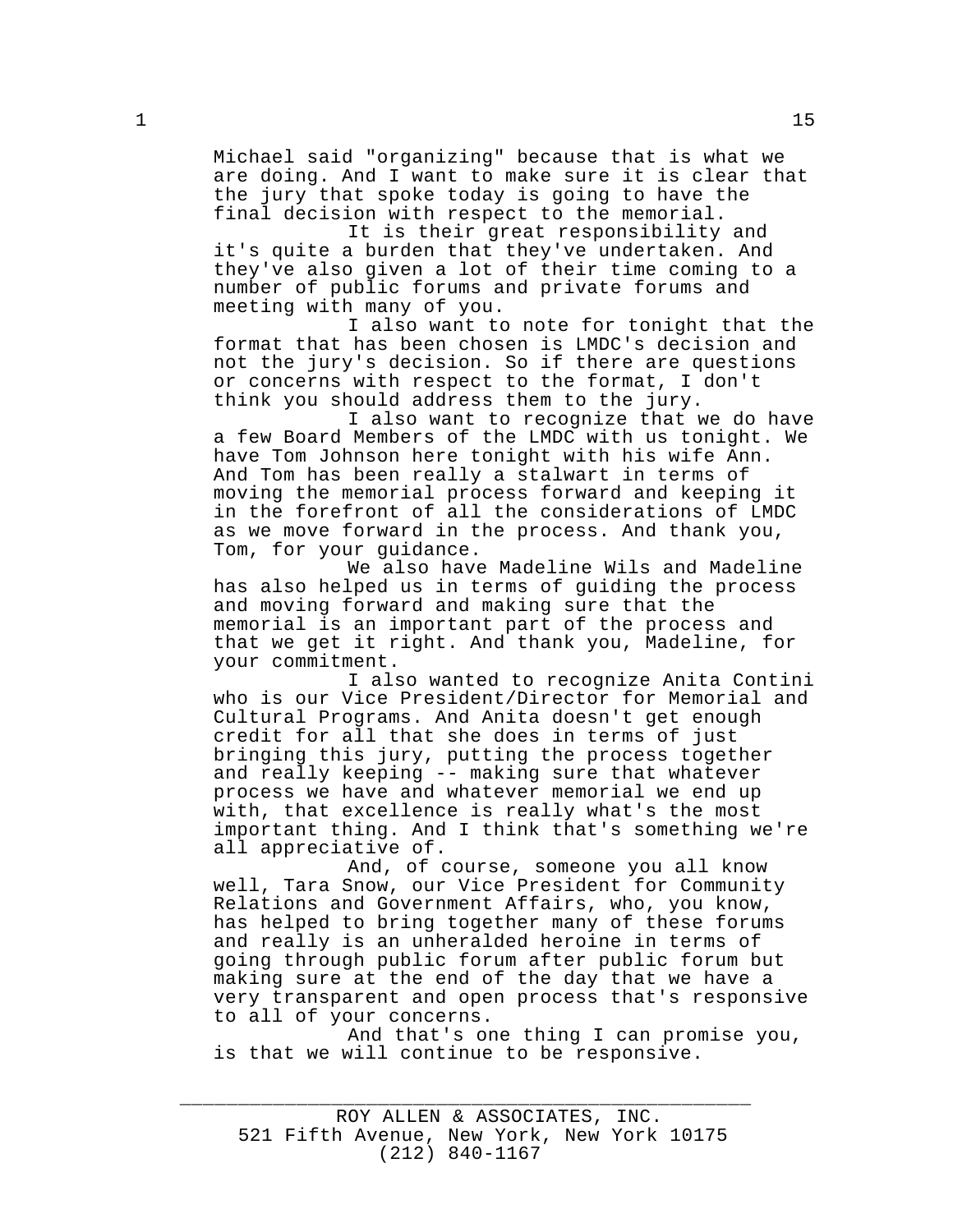Michael said "organizing" because that is what we are doing. And I want to make sure it is clear that the jury that spoke today is going to have the final decision with respect to the memorial.

It is their great responsibility and it's quite a burden that they've undertaken. And they've also given a lot of their time coming to a number of public forums and private forums and meeting with many of you.

I also want to note for tonight that the format that has been chosen is LMDC's decision and not the jury's decision. So if there are questions or concerns with respect to the format, I don't think you should address them to the jury.

I also want to recognize that we do have a few Board Members of the LMDC with us tonight. We have Tom Johnson here tonight with his wife Ann. And Tom has been really a stalwart in terms of moving the memorial process forward and keeping it in the forefront of all the considerations of LMDC as we move forward in the process. And thank you, Tom, for your guidance.

We also have Madeline Wils and Madeline has also helped us in terms of guiding the process and moving forward and making sure that the memorial is an important part of the process and that we get it right. And thank you, Madeline, for your commitment.

I also wanted to recognize Anita Contini who is our Vice President/Director for Memorial and Cultural Programs. And Anita doesn't get enough credit for all that she does in terms of just bringing this jury, putting the process together and really keeping -- making sure that whatever process we have and whatever memorial we end up with, that excellence is really what's the most important thing. And I think that's something we're all appreciative of.

And, of course, someone you all know well, Tara Snow, our Vice President for Community Relations and Government Affairs, who, you know, has helped to bring together many of these forums and really is an unheralded heroine in terms of going through public forum after public forum but making sure at the end of the day that we have a very transparent and open process that's responsive to all of your concerns.

And that's one thing I can promise you, is that we will continue to be responsive.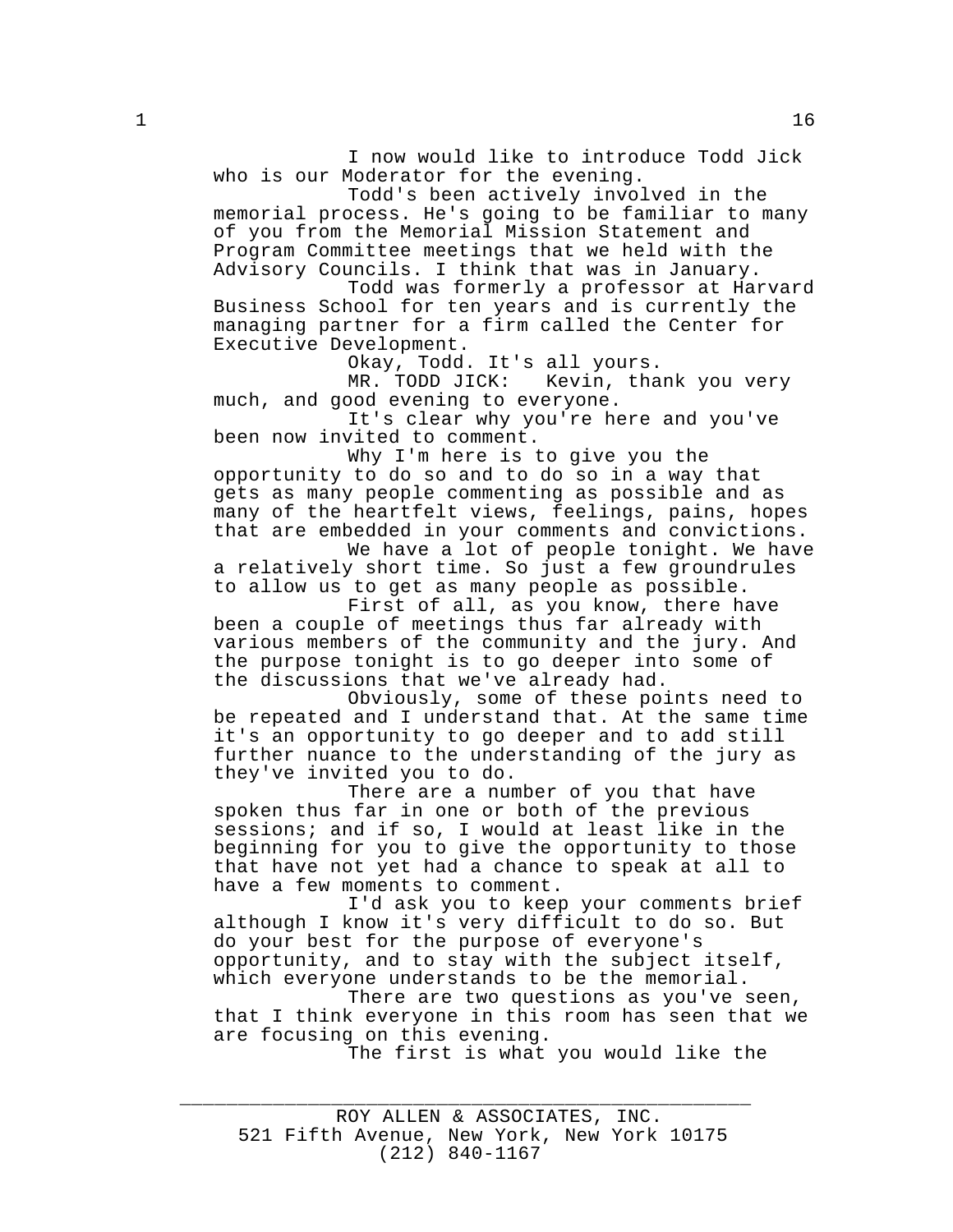I now would like to introduce Todd Jick who is our Moderator for the evening.

Todd's been actively involved in the memorial process. He's going to be familiar to many of you from the Memorial Mission Statement and Program Committee meetings that we held with the Advisory Councils. I think that was in January.

Todd was formerly a professor at Harvard Business School for ten years and is currently the managing partner for a firm called the Center for Executive Development.

Okay, Todd. It's all yours.

MR. TODD JICK: Kevin, thank you very much, and good evening to everyone.

It's clear why you're here and you've been now invited to comment.

Why I'm here is to give you the opportunity to do so and to do so in a way that gets as many people commenting as possible and as many of the heartfelt views, feelings, pains, hopes that are embedded in your comments and convictions.

We have a lot of people tonight. We have a relatively short time. So just a few groundrules to allow us to get as many people as possible.

First of all, as you know, there have been a couple of meetings thus far already with various members of the community and the jury. And the purpose tonight is to go deeper into some of the discussions that we've already had.

Obviously, some of these points need to be repeated and I understand that. At the same time it's an opportunity to go deeper and to add still further nuance to the understanding of the jury as they've invited you to do.

There are a number of you that have spoken thus far in one or both of the previous sessions; and if so, I would at least like in the beginning for you to give the opportunity to those that have not yet had a chance to speak at all to have a few moments to comment.

I'd ask you to keep your comments brief although I know it's very difficult to do so. But do your best for the purpose of everyone's opportunity, and to stay with the subject itself, which everyone understands to be the memorial.

There are two questions as you've seen, that I think everyone in this room has seen that we are focusing on this evening.

The first is what you would like the

ROY ALLEN & ASSOCIATES, INC.
521 Fifth Avenue, New York, New York 10175
(212) 840-1167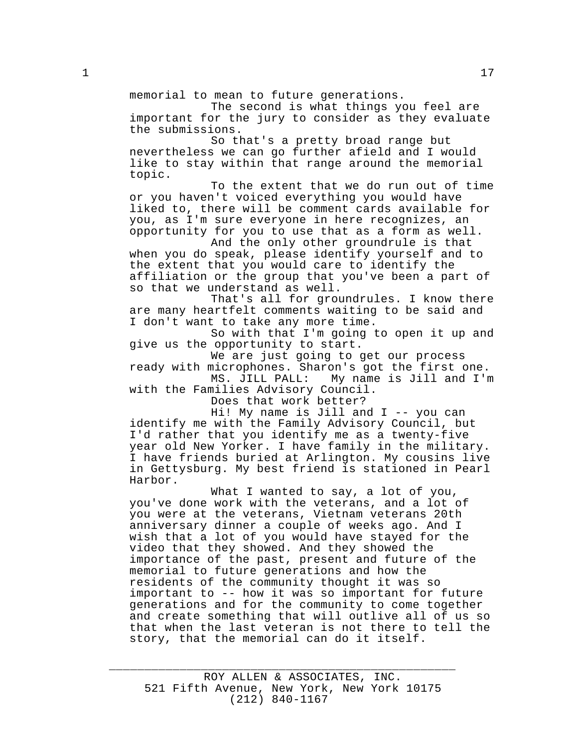memorial to mean to future generations.

The second is what things you feel are important for the jury to consider as they evaluate the submissions.

So that's a pretty broad range but nevertheless we can go further afield and I would like to stay within that range around the memorial topic.

To the extent that we do run out of time or you haven't voiced everything you would have liked to, there will be comment cards available for you, as I'm sure everyone in here recognizes, an opportunity for you to use that as a form as well.

And the only other groundrule is that when you do speak, please identify yourself and to the extent that you would care to identify the affiliation or the group that you've been a part of so that we understand as well.

That's all for groundrules. I know there are many heartfelt comments waiting to be said and I don't want to take any more time.

So with that I'm going to open it up and give us the opportunity to start.

We are just going to get our process ready with microphones. Sharon's got the first one.

MS. JILL PALL: My name is Jill and I'm with the Families Advisory Council.

Does that work better?

Hi! My name is Jill and I -- you can identify me with the Family Advisory Council, but I'd rather that you identify me as a twenty-five year old New Yorker. I have family in the military. I have friends buried at Arlington. My cousins live in Gettysburg. My best friend is stationed in Pearl Harbor.

What I wanted to say, a lot of you, you've done work with the veterans, and a lot of you were at the veterans, Vietnam veterans 20th anniversary dinner a couple of weeks ago. And I wish that a lot of you would have stayed for the video that they showed. And they showed the importance of the past, present and future of the memorial to future generations and how the residents of the community thought it was so important to -- how it was so important for future generations and for the community to come together and create something that will outlive all of us so that when the last veteran is not there to tell the story, that the memorial can do it itself.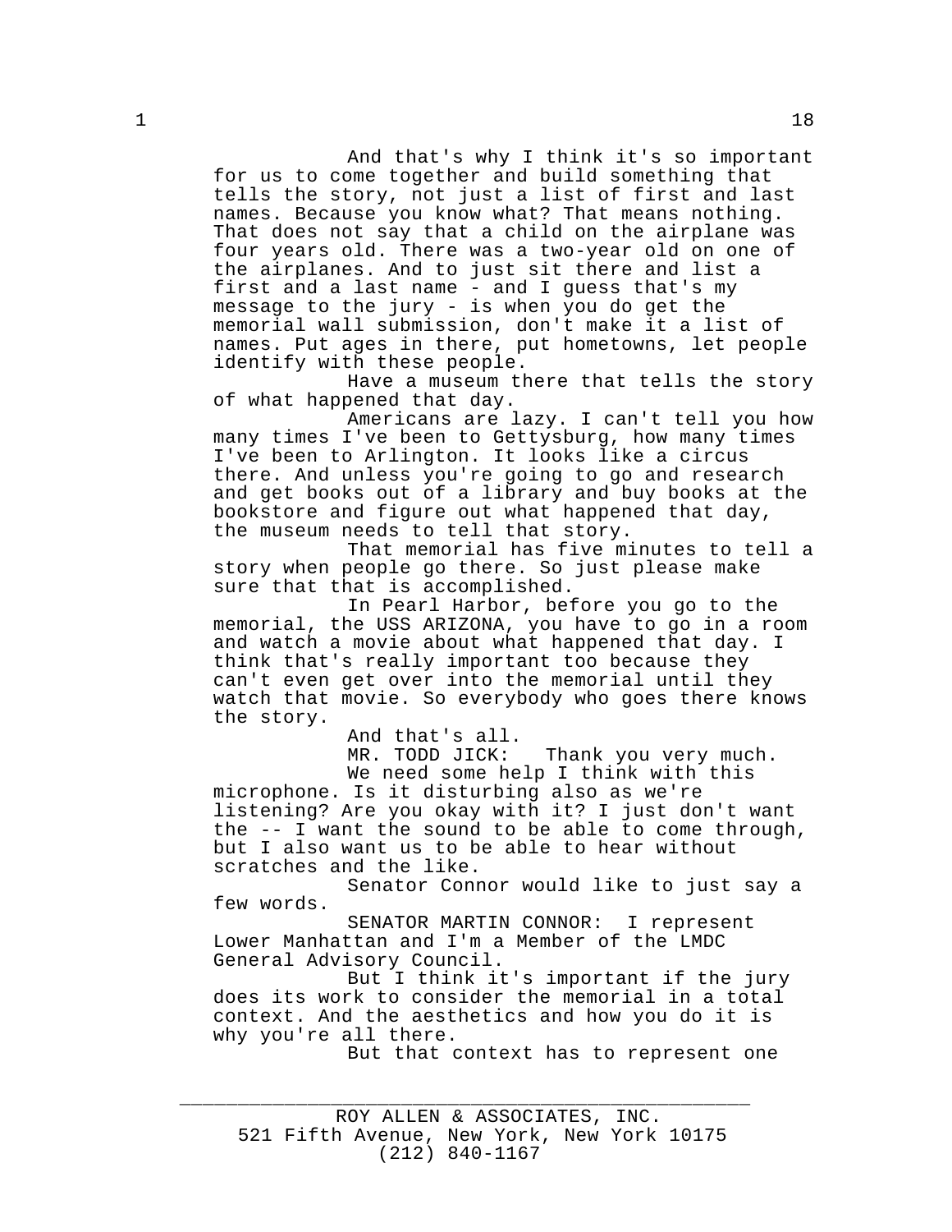And that's why I think it's so important for us to come together and build something that tells the story, not just a list of first and last names. Because you know what? That means nothing. That does not say that a child on the airplane was four years old. There was a two-year old on one of the airplanes. And to just sit there and list a first and a last name - and I guess that's my message to the jury - is when you do get the memorial wall submission, don't make it a list of names. Put ages in there, put hometowns, let people identify with these people.

Have a museum there that tells the story of what happened that day.

Americans are lazy. I can't tell you how many times I've been to Gettysburg, how many times I've been to Arlington. It looks like a circus there. And unless you're going to go and research and get books out of a library and buy books at the bookstore and figure out what happened that day, the museum needs to tell that story.

That memorial has five minutes to tell a story when people go there. So just please make sure that that is accomplished.

In Pearl Harbor, before you go to the memorial, the USS ARIZONA, you have to go in a room and watch a movie about what happened that day. I think that's really important too because they can't even get over into the memorial until they watch that movie. So everybody who goes there knows the story.

And that's all.

MR. TODD JICK: Thank you very much.

We need some help I think with this microphone. Is it disturbing also as we're listening? Are you okay with it? I just don't want the -- I want the sound to be able to come through, but I also want us to be able to hear without scratches and the like.

Senator Connor would like to just say a few words.

SENATOR MARTIN CONNOR: I represent Lower Manhattan and I'm a Member of the LMDC General Advisory Council.

But I think it's important if the jury does its work to consider the memorial in a total context. And the aesthetics and how you do it is why you're all there.

But that context has to represent one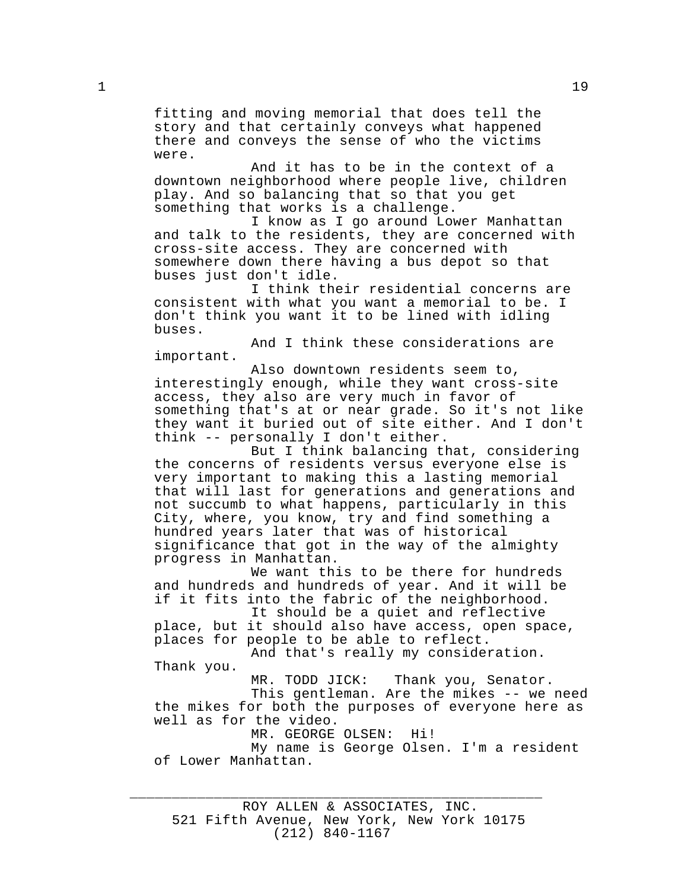fitting and moving memorial that does tell the story and that certainly conveys what happened there and conveys the sense of who the victims were.

And it has to be in the context of a downtown neighborhood where people live, children play. And so balancing that so that you get something that works is a challenge.

I know as I go around Lower Manhattan and talk to the residents, they are concerned with cross-site access. They are concerned with somewhere down there having a bus depot so that buses just don't idle.

I think their residential concerns are consistent with what you want a memorial to be. I don't think you want it to be lined with idling buses.

And I think these considerations are important.

Also downtown residents seem to, interestingly enough, while they want cross-site access, they also are very much in favor of something that's at or near grade. So it's not like they want it buried out of site either. And I don't think -- personally I don't either.

But I think balancing that, considering the concerns of residents versus everyone else is very important to making this a lasting memorial that will last for generations and generations and not succumb to what happens, particularly in this City, where, you know, try and find something a hundred years later that was of historical significance that got in the way of the almighty progress in Manhattan.

We want this to be there for hundreds and hundreds and hundreds of year. And it will be if it fits into the fabric of the neighborhood.

It should be a quiet and reflective place, but it should also have access, open space, places for people to be able to reflect.

And that's really my consideration. Thank you.

MR. TODD JICK: Thank you, Senator.

This gentleman. Are the mikes -- we need the mikes for both the purposes of everyone here as well as for the video.

MR. GEORGE OLSEN: Hi!

My name is George Olsen. I'm a resident of Lower Manhattan.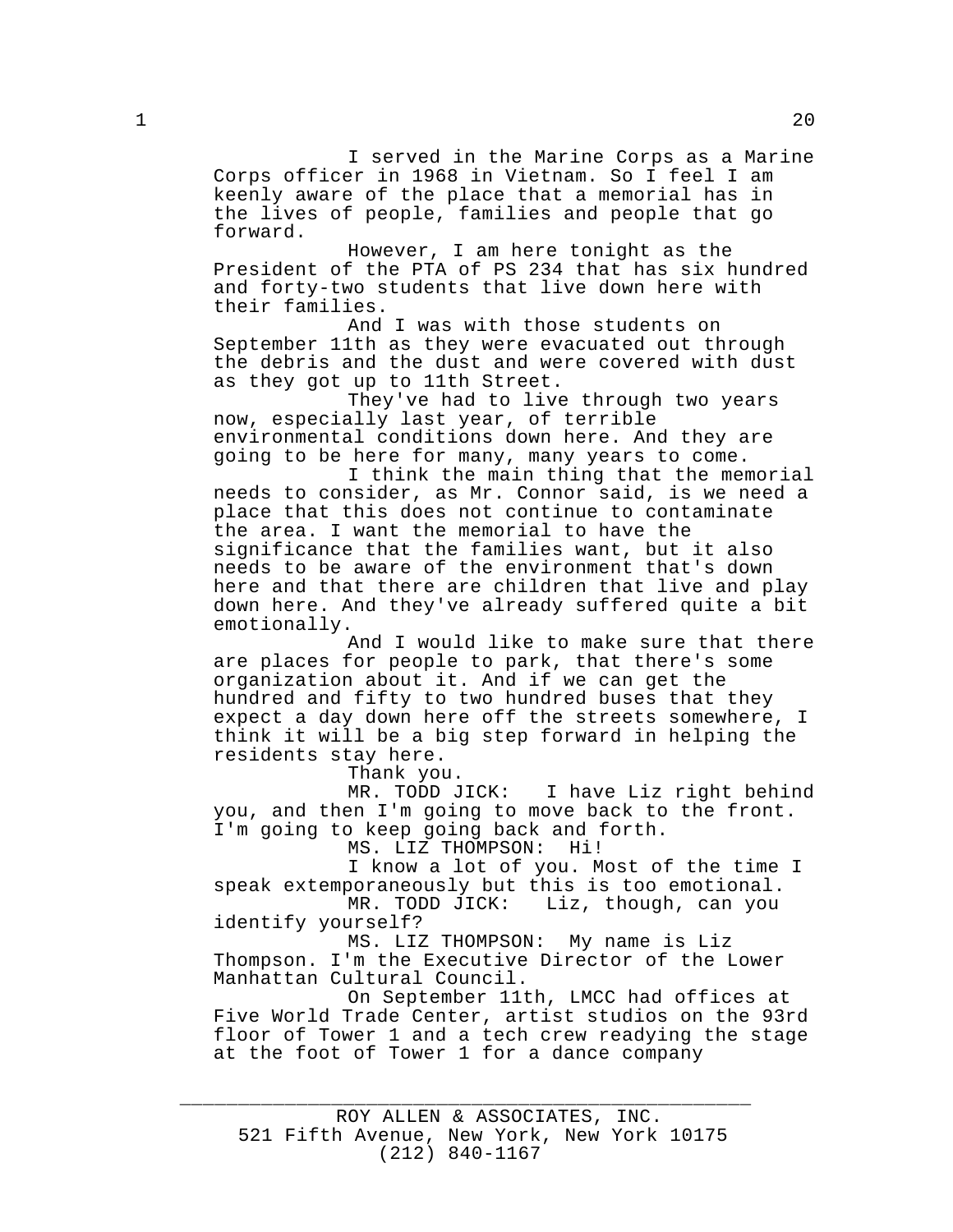I served in the Marine Corps as a Marine Corps officer in 1968 in Vietnam. So I feel I am keenly aware of the place that a memorial has in the lives of people, families and people that go forward.

However, I am here tonight as the President of the PTA of PS 234 that has six hundred and forty-two students that live down here with their families.

And I was with those students on September 11th as they were evacuated out through the debris and the dust and were covered with dust as they got up to 11th Street.

They've had to live through two years now, especially last year, of terrible environmental conditions down here. And they are going to be here for many, many years to come.

I think the main thing that the memorial needs to consider, as Mr. Connor said, is we need a place that this does not continue to contaminate the area. I want the memorial to have the significance that the families want, but it also needs to be aware of the environment that's down here and that there are children that live and play down here. And they've already suffered quite a bit emotionally.

And I would like to make sure that there are places for people to park, that there's some organization about it. And if we can get the hundred and fifty to two hundred buses that they expect a day down here off the streets somewhere, I think it will be a big step forward in helping the residents stay here.

Thank you.

MR. TODD JICK: I have Liz right behind you, and then I'm going to move back to the front. I'm going to keep going back and forth.

MS. LIZ THOMPSON: Hi!

I know a lot of you. Most of the time I speak extemporaneously but this is too emotional.

MR. TODD JICK: Liz, though, can you identify yourself?

MS. LIZ THOMPSON: My name is Liz Thompson. I'm the Executive Director of the Lower Manhattan Cultural Council.

On September 11th, LMCC had offices at Five World Trade Center, artist studios on the 93rd floor of Tower 1 and a tech crew readying the stage at the foot of Tower 1 for a dance company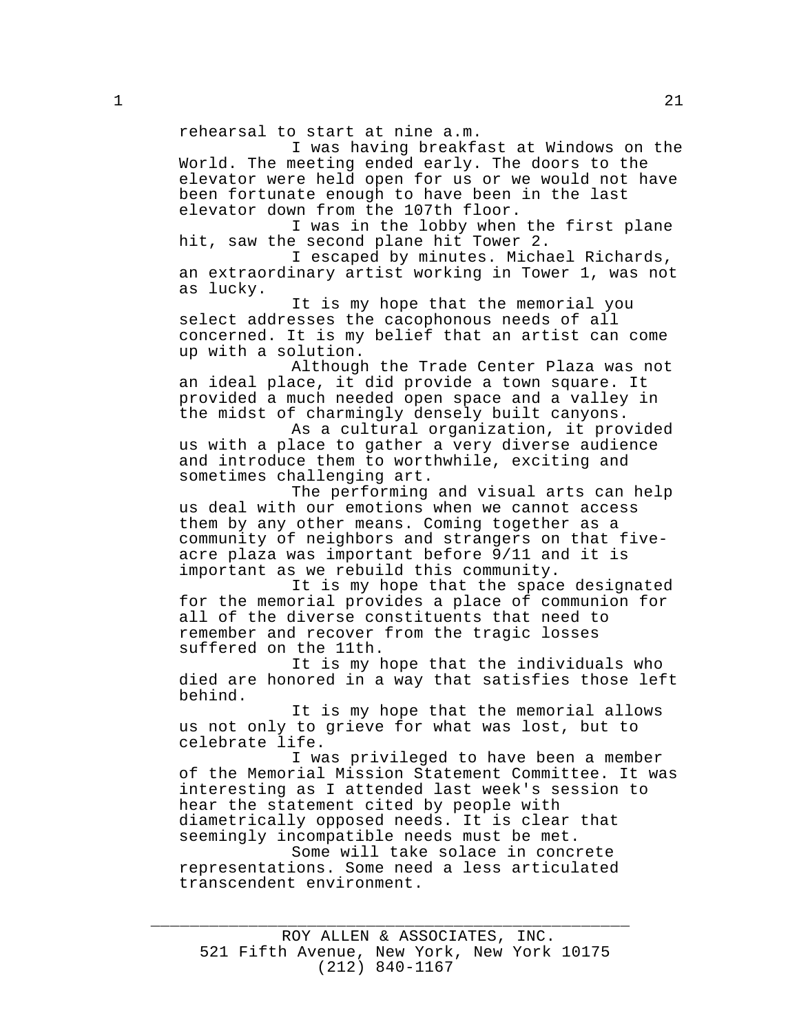rehearsal to start at nine a.m.

I was having breakfast at Windows on the World. The meeting ended early. The doors to the elevator were held open for us or we would not have been fortunate enough to have been in the last elevator down from the 107th floor.

I was in the lobby when the first plane hit, saw the second plane hit Tower 2.

I escaped by minutes. Michael Richards, an extraordinary artist working in Tower 1, was not as lucky.

It is my hope that the memorial you select addresses the cacophonous needs of all concerned. It is my belief that an artist can come up with a solution.

Although the Trade Center Plaza was not an ideal place, it did provide a town square. It provided a much needed open space and a valley in the midst of charmingly densely built canyons.

As a cultural organization, it provided us with a place to gather a very diverse audience and introduce them to worthwhile, exciting and sometimes challenging art.

The performing and visual arts can help us deal with our emotions when we cannot access them by any other means. Coming together as a community of neighbors and strangers on that five-acre plaza was important before 9/11 and it is important as we rebuild this community.

It is my hope that the space designated for the memorial provides a place of communion for all of the diverse constituents that need to remember and recover from the tragic losses suffered on the 11th.

It is my hope that the individuals who died are honored in a way that satisfies those left behind.

It is my hope that the memorial allows us not only to grieve for what was lost, but to celebrate life.

I was privileged to have been a member of the Memorial Mission Statement Committee. It was interesting as I attended last week's session to hear the statement cited by people with diametrically opposed needs. It is clear that seemingly incompatible needs must be met.

Some will take solace in concrete representations. Some need a less articulated transcendent environment.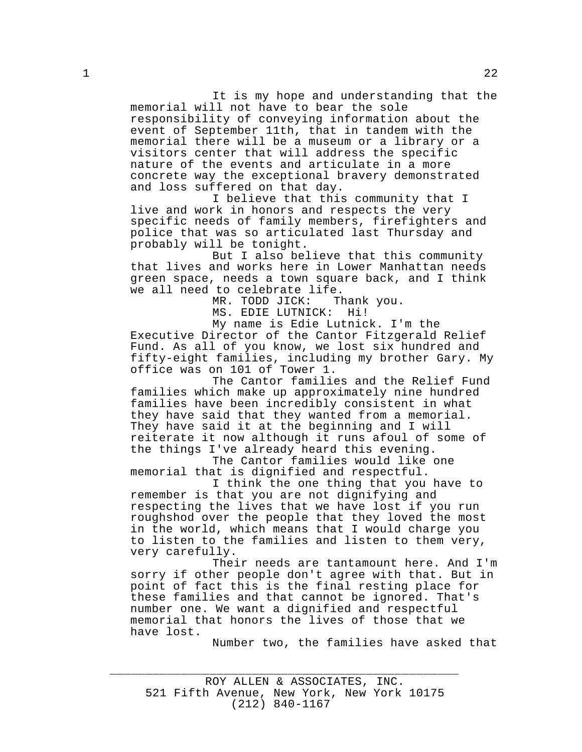It is my hope and understanding that the memorial will not have to bear the sole responsibility of conveying information about the event of September 11th, that in tandem with the memorial there will be a museum or a library or a visitors center that will address the specific nature of the events and articulate in a more concrete way the exceptional bravery demonstrated and loss suffered on that day.

I believe that this community that I live and work in honors and respects the very specific needs of family members, firefighters and police that was so articulated last Thursday and probably will be tonight.

But I also believe that this community that lives and works here in Lower Manhattan needs green space, needs a town square back, and I think we all need to celebrate life.

MR. TODD JICK: Thank you.

MS. EDIE LUTNICK: Hi!

My name is Edie Lutnick. I'm the Executive Director of the Cantor Fitzgerald Relief Fund. As all of you know, we lost six hundred and fifty-eight families, including my brother Gary. My office was on 101 of Tower 1.

The Cantor families and the Relief Fund families which make up approximately nine hundred families have been incredibly consistent in what they have said that they wanted from a memorial. They have said it at the beginning and I will reiterate it now although it runs afoul of some of the things I've already heard this evening.

The Cantor families would like one memorial that is dignified and respectful.

I think the one thing that you have to remember is that you are not dignifying and respecting the lives that we have lost if you run roughshod over the people that they loved the most in the world, which means that I would charge you to listen to the families and listen to them very, very carefully.

Their needs are tantamount here. And I'm sorry if other people don't agree with that. But in point of fact this is the final resting place for these families and that cannot be ignored. That's number one. We want a dignified and respectful memorial that honors the lives of those that we have lost.

Number two, the families have asked that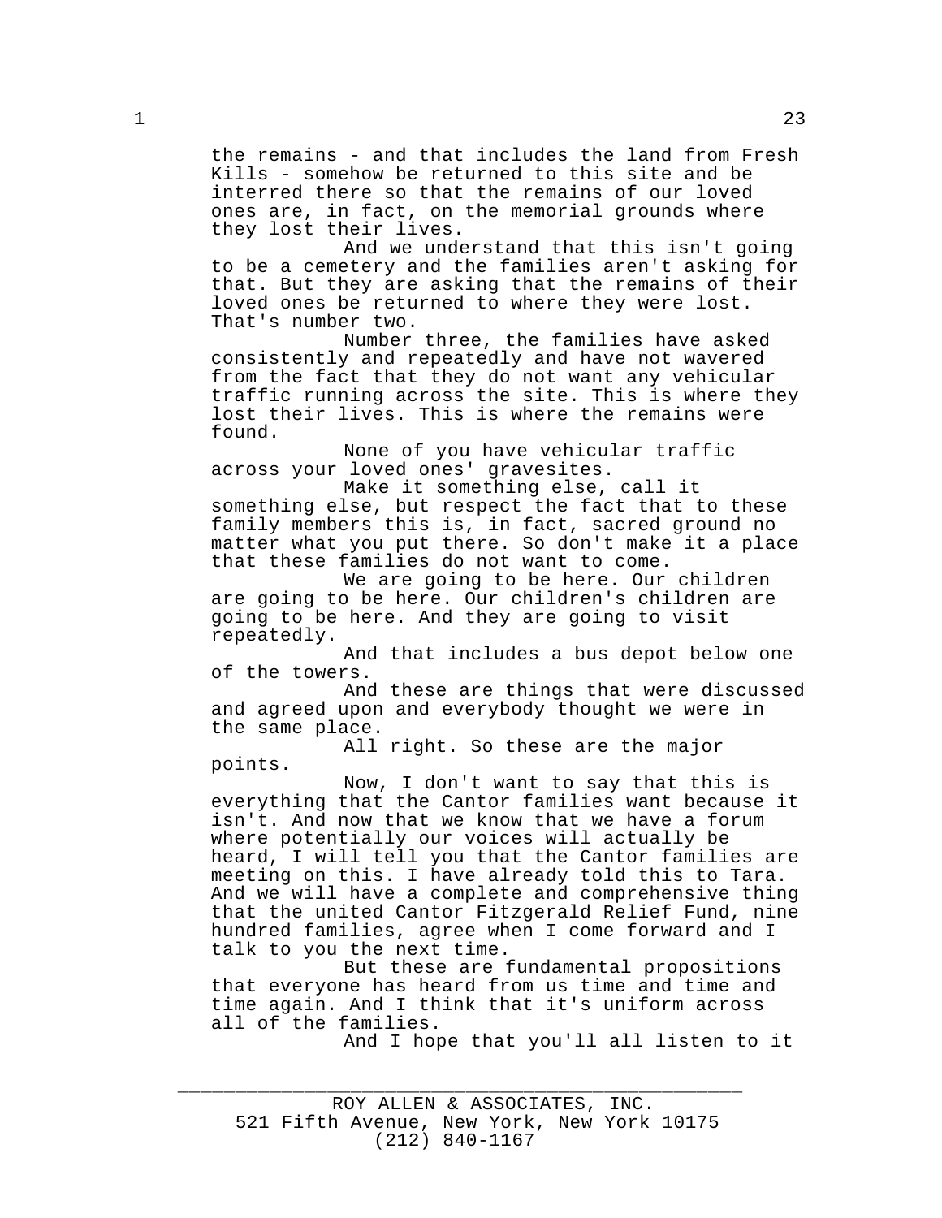the remains - and that includes the land from Fresh Kills - somehow be returned to this site and be interred there so that the remains of our loved ones are, in fact, on the memorial grounds where they lost their lives.

And we understand that this isn't going to be a cemetery and the families aren't asking for that. But they are asking that the remains of their loved ones be returned to where they were lost. That's number two.

Number three, the families have asked consistently and repeatedly and have not wavered from the fact that they do not want any vehicular traffic running across the site. This is where they lost their lives. This is where the remains were found.

None of you have vehicular traffic across your loved ones' gravesites.

Make it something else, call it something else, but respect the fact that to these family members this is, in fact, sacred ground no matter what you put there. So don't make it a place that these families do not want to come.

We are going to be here. Our children are going to be here. Our children's children are going to be here. And they are going to visit repeatedly.

And that includes a bus depot below one of the towers.

And these are things that were discussed and agreed upon and everybody thought we were in the same place.

All right. So these are the major points.

Now, I don't want to say that this is everything that the Cantor families want because it isn't. And now that we know that we have a forum where potentially our voices will actually be heard, I will tell you that the Cantor families are meeting on this. I have already told this to Tara. And we will have a complete and comprehensive thing that the united Cantor Fitzgerald Relief Fund, nine hundred families, agree when I come forward and I talk to you the next time.

But these are fundamental propositions that everyone has heard from us time and time and time again. And I think that it's uniform across all of the families.

And I hope that you'll all listen to it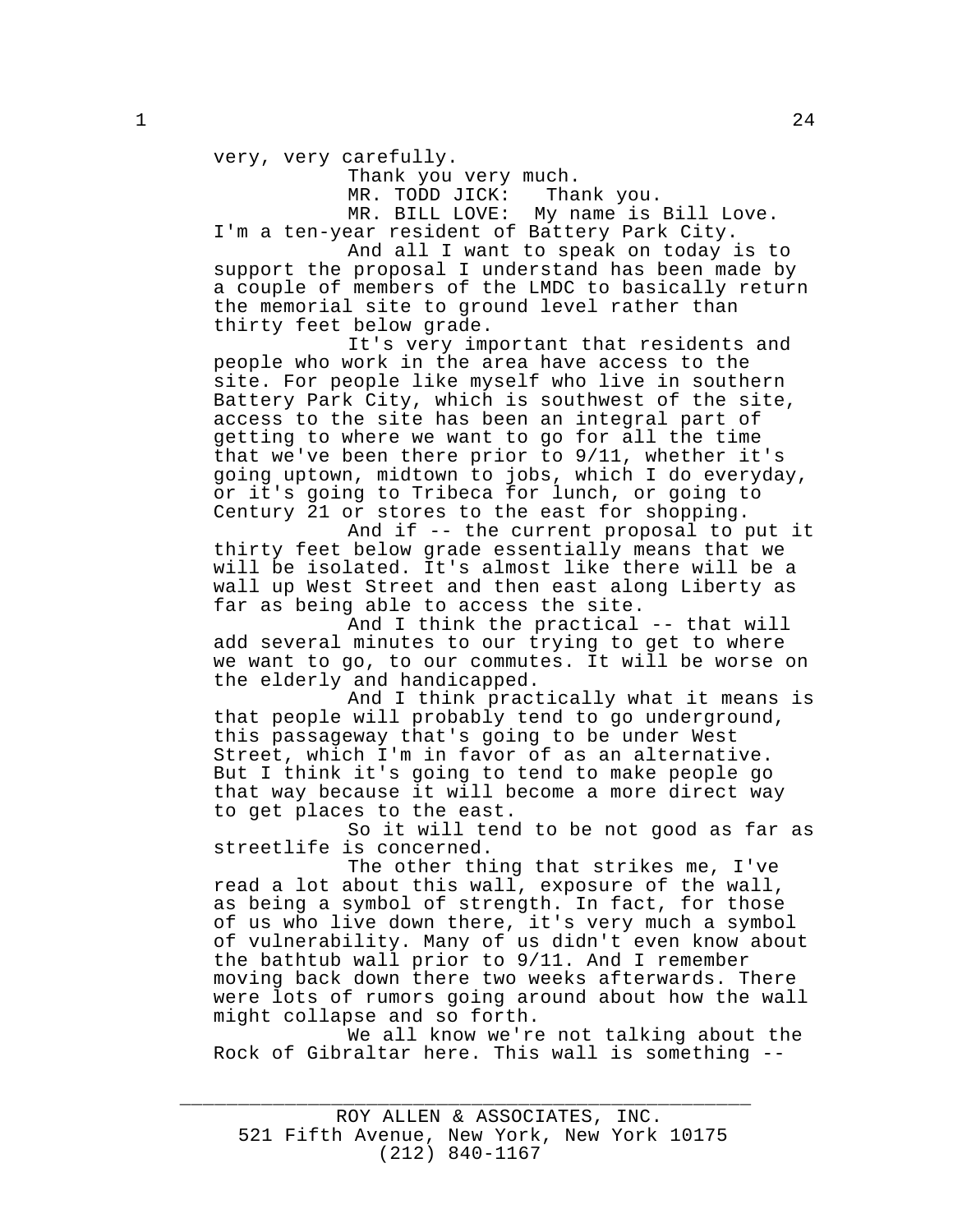very, very carefully.

Thank you very much.

MR. TODD JICK: Thank you.

MR. BILL LOVE: My name is Bill Love. I'm a ten-year resident of Battery Park City.

And all I want to speak on today is to support the proposal I understand has been made by a couple of members of the LMDC to basically return the memorial site to ground level rather than thirty feet below grade.

It's very important that residents and people who work in the area have access to the site. For people like myself who live in southern Battery Park City, which is southwest of the site, access to the site has been an integral part of getting to where we want to go for all the time that we've been there prior to 9/11, whether it's going uptown, midtown to jobs, which I do everyday, or it's going to Tribeca for lunch, or going to Century 21 or stores to the east for shopping.

And if -- the current proposal to put it thirty feet below grade essentially means that we will be isolated. It's almost like there will be a wall up West Street and then east along Liberty as far as being able to access the site.

And I think the practical -- that will add several minutes to our trying to get to where we want to go, to our commutes. It will be worse on the elderly and handicapped.

And I think practically what it means is that people will probably tend to go underground, this passageway that's going to be under West Street, which I'm in favor of as an alternative. But I think it's going to tend to make people go that way because it will become a more direct way to get places to the east.

So it will tend to be not good as far as streetlife is concerned.

The other thing that strikes me, I've read a lot about this wall, exposure of the wall, as being a symbol of strength. In fact, for those of us who live down there, it's very much a symbol of vulnerability. Many of us didn't even know about the bathtub wall prior to 9/11. And I remember moving back down there two weeks afterwards. There were lots of rumors going around about how the wall might collapse and so forth.

We all know we're not talking about the Rock of Gibraltar here. This wall is something --

ROY ALLEN & ASSOCIATES, INC.
521 Fifth Avenue, New York, New York 10175
(212) 840-1167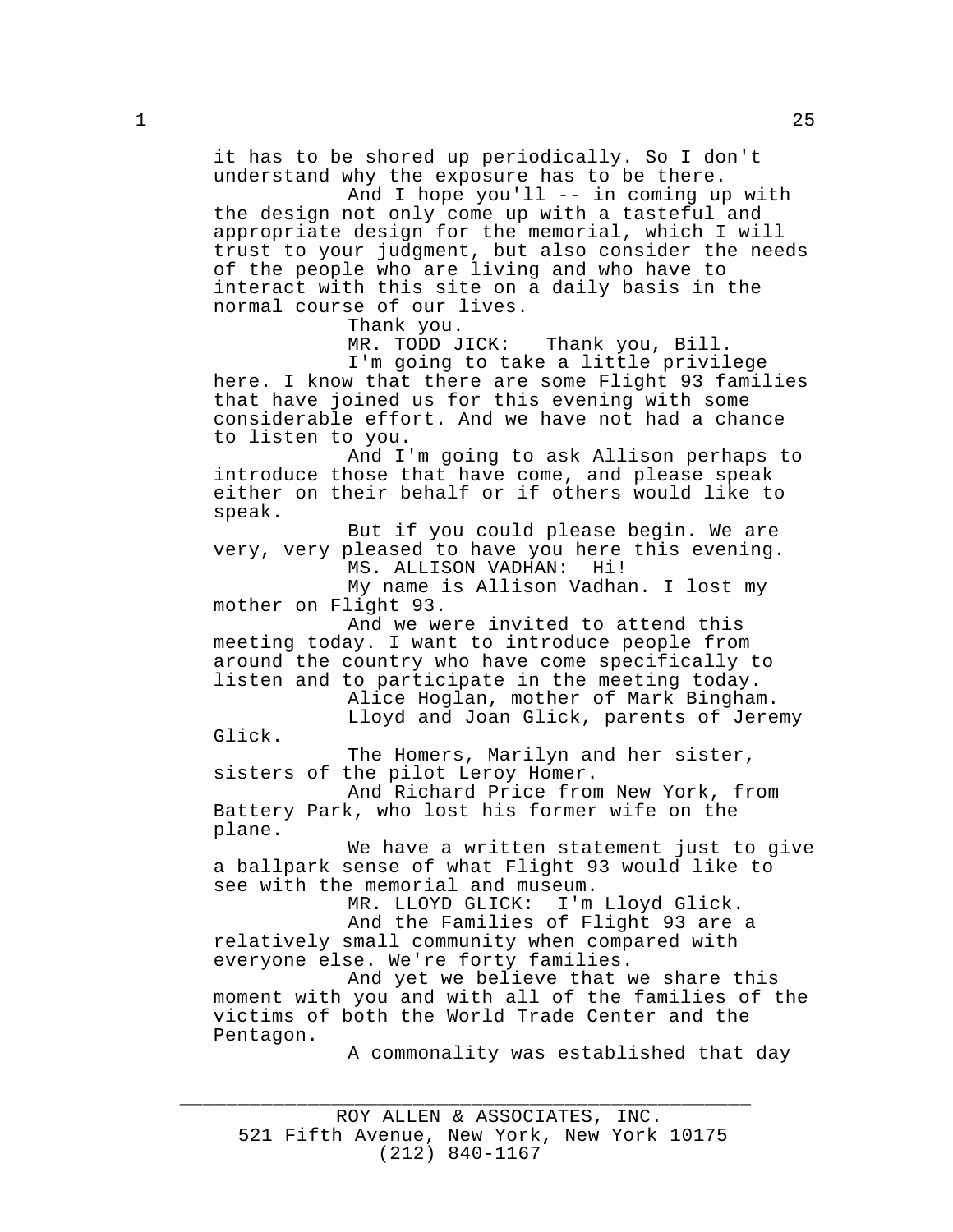it has to be shored up periodically. So I don't understand why the exposure has to be there.

And I hope you'll -- in coming up with the design not only come up with a tasteful and appropriate design for the memorial, which I will trust to your judgment, but also consider the needs of the people who are living and who have to interact with this site on a daily basis in the normal course of our lives.

Thank you.

MR. TODD JICK: Thank you, Bill.

I'm going to take a little privilege here. I know that there are some Flight 93 families that have joined us for this evening with some considerable effort. And we have not had a chance to listen to you.

And I'm going to ask Allison perhaps to introduce those that have come, and please speak either on their behalf or if others would like to speak.

But if you could please begin. We are very, very pleased to have you here this evening.

MS. ALLISON VADHAN: Hi!

My name is Allison Vadhan. I lost my mother on Flight 93.

And we were invited to attend this meeting today. I want to introduce people from around the country who have come specifically to listen and to participate in the meeting today.

Alice Hoglan, mother of Mark Bingham.

Lloyd and Joan Glick, parents of Jeremy Glick.

The Homers, Marilyn and her sister, sisters of the pilot Leroy Homer.

And Richard Price from New York, from Battery Park, who lost his former wife on the plane.

We have a written statement just to give a ballpark sense of what Flight 93 would like to see with the memorial and museum.

MR. LLOYD GLICK: I'm Lloyd Glick.

And the Families of Flight 93 are a relatively small community when compared with everyone else. We're forty families.

And yet we believe that we share this moment with you and with all of the families of the victims of both the World Trade Center and the Pentagon.

A commonality was established that day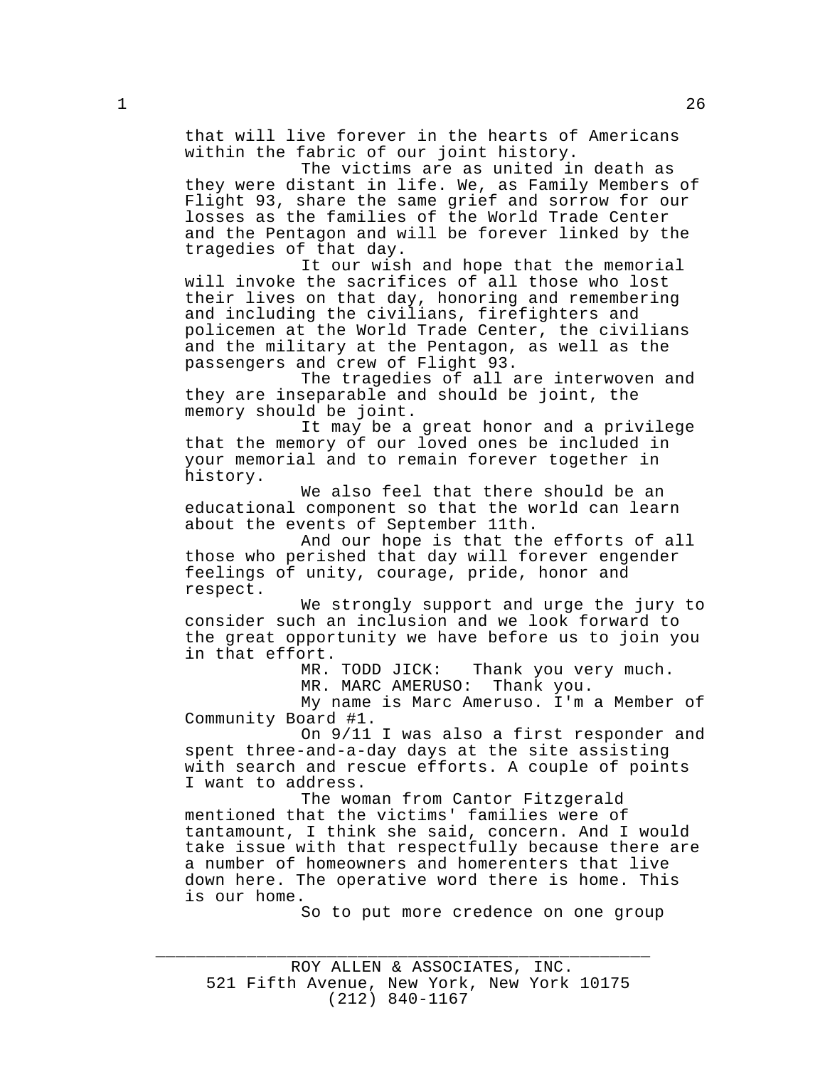that will live forever in the hearts of Americans within the fabric of our joint history.

The victims are as united in death as they were distant in life. We, as Family Members of Flight 93, share the same grief and sorrow for our losses as the families of the World Trade Center and the Pentagon and will be forever linked by the tragedies of that day.

It our wish and hope that the memorial will invoke the sacrifices of all those who lost their lives on that day, honoring and remembering and including the civilians, firefighters and policemen at the World Trade Center, the civilians and the military at the Pentagon, as well as the passengers and crew of Flight 93.

The tragedies of all are interwoven and they are inseparable and should be joint, the memory should be joint.

It may be a great honor and a privilege that the memory of our loved ones be included in your memorial and to remain forever together in history.

We also feel that there should be an educational component so that the world can learn about the events of September 11th.

And our hope is that the efforts of all those who perished that day will forever engender feelings of unity, courage, pride, honor and respect.

We strongly support and urge the jury to consider such an inclusion and we look forward to the great opportunity we have before us to join you in that effort.

MR. TODD JICK: Thank you very much.

MR. MARC AMERUSO: Thank you.

My name is Marc Ameruso. I'm a Member of Community Board #1.

On 9/11 I was also a first responder and spent three-and-a-day days at the site assisting with search and rescue efforts. A couple of points I want to address.

The woman from Cantor Fitzgerald mentioned that the victims' families were of tantamount, I think she said, concern. And I would take issue with that respectfully because there are a number of homeowners and homerenters that live down here. The operative word there is home. This is our home.

So to put more credence on one group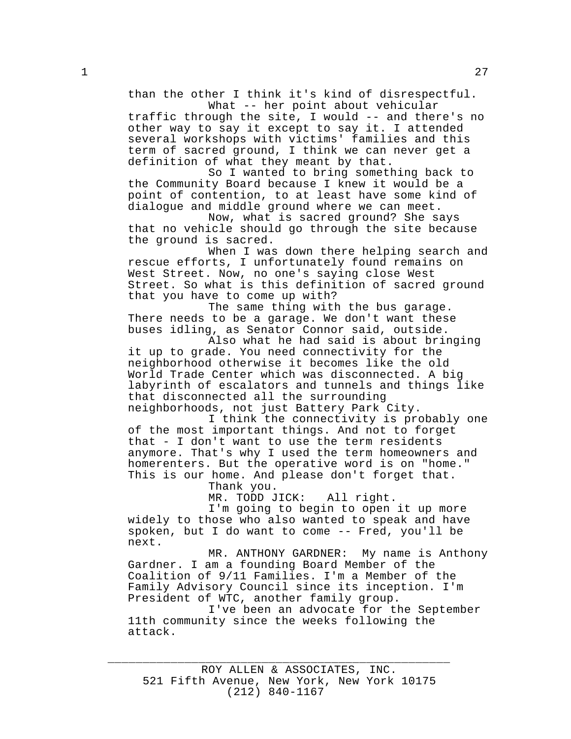than the other I think it's kind of disrespectful.

What -- her point about vehicular traffic through the site, I would -- and there's no other way to say it except to say it. I attended several workshops with victims' families and this term of sacred ground, I think we can never get a definition of what they meant by that.

So I wanted to bring something back to the Community Board because I knew it would be a point of contention, to at least have some kind of dialogue and middle ground where we can meet.

Now, what is sacred ground? She says that no vehicle should go through the site because the ground is sacred.

When I was down there helping search and rescue efforts, I unfortunately found remains on West Street. Now, no one's saying close West Street. So what is this definition of sacred ground that you have to come up with?

The same thing with the bus garage. There needs to be a garage. We don't want these buses idling, as Senator Connor said, outside.

Also what he had said is about bringing it up to grade. You need connectivity for the neighborhood otherwise it becomes like the old World Trade Center which was disconnected. A big labyrinth of escalators and tunnels and things like that disconnected all the surrounding neighborhoods, not just Battery Park City.

I think the connectivity is probably one of the most important things. And not to forget that - I don't want to use the term residents anymore. That's why I used the term homeowners and homerenters. But the operative word is on "home." This is our home. And please don't forget that.

Thank you.

MR. TODD JICK: All right.

I'm going to begin to open it up more widely to those who also wanted to speak and have spoken, but I do want to come -- Fred, you'll be next.

MR. ANTHONY GARDNER: My name is Anthony Gardner. I am a founding Board Member of the Coalition of 9/11 Families. I'm a Member of the Family Advisory Council since its inception. I'm President of WTC, another family group.

I've been an advocate for the September 11th community since the weeks following the attack.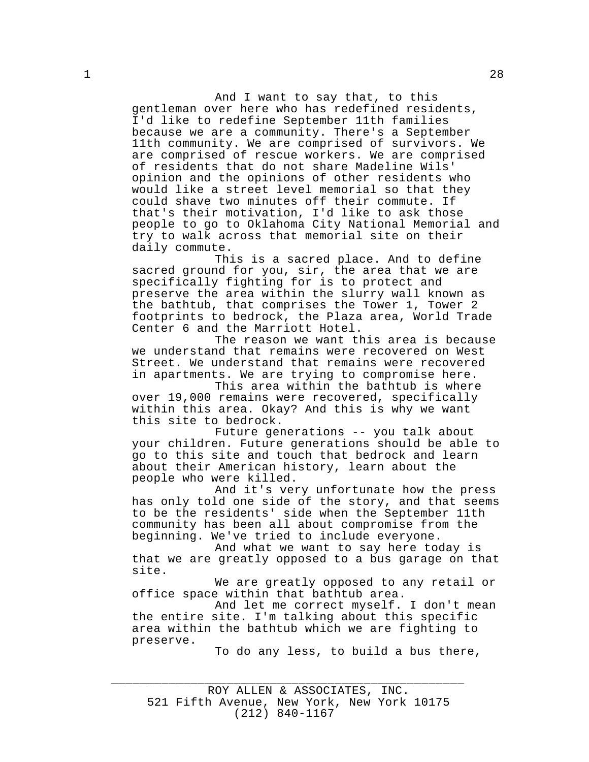And I want to say that, to this gentleman over here who has redefined residents, I'd like to redefine September 11th families because we are a community. There's a September 11th community. We are comprised of survivors. We are comprised of rescue workers. We are comprised of residents that do not share Madeline Wils' opinion and the opinions of other residents who would like a street level memorial so that they could shave two minutes off their commute. If that's their motivation, I'd like to ask those people to go to Oklahoma City National Memorial and try to walk across that memorial site on their daily commute.

This is a sacred place. And to define sacred ground for you, sir, the area that we are specifically fighting for is to protect and preserve the area within the slurry wall known as the bathtub, that comprises the Tower 1, Tower 2 footprints to bedrock, the Plaza area, World Trade Center 6 and the Marriott Hotel.

The reason we want this area is because we understand that remains were recovered on West Street. We understand that remains were recovered in apartments. We are trying to compromise here.

This area within the bathtub is where over 19,000 remains were recovered, specifically within this area. Okay? And this is why we want this site to bedrock.

Future generations -- you talk about your children. Future generations should be able to go to this site and touch that bedrock and learn about their American history, learn about the people who were killed.

And it's very unfortunate how the press has only told one side of the story, and that seems to be the residents' side when the September 11th community has been all about compromise from the beginning. We've tried to include everyone.

And what we want to say here today is that we are greatly opposed to a bus garage on that site.

We are greatly opposed to any retail or office space within that bathtub area.

And let me correct myself. I don't mean the entire site. I'm talking about this specific area within the bathtub which we are fighting to preserve.

To do any less, to build a bus there,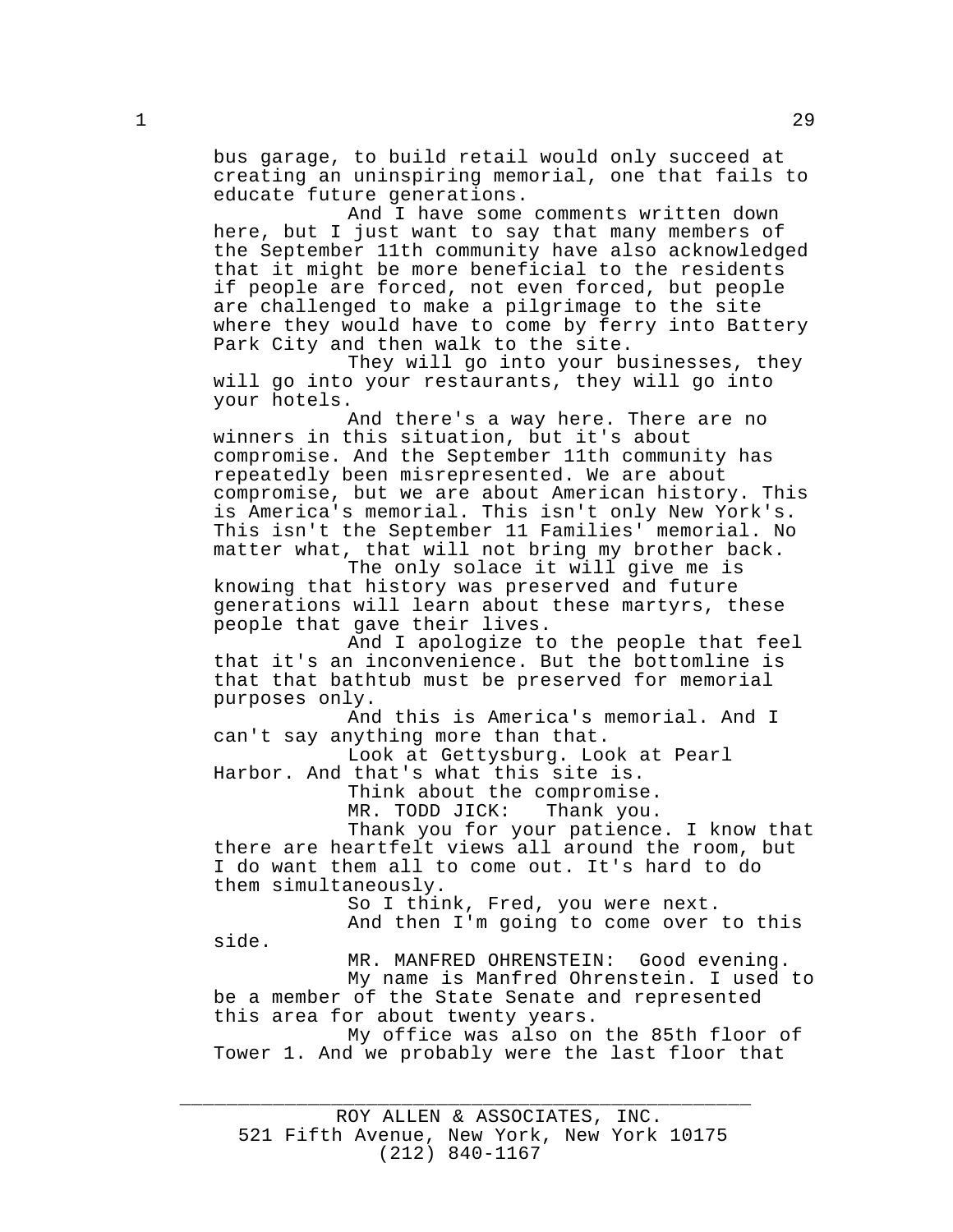bus garage, to build retail would only succeed at creating an uninspiring memorial, one that fails to educate future generations.

And I have some comments written down here, but I just want to say that many members of the September 11th community have also acknowledged that it might be more beneficial to the residents if people are forced, not even forced, but people are challenged to make a pilgrimage to the site where they would have to come by ferry into Battery Park City and then walk to the site.

They will go into your businesses, they will go into your restaurants, they will go into your hotels.

And there's a way here. There are no winners in this situation, but it's about compromise. And the September 11th community has repeatedly been misrepresented. We are about compromise, but we are about American history. This is America's memorial. This isn't only New York's. This isn't the September 11 Families' memorial. No matter what, that will not bring my brother back.

The only solace it will give me is knowing that history was preserved and future generations will learn about these martyrs, these people that gave their lives.

And I apologize to the people that feel that it's an inconvenience. But the bottomline is that that bathtub must be preserved for memorial purposes only.

And this is America's memorial. And I can't say anything more than that.

Look at Gettysburg. Look at Pearl Harbor. And that's what this site is.

Think about the compromise.

MR. TODD JICK: Thank you.

Thank you for your patience. I know that there are heartfelt views all around the room, but I do want them all to come out. It's hard to do them simultaneously.

So I think, Fred, you were next.

And then I'm going to come over to this side.

MR. MANFRED OHRENSTEIN: Good evening.

My name is Manfred Ohrenstein. I used to be a member of the State Senate and represented this area for about twenty years.

My office was also on the 85th floor of Tower 1. And we probably were the last floor that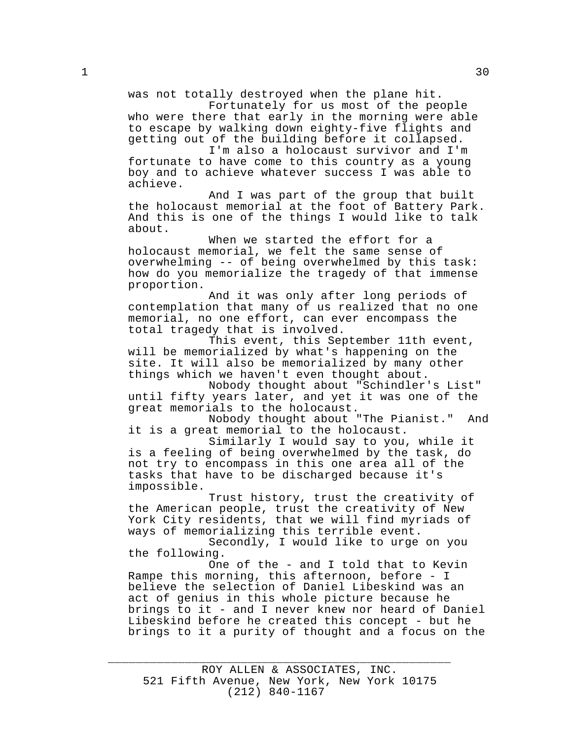was not totally destroyed when the plane hit.

Fortunately for us most of the people who were there that early in the morning were able to escape by walking down eighty-five flights and getting out of the building before it collapsed.

I'm also a holocaust survivor and I'm fortunate to have come to this country as a young boy and to achieve whatever success I was able to achieve.

And I was part of the group that built the holocaust memorial at the foot of Battery Park. And this is one of the things I would like to talk about.

When we started the effort for a holocaust memorial, we felt the same sense of overwhelming -- of being overwhelmed by this task: how do you memorialize the tragedy of that immense proportion.

And it was only after long periods of contemplation that many of us realized that no one memorial, no one effort, can ever encompass the total tragedy that is involved.

This event, this September 11th event, will be memorialized by what's happening on the site. It will also be memorialized by many other things which we haven't even thought about.

Nobody thought about "Schindler's List" until fifty years later, and yet it was one of the great memorials to the holocaust.

Nobody thought about "The Pianist." And it is a great memorial to the holocaust.

Similarly I would say to you, while it is a feeling of being overwhelmed by the task, do not try to encompass in this one area all of the tasks that have to be discharged because it's impossible.

Trust history, trust the creativity of the American people, trust the creativity of New York City residents, that we will find myriads of ways of memorializing this terrible event.

Secondly, I would like to urge on you the following.

One of the - and I told that to Kevin Rampe this morning, this afternoon, before - I believe the selection of Daniel Libeskind was an act of genius in this whole picture because he brings to it - and I never knew nor heard of Daniel Libeskind before he created this concept - but he brings to it a purity of thought and a focus on the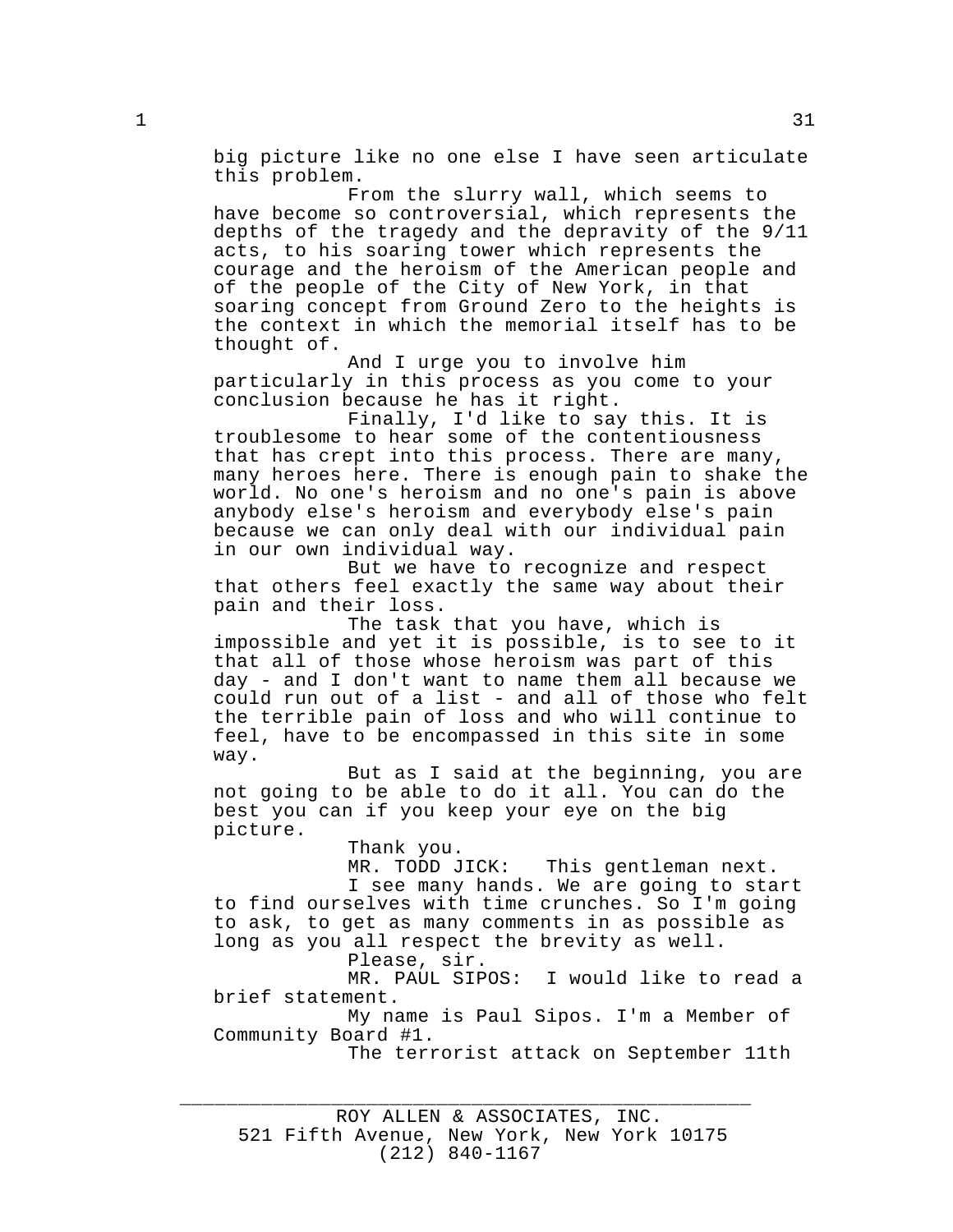big picture like no one else I have seen articulate this problem.

From the slurry wall, which seems to have become so controversial, which represents the depths of the tragedy and the depravity of the 9/11 acts, to his soaring tower which represents the courage and the heroism of the American people and of the people of the City of New York, in that soaring concept from Ground Zero to the heights is the context in which the memorial itself has to be thought of.

And I urge you to involve him particularly in this process as you come to your conclusion because he has it right.

Finally, I'd like to say this. It is troublesome to hear some of the contentiousness that has crept into this process. There are many, many heroes here. There is enough pain to shake the world. No one's heroism and no one's pain is above anybody else's heroism and everybody else's pain because we can only deal with our individual pain in our own individual way.

But we have to recognize and respect that others feel exactly the same way about their pain and their loss.

The task that you have, which is impossible and yet it is possible, is to see to it that all of those whose heroism was part of this day - and I don't want to name them all because we could run out of a list - and all of those who felt the terrible pain of loss and who will continue to feel, have to be encompassed in this site in some way.

But as I said at the beginning, you are not going to be able to do it all. You can do the best you can if you keep your eye on the big picture.

Thank you.

MR. TODD JICK: This gentleman next.

I see many hands. We are going to start to find ourselves with time crunches. So I'm going to ask, to get as many comments in as possible as long as you all respect the brevity as well.

Please, sir.

MR. PAUL SIPOS: I would like to read a brief statement.

My name is Paul Sipos. I'm a Member of Community Board #1.

The terrorist attack on September 11th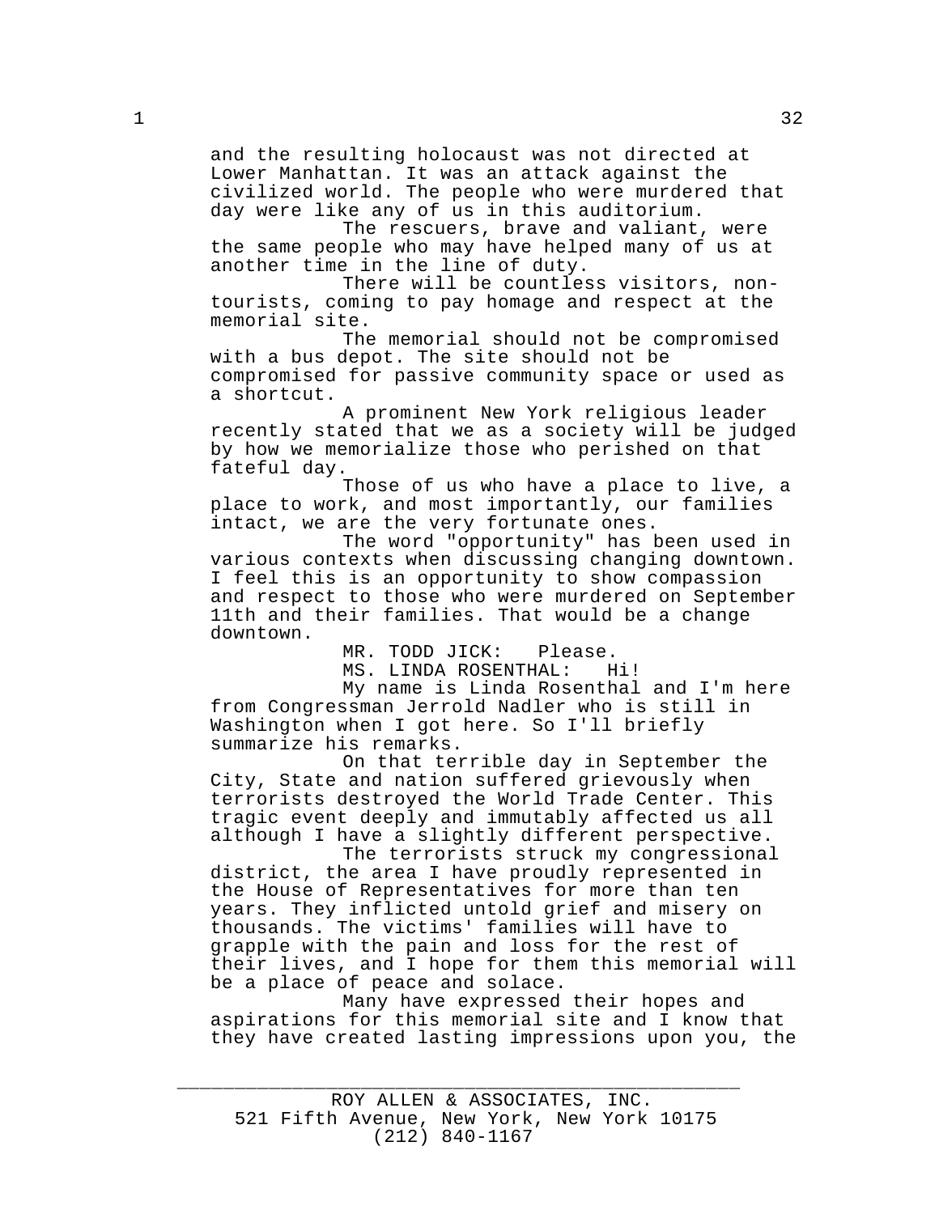and the resulting holocaust was not directed at Lower Manhattan. It was an attack against the civilized world. The people who were murdered that day were like any of us in this auditorium.

The rescuers, brave and valiant, were the same people who may have helped many of us at another time in the line of duty.

There will be countless visitors, non-tourists, coming to pay homage and respect at the memorial site.

The memorial should not be compromised with a bus depot. The site should not be compromised for passive community space or used as a shortcut.

A prominent New York religious leader recently stated that we as a society will be judged by how we memorialize those who perished on that fateful day.

Those of us who have a place to live, a place to work, and most importantly, our families intact, we are the very fortunate ones.

The word "opportunity" has been used in various contexts when discussing changing downtown. I feel this is an opportunity to show compassion and respect to those who were murdered on September 11th and their families. That would be a change downtown.

MR. TODD JICK: Please.

MS. LINDA ROSENTHAL: Hi!

My name is Linda Rosenthal and I'm here from Congressman Jerrold Nadler who is still in Washington when I got here. So I'll briefly summarize his remarks.

On that terrible day in September the City, State and nation suffered grievously when terrorists destroyed the World Trade Center. This tragic event deeply and immutably affected us all although I have a slightly different perspective.

The terrorists struck my congressional district, the area I have proudly represented in the House of Representatives for more than ten years. They inflicted untold grief and misery on thousands. The victims' families will have to grapple with the pain and loss for the rest of their lives, and I hope for them this memorial will be a place of peace and solace.

Many have expressed their hopes and aspirations for this memorial site and I know that they have created lasting impressions upon you, the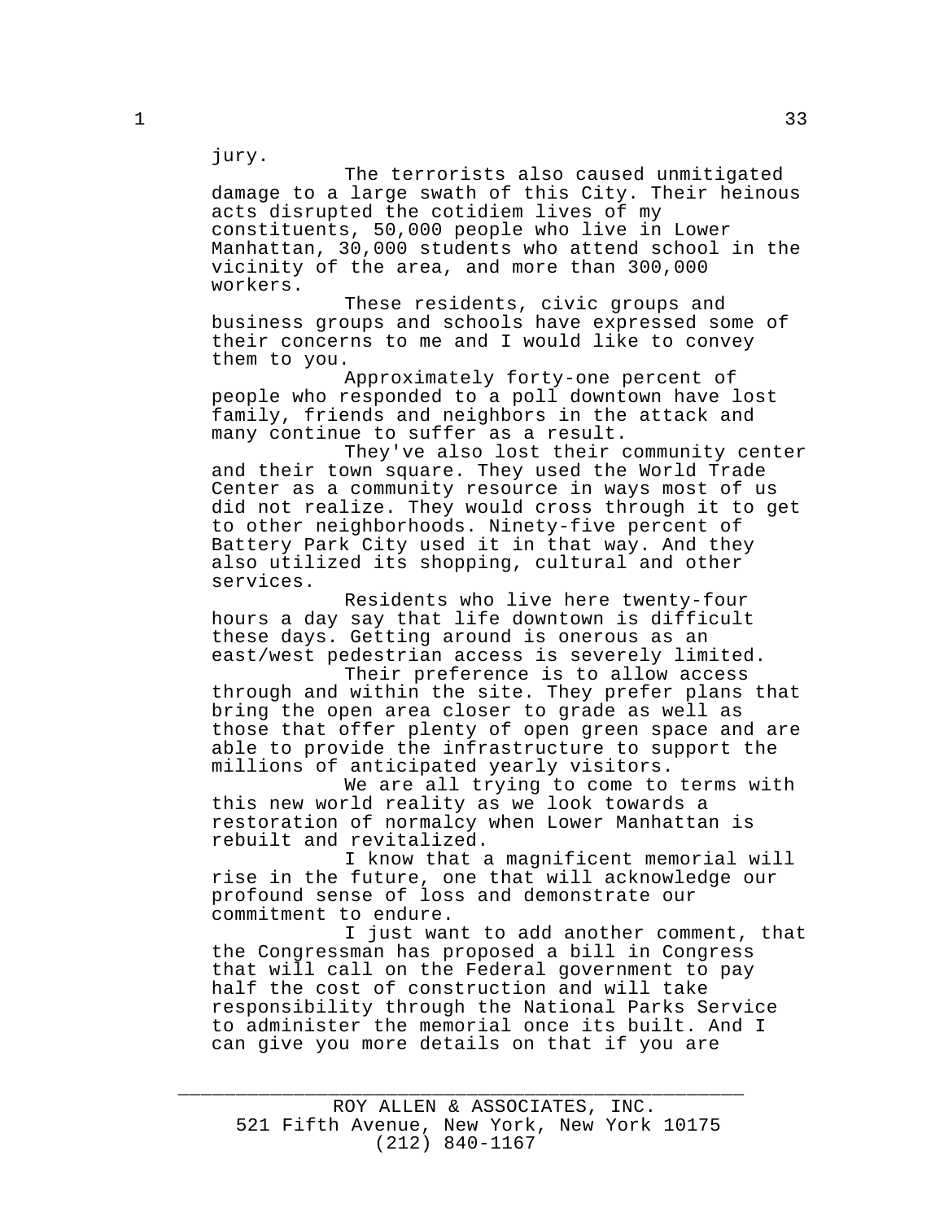jury.

The terrorists also caused unmitigated damage to a large swath of this City. Their heinous acts disrupted the cotidiem lives of my constituents, 50,000 people who live in Lower Manhattan, 30,000 students who attend school in the vicinity of the area, and more than 300,000 workers.

These residents, civic groups and business groups and schools have expressed some of their concerns to me and I would like to convey them to you.

Approximately forty-one percent of people who responded to a poll downtown have lost family, friends and neighbors in the attack and many continue to suffer as a result.

They've also lost their community center and their town square. They used the World Trade Center as a community resource in ways most of us did not realize. They would cross through it to get to other neighborhoods. Ninety-five percent of Battery Park City used it in that way. And they also utilized its shopping, cultural and other services.

Residents who live here twenty-four hours a day say that life downtown is difficult these days. Getting around is onerous as an east/west pedestrian access is severely limited.

Their preference is to allow access through and within the site. They prefer plans that bring the open area closer to grade as well as those that offer plenty of open green space and are able to provide the infrastructure to support the millions of anticipated yearly visitors.

We are all trying to come to terms with this new world reality as we look towards a restoration of normalcy when Lower Manhattan is rebuilt and revitalized.

I know that a magnificent memorial will rise in the future, one that will acknowledge our profound sense of loss and demonstrate our commitment to endure.

I just want to add another comment, that the Congressman has proposed a bill in Congress that will call on the Federal government to pay half the cost of construction and will take responsibility through the National Parks Service to administer the memorial once its built. And I can give you more details on that if you are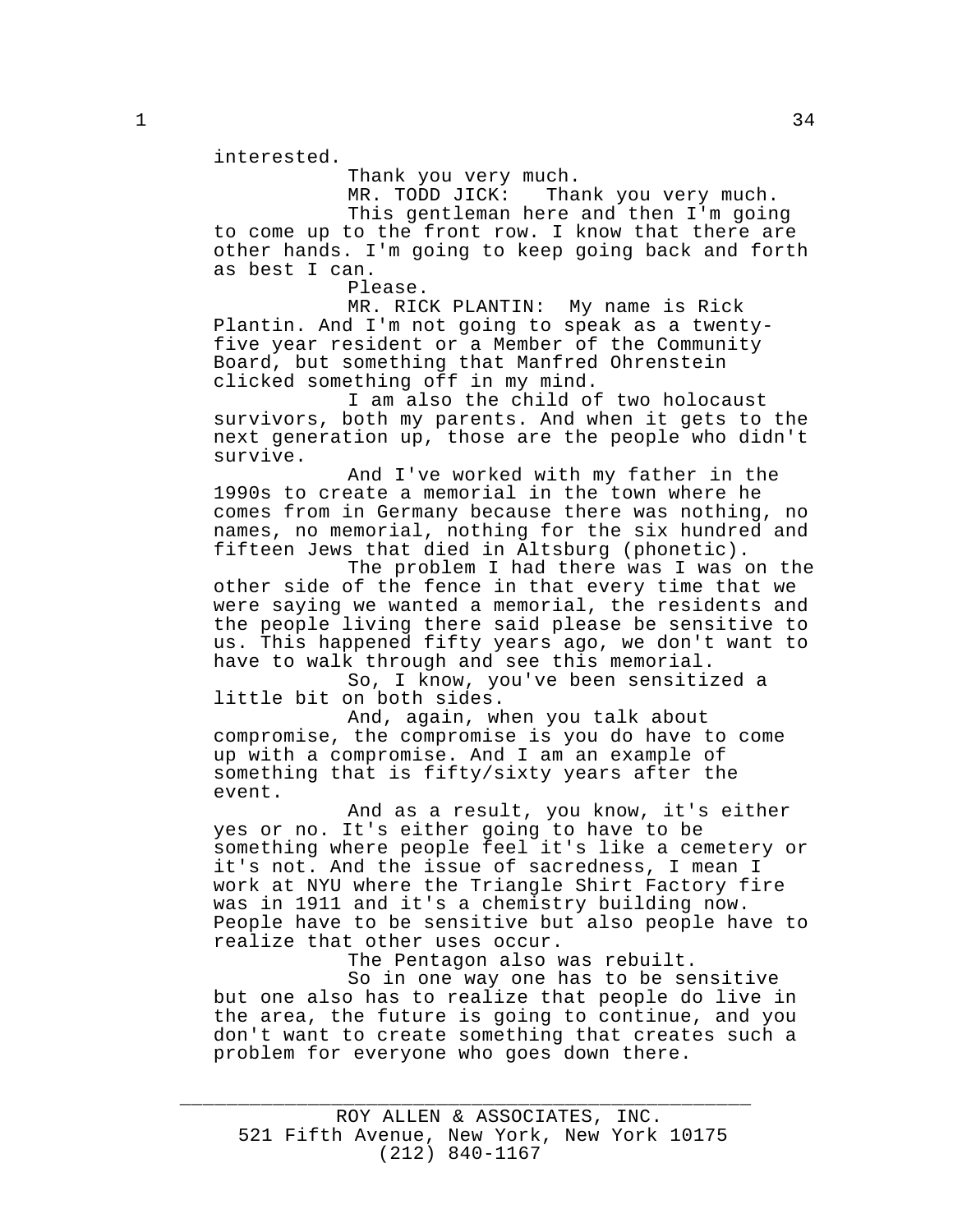interested.

Thank you very much.

MR. TODD JICK: Thank you very much.

This gentleman here and then I'm going to come up to the front row. I know that there are other hands. I'm going to keep going back and forth as best I can.

Please.

MR. RICK PLANTIN: My name is Rick Plantin. And I'm not going to speak as a twenty-five year resident or a Member of the Community Board, but something that Manfred Ohrenstein clicked something off in my mind.

I am also the child of two holocaust survivors, both my parents. And when it gets to the next generation up, those are the people who didn't survive.

And I've worked with my father in the 1990s to create a memorial in the town where he comes from in Germany because there was nothing, no names, no memorial, nothing for the six hundred and fifteen Jews that died in Altsburg (phonetic).

The problem I had there was I was on the other side of the fence in that every time that we were saying we wanted a memorial, the residents and the people living there said please be sensitive to us. This happened fifty years ago, we don't want to have to walk through and see this memorial.

So, I know, you've been sensitized a little bit on both sides.

And, again, when you talk about compromise, the compromise is you do have to come up with a compromise. And I am an example of something that is fifty/sixty years after the event.

And as a result, you know, it's either yes or no. It's either going to have to be something where people feel it's like a cemetery or it's not. And the issue of sacredness, I mean I work at NYU where the Triangle Shirt Factory fire was in 1911 and it's a chemistry building now. People have to be sensitive but also people have to realize that other uses occur.

The Pentagon also was rebuilt.

So in one way one has to be sensitive but one also has to realize that people do live in the area, the future is going to continue, and you don't want to create something that creates such a problem for everyone who goes down there.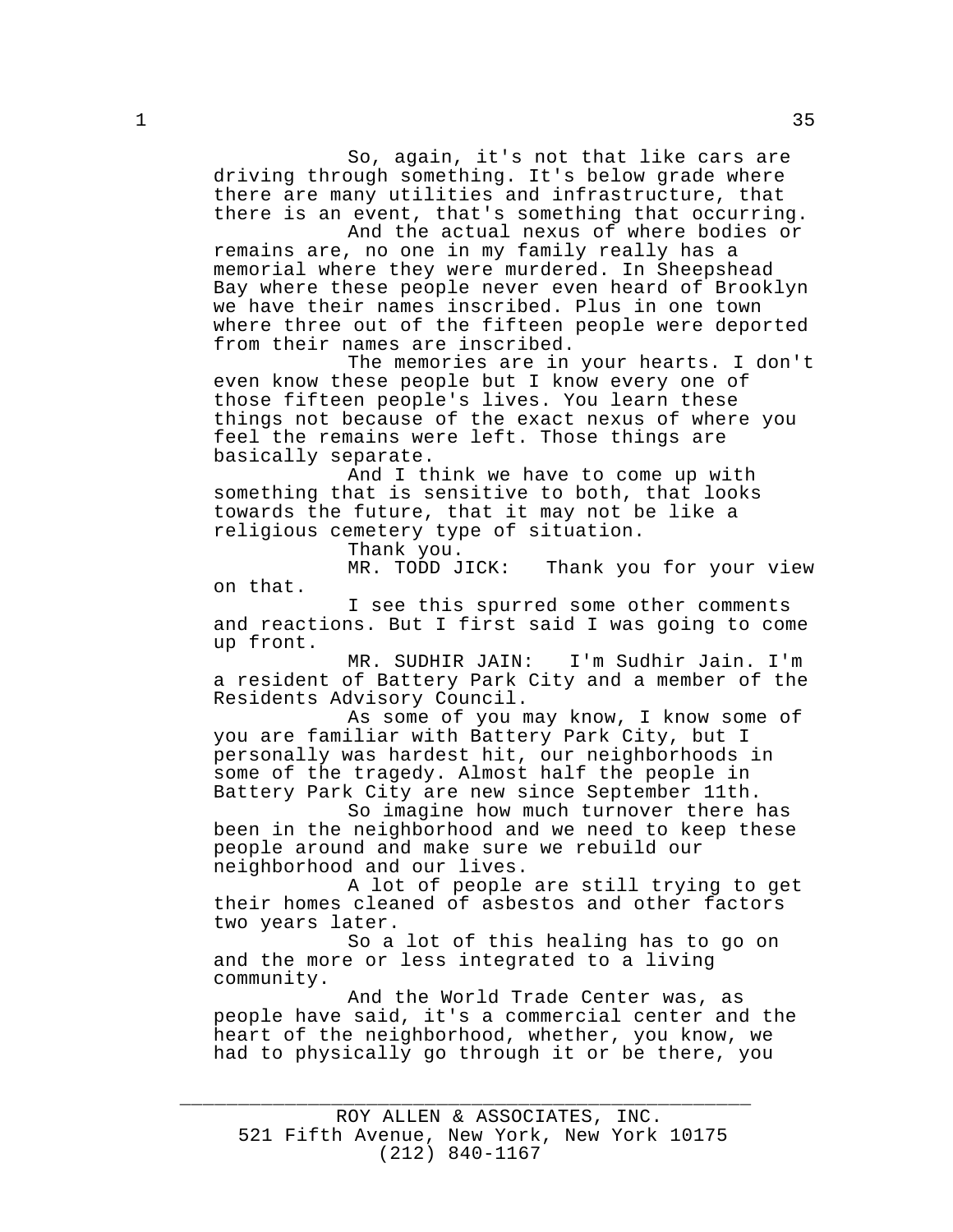So, again, it's not that like cars are driving through something. It's below grade where there are many utilities and infrastructure, that there is an event, that's something that occurring.

And the actual nexus of where bodies or remains are, no one in my family really has a memorial where they were murdered. In Sheepshead Bay where these people never even heard of Brooklyn we have their names inscribed. Plus in one town where three out of the fifteen people were deported from their names are inscribed.

The memories are in your hearts. I don't even know these people but I know every one of those fifteen people's lives. You learn these things not because of the exact nexus of where you feel the remains were left. Those things are basically separate.

And I think we have to come up with something that is sensitive to both, that looks towards the future, that it may not be like a religious cemetery type of situation.

Thank you.

MR. TODD JICK: Thank you for your view on that.

I see this spurred some other comments and reactions. But I first said I was going to come up front.

MR. SUDHIR JAIN: I'm Sudhir Jain. I'm a resident of Battery Park City and a member of the Residents Advisory Council.

As some of you may know, I know some of you are familiar with Battery Park City, but I personally was hardest hit, our neighborhoods in some of the tragedy. Almost half the people in Battery Park City are new since September 11th.

So imagine how much turnover there has been in the neighborhood and we need to keep these people around and make sure we rebuild our neighborhood and our lives.

A lot of people are still trying to get their homes cleaned of asbestos and other factors two years later.

So a lot of this healing has to go on and the more or less integrated to a living community.

And the World Trade Center was, as people have said, it's a commercial center and the heart of the neighborhood, whether, you know, we had to physically go through it or be there, you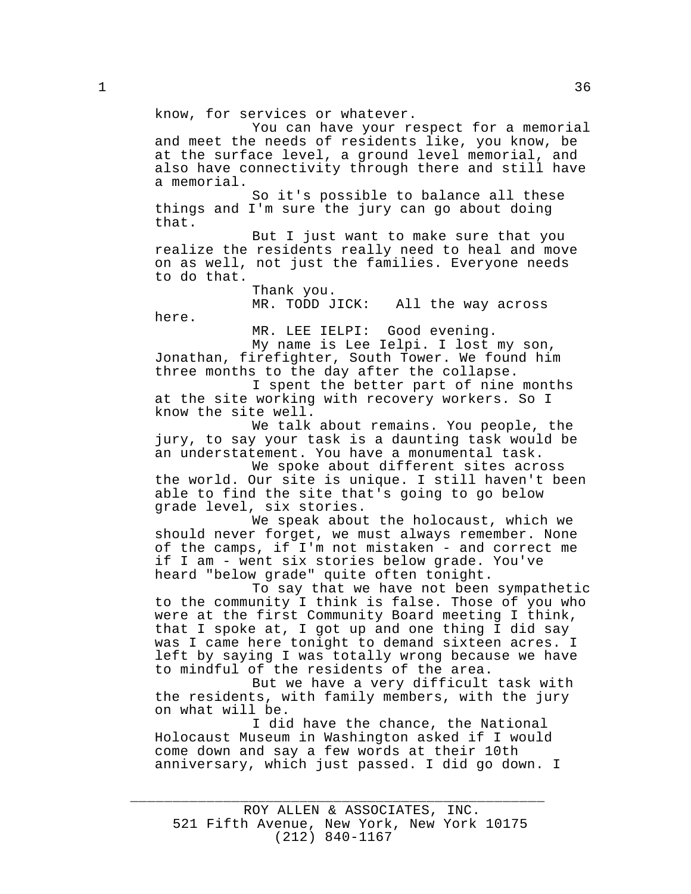know, for services or whatever.

You can have your respect for a memorial and meet the needs of residents like, you know, be at the surface level, a ground level memorial, and also have connectivity through there and still have a memorial.

So it's possible to balance all these things and I'm sure the jury can go about doing that.

But I just want to make sure that you realize the residents really need to heal and move on as well, not just the families. Everyone needs to do that.

Thank you.

MR. TODD JICK: All the way across here.

MR. LEE IELPI: Good evening.

My name is Lee Ielpi. I lost my son, Jonathan, firefighter, South Tower. We found him three months to the day after the collapse.

I spent the better part of nine months at the site working with recovery workers. So I know the site well.

We talk about remains. You people, the jury, to say your task is a daunting task would be an understatement. You have a monumental task.

We spoke about different sites across the world. Our site is unique. I still haven't been able to find the site that's going to go below grade level, six stories.

We speak about the holocaust, which we should never forget, we must always remember. None of the camps, if I'm not mistaken - and correct me if I am - went six stories below grade. You've heard "below grade" quite often tonight.

To say that we have not been sympathetic to the community I think is false. Those of you who were at the first Community Board meeting I think, that I spoke at, I got up and one thing I did say was I came here tonight to demand sixteen acres. I left by saying I was totally wrong because we have to mindful of the residents of the area.

But we have a very difficult task with the residents, with family members, with the jury on what will be.

I did have the chance, the National Holocaust Museum in Washington asked if I would come down and say a few words at their 10th anniversary, which just passed. I did go down. I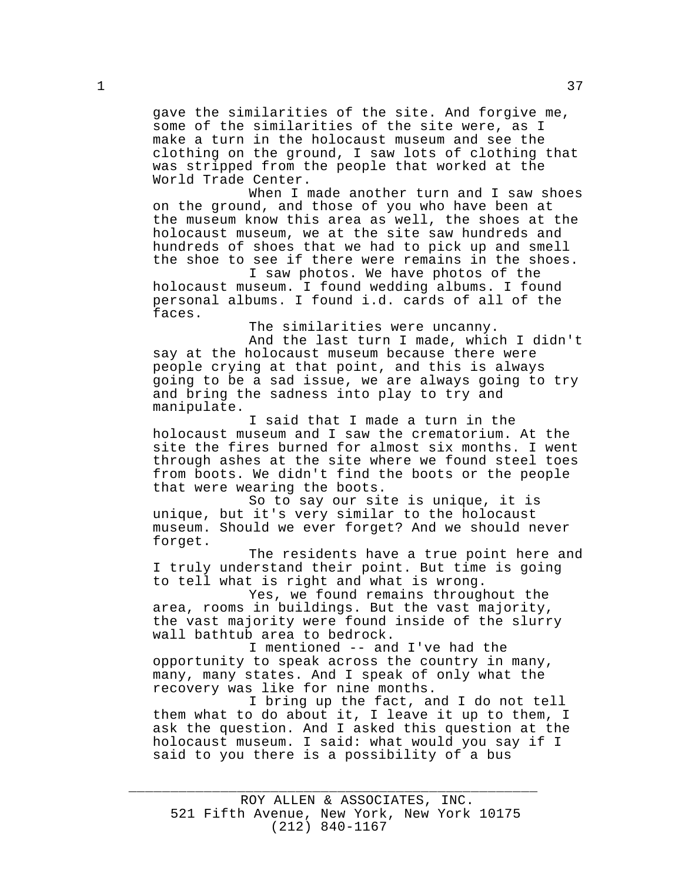gave the similarities of the site. And forgive me, some of the similarities of the site were, as I make a turn in the holocaust museum and see the clothing on the ground, I saw lots of clothing that was stripped from the people that worked at the World Trade Center.

When I made another turn and I saw shoes on the ground, and those of you who have been at the museum know this area as well, the shoes at the holocaust museum, we at the site saw hundreds and hundreds of shoes that we had to pick up and smell the shoe to see if there were remains in the shoes.

I saw photos. We have photos of the holocaust museum. I found wedding albums. I found personal albums. I found i.d. cards of all of the faces.

The similarities were uncanny.

And the last turn I made, which I didn't say at the holocaust museum because there were people crying at that point, and this is always going to be a sad issue, we are always going to try and bring the sadness into play to try and manipulate.

I said that I made a turn in the holocaust museum and I saw the crematorium. At the site the fires burned for almost six months. I went through ashes at the site where we found steel toes from boots. We didn't find the boots or the people that were wearing the boots.

So to say our site is unique, it is unique, but it's very similar to the holocaust museum. Should we ever forget? And we should never forget.

The residents have a true point here and I truly understand their point. But time is going to tell what is right and what is wrong.

Yes, we found remains throughout the area, rooms in buildings. But the vast majority, the vast majority were found inside of the slurry wall bathtub area to bedrock.

I mentioned -- and I've had the opportunity to speak across the country in many, many, many states. And I speak of only what the recovery was like for nine months.

I bring up the fact, and I do not tell them what to do about it, I leave it up to them, I ask the question. And I asked this question at the holocaust museum. I said: what would you say if I said to you there is a possibility of a bus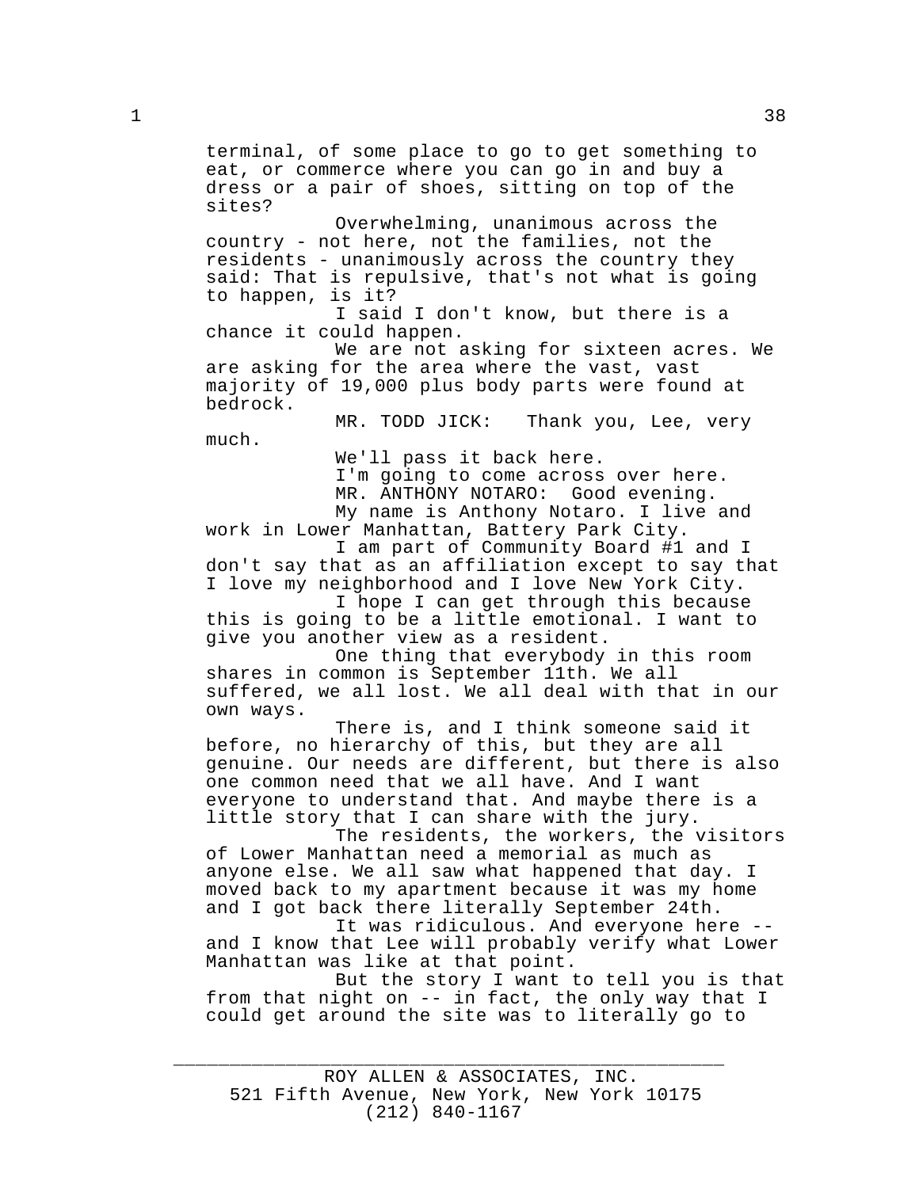terminal, of some place to go to get something to eat, or commerce where you can go in and buy a dress or a pair of shoes, sitting on top of the sites?

Overwhelming, unanimous across the country - not here, not the families, not the residents - unanimously across the country they said: That is repulsive, that's not what is going to happen, is it?

I said I don't know, but there is a chance it could happen.

We are not asking for sixteen acres. We are asking for the area where the vast, vast majority of 19,000 plus body parts were found at bedrock.

MR. TODD JICK: Thank you, Lee, very much.

We'll pass it back here.

I'm going to come across over here.

MR. ANTHONY NOTARO: Good evening.

My name is Anthony Notaro. I live and work in Lower Manhattan, Battery Park City.

I am part of Community Board #1 and I don't say that as an affiliation except to say that I love my neighborhood and I love New York City.

I hope I can get through this because this is going to be a little emotional. I want to give you another view as a resident.

One thing that everybody in this room shares in common is September 11th. We all suffered, we all lost. We all deal with that in our own ways.

There is, and I think someone said it before, no hierarchy of this, but they are all genuine. Our needs are different, but there is also one common need that we all have. And I want everyone to understand that. And maybe there is a little story that I can share with the jury.

The residents, the workers, the visitors of Lower Manhattan need a memorial as much as anyone else. We all saw what happened that day. I moved back to my apartment because it was my home and I got back there literally September 24th.

It was ridiculous. And everyone here -- and I know that Lee will probably verify what Lower Manhattan was like at that point.

But the story I want to tell you is that from that night on -- in fact, the only way that I could get around the site was to literally go to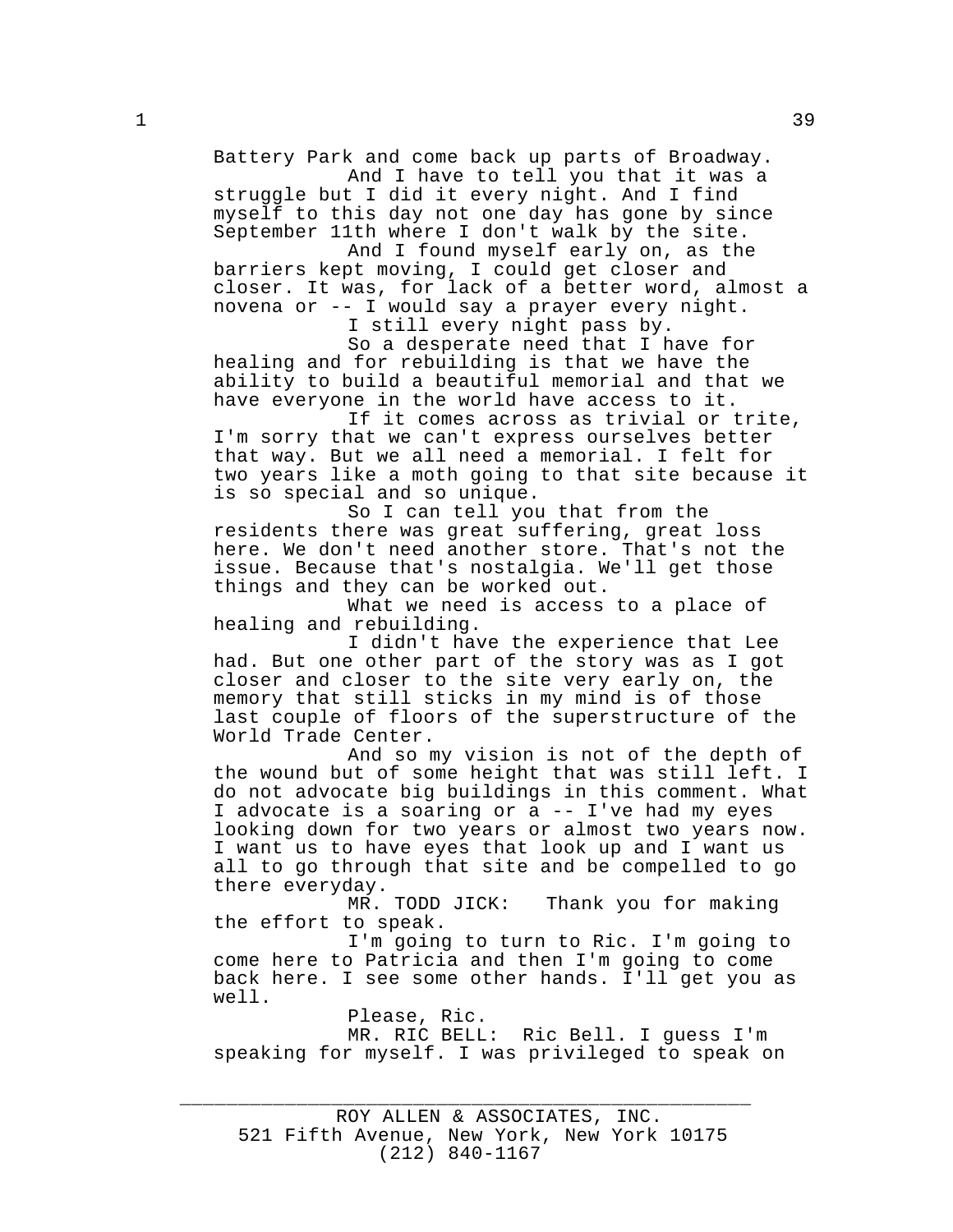Battery Park and come back up parts of Broadway.

And I have to tell you that it was a struggle but I did it every night. And I find myself to this day not one day has gone by since September 11th where I don't walk by the site.

And I found myself early on, as the barriers kept moving, I could get closer and closer. It was, for lack of a better word, almost a novena or -- I would say a prayer every night.

I still every night pass by.

So a desperate need that I have for healing and for rebuilding is that we have the ability to build a beautiful memorial and that we have everyone in the world have access to it.

If it comes across as trivial or trite, I'm sorry that we can't express ourselves better that way. But we all need a memorial. I felt for two years like a moth going to that site because it is so special and so unique.

So I can tell you that from the residents there was great suffering, great loss here. We don't need another store. That's not the issue. Because that's nostalgia. We'll get those things and they can be worked out.

What we need is access to a place of healing and rebuilding.

I didn't have the experience that Lee had. But one other part of the story was as I got closer and closer to the site very early on, the memory that still sticks in my mind is of those last couple of floors of the superstructure of the World Trade Center.

And so my vision is not of the depth of the wound but of some height that was still left. I do not advocate big buildings in this comment. What I advocate is a soaring or a -- I've had my eyes looking down for two years or almost two years now. I want us to have eyes that look up and I want us all to go through that site and be compelled to go there everyday.

MR. TODD JICK: Thank you for making the effort to speak.

I'm going to turn to Ric. I'm going to come here to Patricia and then I'm going to come back here. I see some other hands. I'll get you as well.

Please, Ric.

MR. RIC BELL: Ric Bell. I guess I'm speaking for myself. I was privileged to speak on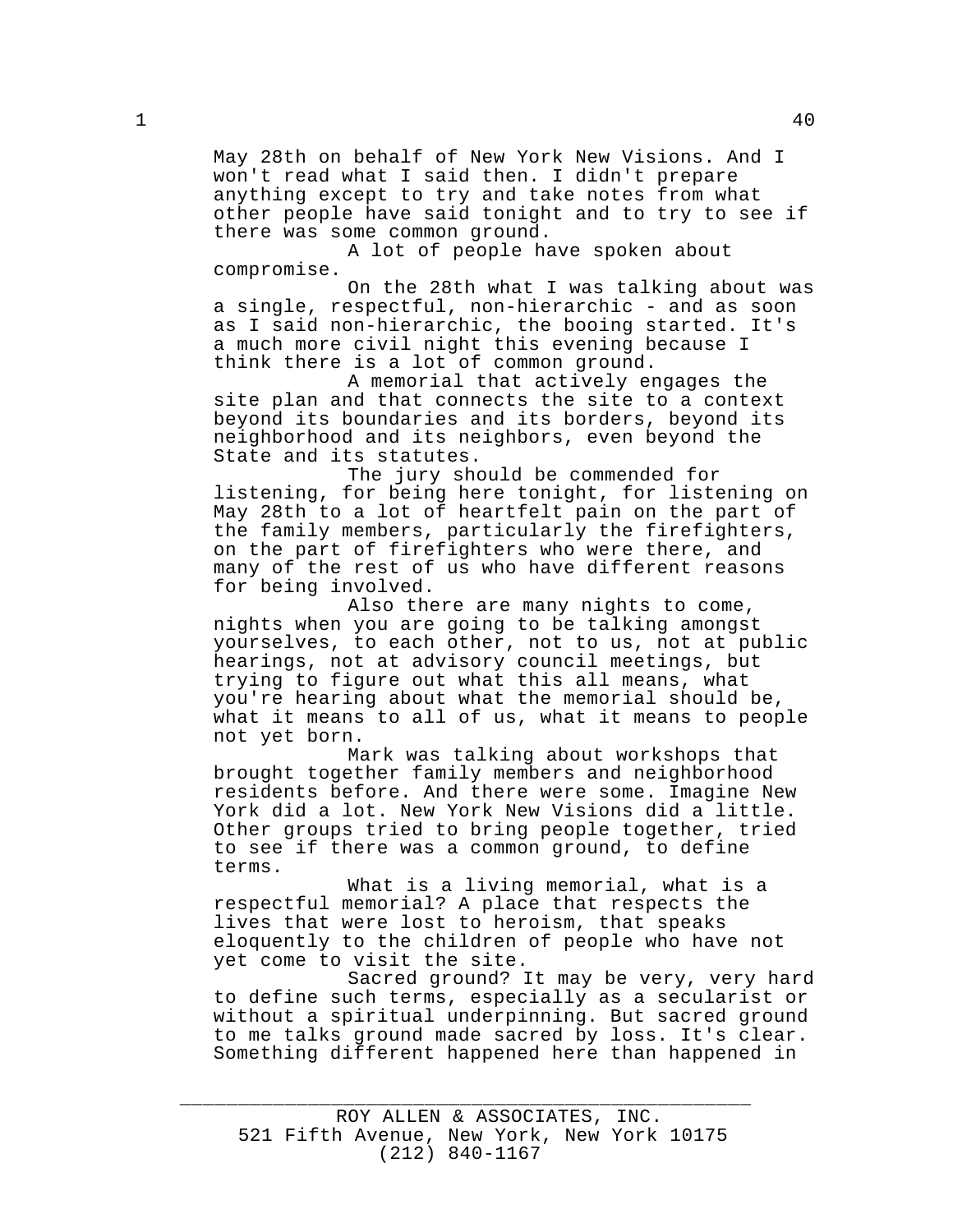May 28th on behalf of New York New Visions. And I won't read what I said then. I didn't prepare anything except to try and take notes from what other people have said tonight and to try to see if there was some common ground.

A lot of people have spoken about compromise.

On the 28th what I was talking about was a single, respectful, non-hierarchic - and as soon as I said non-hierarchic, the booing started. It's a much more civil night this evening because I think there is a lot of common ground.

A memorial that actively engages the site plan and that connects the site to a context beyond its boundaries and its borders, beyond its neighborhood and its neighbors, even beyond the State and its statutes.

The jury should be commended for listening, for being here tonight, for listening on May 28th to a lot of heartfelt pain on the part of the family members, particularly the firefighters, on the part of firefighters who were there, and many of the rest of us who have different reasons for being involved.

Also there are many nights to come, nights when you are going to be talking amongst yourselves, to each other, not to us, not at public hearings, not at advisory council meetings, but trying to figure out what this all means, what you're hearing about what the memorial should be, what it means to all of us, what it means to people not yet born.

Mark was talking about workshops that brought together family members and neighborhood residents before. And there were some. Imagine New York did a lot. New York New Visions did a little. Other groups tried to bring people together, tried to see if there was a common ground, to define terms.

What is a living memorial, what is a respectful memorial? A place that respects the lives that were lost to heroism, that speaks eloquently to the children of people who have not yet come to visit the site.

Sacred ground? It may be very, very hard to define such terms, especially as a secularist or without a spiritual underpinning. But sacred ground to me talks ground made sacred by loss. It's clear. Something different happened here than happened in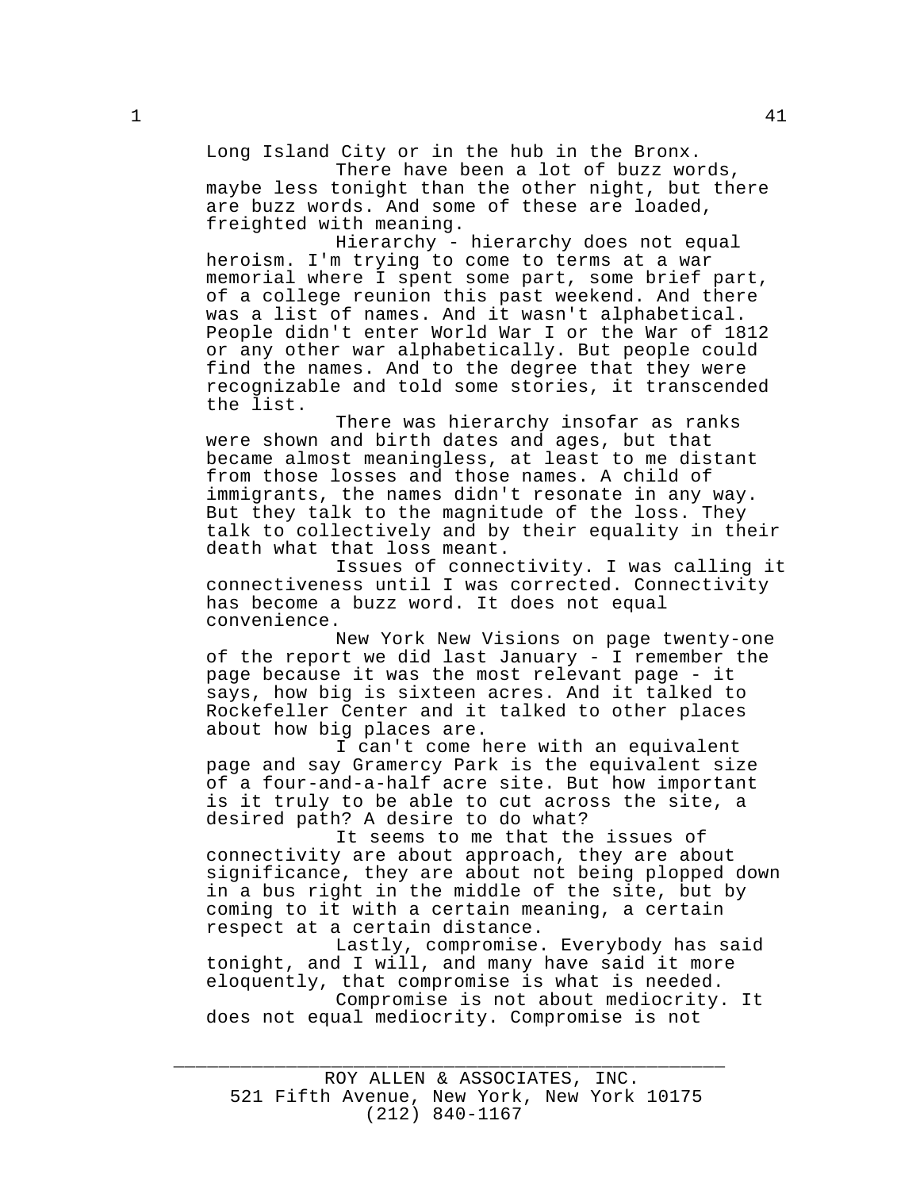Long Island City or in the hub in the Bronx.

There have been a lot of buzz words, maybe less tonight than the other night, but there are buzz words. And some of these are loaded, freighted with meaning.

Hierarchy - hierarchy does not equal heroism. I'm trying to come to terms at a war memorial where I spent some part, some brief part, of a college reunion this past weekend. And there was a list of names. And it wasn't alphabetical. People didn't enter World War I or the War of 1812 or any other war alphabetically. But people could find the names. And to the degree that they were recognizable and told some stories, it transcended the list.

There was hierarchy insofar as ranks were shown and birth dates and ages, but that became almost meaningless, at least to me distant from those losses and those names. A child of immigrants, the names didn't resonate in any way. But they talk to the magnitude of the loss. They talk to collectively and by their equality in their death what that loss meant.

Issues of connectivity. I was calling it connectiveness until I was corrected. Connectivity has become a buzz word. It does not equal convenience.

New York New Visions on page twenty-one of the report we did last January - I remember the page because it was the most relevant page - it says, how big is sixteen acres. And it talked to Rockefeller Center and it talked to other places about how big places are.

I can't come here with an equivalent page and say Gramercy Park is the equivalent size of a four-and-a-half acre site. But how important is it truly to be able to cut across the site, a desired path? A desire to do what?

It seems to me that the issues of connectivity are about approach, they are about significance, they are about not being plopped down in a bus right in the middle of the site, but by coming to it with a certain meaning, a certain respect at a certain distance.

Lastly, compromise. Everybody has said tonight, and I will, and many have said it more eloquently, that compromise is what is needed.

Compromise is not about mediocrity. It does not equal mediocrity. Compromise is not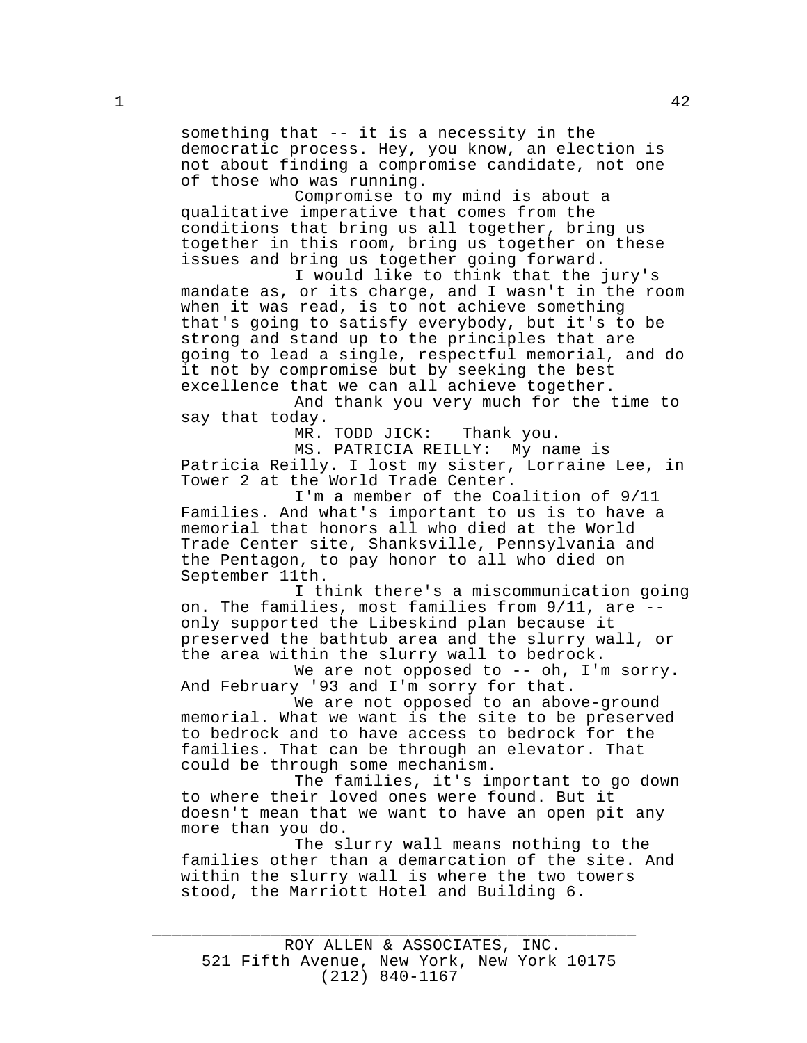something that -- it is a necessity in the democratic process. Hey, you know, an election is not about finding a compromise candidate, not one of those who was running.

Compromise to my mind is about a qualitative imperative that comes from the conditions that bring us all together, bring us together in this room, bring us together on these issues and bring us together going forward.

I would like to think that the jury's mandate as, or its charge, and I wasn't in the room when it was read, is to not achieve something that's going to satisfy everybody, but it's to be strong and stand up to the principles that are going to lead a single, respectful memorial, and do it not by compromise but by seeking the best excellence that we can all achieve together.

And thank you very much for the time to say that today.

MR. TODD JICK: Thank you.

MS. PATRICIA REILLY: My name is Patricia Reilly. I lost my sister, Lorraine Lee, in Tower 2 at the World Trade Center.

I'm a member of the Coalition of 9/11 Families. And what's important to us is to have a memorial that honors all who died at the World Trade Center site, Shanksville, Pennsylvania and the Pentagon, to pay honor to all who died on September 11th.

I think there's a miscommunication going on. The families, most families from 9/11, are -- only supported the Libeskind plan because it preserved the bathtub area and the slurry wall, or the area within the slurry wall to bedrock.

We are not opposed to -- oh, I'm sorry. And February '93 and I'm sorry for that.

We are not opposed to an above-ground memorial. What we want is the site to be preserved to bedrock and to have access to bedrock for the families. That can be through an elevator. That could be through some mechanism.

The families, it's important to go down to where their loved ones were found. But it doesn't mean that we want to have an open pit any more than you do.

The slurry wall means nothing to the families other than a demarcation of the site. And within the slurry wall is where the two towers stood, the Marriott Hotel and Building 6.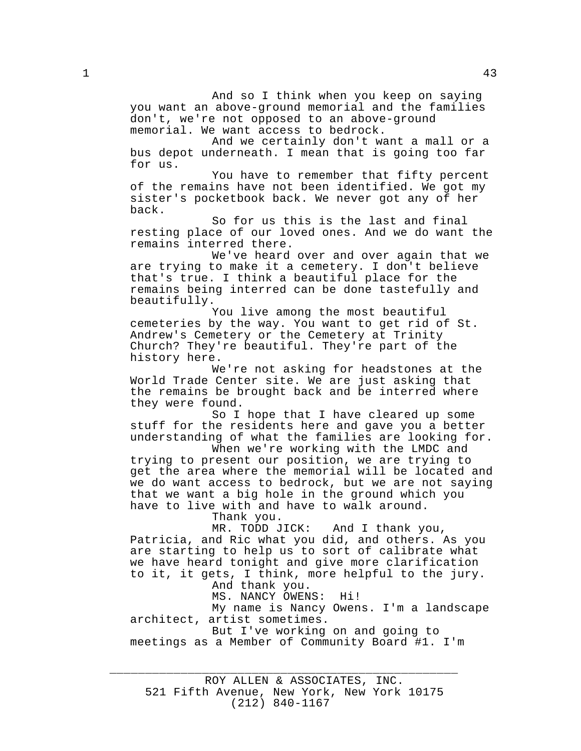And so I think when you keep on saying you want an above-ground memorial and the families don't, we're not opposed to an above-ground memorial. We want access to bedrock.

And we certainly don't want a mall or a bus depot underneath. I mean that is going too far for us.

You have to remember that fifty percent of the remains have not been identified. We got my sister's pocketbook back. We never got any of her back.

So for us this is the last and final resting place of our loved ones. And we do want the remains interred there.

We've heard over and over again that we are trying to make it a cemetery. I don't believe that's true. I think a beautiful place for the remains being interred can be done tastefully and beautifully.

You live among the most beautiful cemeteries by the way. You want to get rid of St. Andrew's Cemetery or the Cemetery at Trinity Church? They're beautiful. They're part of the history here.

We're not asking for headstones at the World Trade Center site. We are just asking that the remains be brought back and be interred where they were found.

So I hope that I have cleared up some stuff for the residents here and gave you a better understanding of what the families are looking for.

When we're working with the LMDC and trying to present our position, we are trying to get the area where the memorial will be located and we do want access to bedrock, but we are not saying that we want a big hole in the ground which you have to live with and have to walk around.

Thank you.

MR. TODD JICK: And I thank you, Patricia, and Ric what you did, and others. As you are starting to help us to sort of calibrate what we have heard tonight and give more clarification to it, it gets, I think, more helpful to the jury.

And thank you.

MS. NANCY OWENS: Hi!

My name is Nancy Owens. I'm a landscape architect, artist sometimes.

But I've working on and going to meetings as a Member of Community Board #1. I'm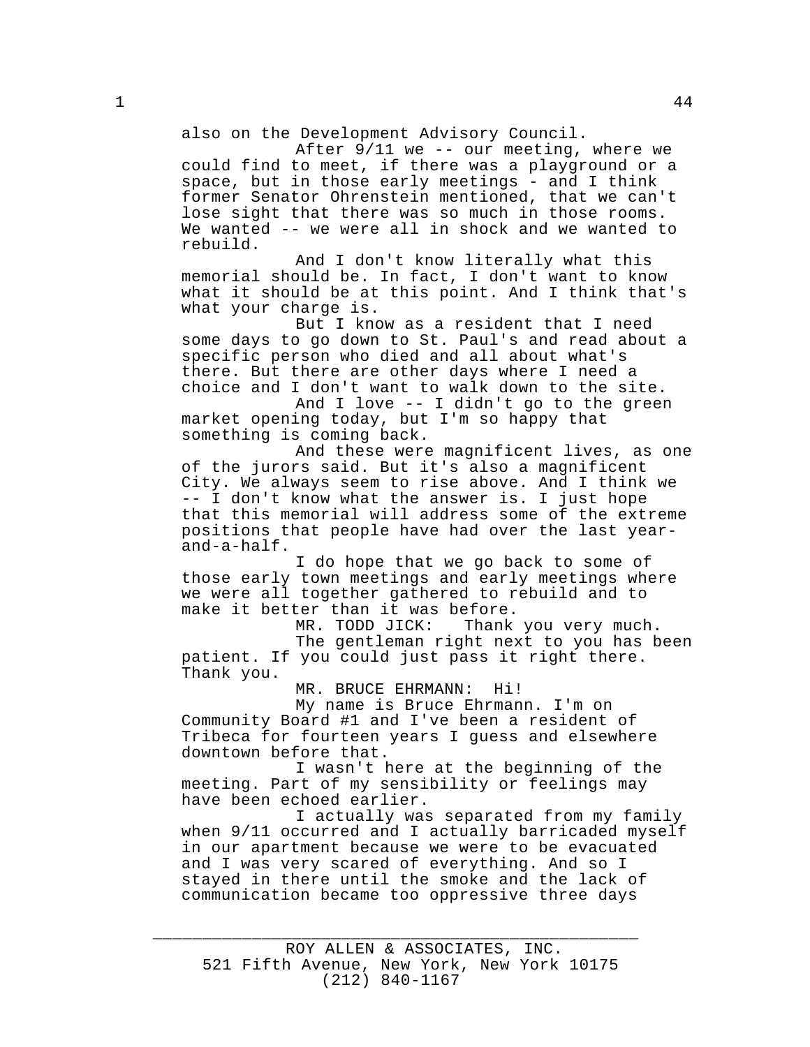also on the Development Advisory Council.

After 9/11 we -- our meeting, where we could find to meet, if there was a playground or a space, but in those early meetings - and I think former Senator Ohrenstein mentioned, that we can't lose sight that there was so much in those rooms. We wanted -- we were all in shock and we wanted to rebuild.

And I don't know literally what this memorial should be. In fact, I don't want to know what it should be at this point. And I think that's what your charge is.

But I know as a resident that I need some days to go down to St. Paul's and read about a specific person who died and all about what's there. But there are other days where I need a choice and I don't want to walk down to the site.

And I love -- I didn't go to the green market opening today, but I'm so happy that something is coming back.

And these were magnificent lives, as one of the jurors said. But it's also a magnificent City. We always seem to rise above. And I think we -- I don't know what the answer is. I just hope that this memorial will address some of the extreme positions that people have had over the last year-and-a-half.

I do hope that we go back to some of those early town meetings and early meetings where we were all together gathered to rebuild and to make it better than it was before.

MR. TODD JICK: Thank you very much.

The gentleman right next to you has been patient. If you could just pass it right there. Thank you.

MR. BRUCE EHRMANN: Hi!

My name is Bruce Ehrmann. I'm on Community Board #1 and I've been a resident of Tribeca for fourteen years I guess and elsewhere downtown before that.

I wasn't here at the beginning of the meeting. Part of my sensibility or feelings may have been echoed earlier.

I actually was separated from my family when 9/11 occurred and I actually barricaded myself in our apartment because we were to be evacuated and I was very scared of everything. And so I stayed in there until the smoke and the lack of communication became too oppressive three days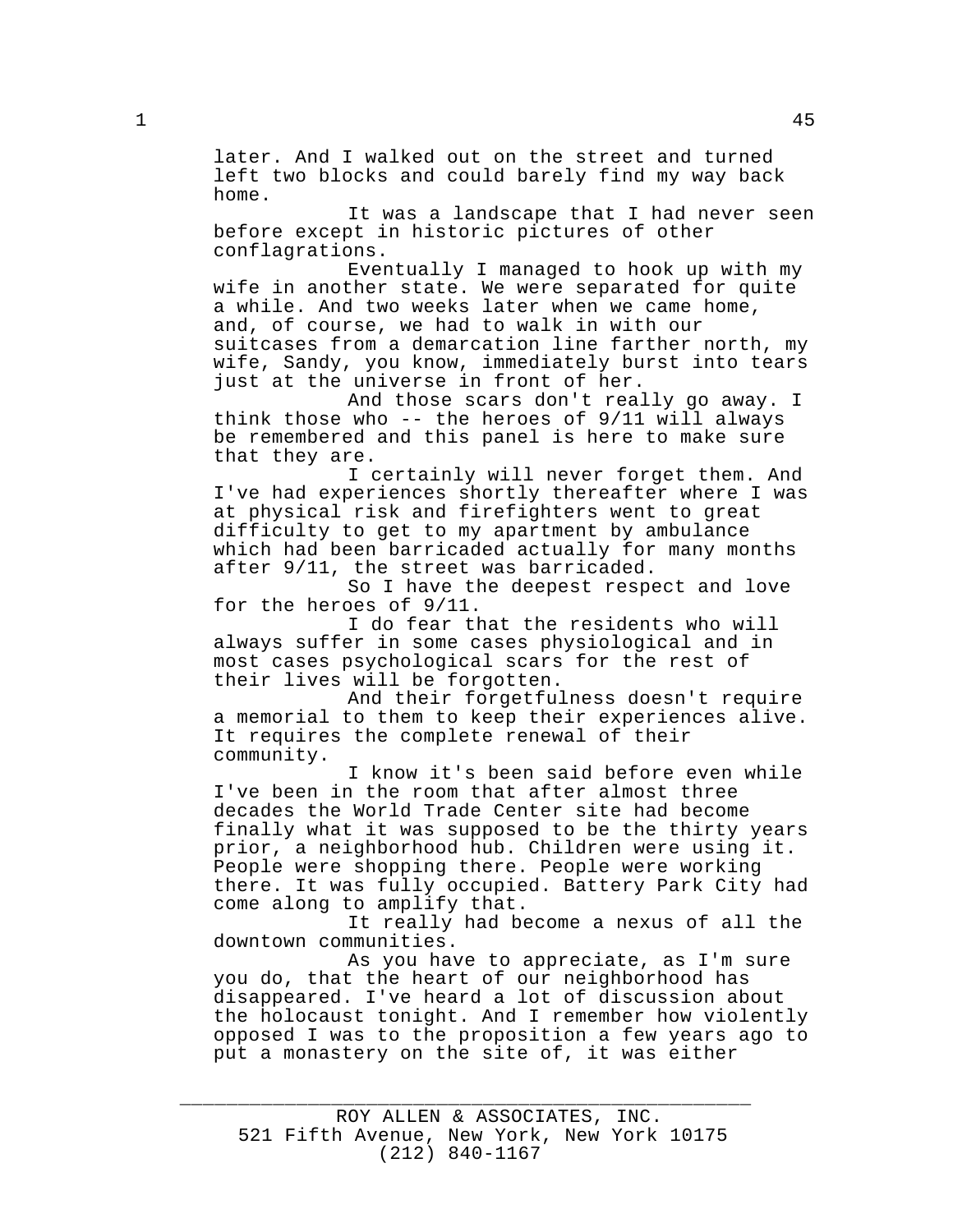later. And I walked out on the street and turned left two blocks and could barely find my way back home.

It was a landscape that I had never seen before except in historic pictures of other conflagrations.

Eventually I managed to hook up with my wife in another state. We were separated for quite a while. And two weeks later when we came home, and, of course, we had to walk in with our suitcases from a demarcation line farther north, my wife, Sandy, you know, immediately burst into tears just at the universe in front of her.

And those scars don't really go away. I think those who -- the heroes of 9/11 will always be remembered and this panel is here to make sure that they are.

I certainly will never forget them. And I've had experiences shortly thereafter where I was at physical risk and firefighters went to great difficulty to get to my apartment by ambulance which had been barricaded actually for many months after 9/11, the street was barricaded.

So I have the deepest respect and love for the heroes of 9/11.

I do fear that the residents who will always suffer in some cases physiological and in most cases psychological scars for the rest of their lives will be forgotten.

And their forgetfulness doesn't require a memorial to them to keep their experiences alive. It requires the complete renewal of their community.

I know it's been said before even while I've been in the room that after almost three decades the World Trade Center site had become finally what it was supposed to be the thirty years prior, a neighborhood hub. Children were using it. People were shopping there. People were working there. It was fully occupied. Battery Park City had come along to amplify that.

It really had become a nexus of all the downtown communities.

As you have to appreciate, as I'm sure you do, that the heart of our neighborhood has disappeared. I've heard a lot of discussion about the holocaust tonight. And I remember how violently opposed I was to the proposition a few years ago to put a monastery on the site of, it was either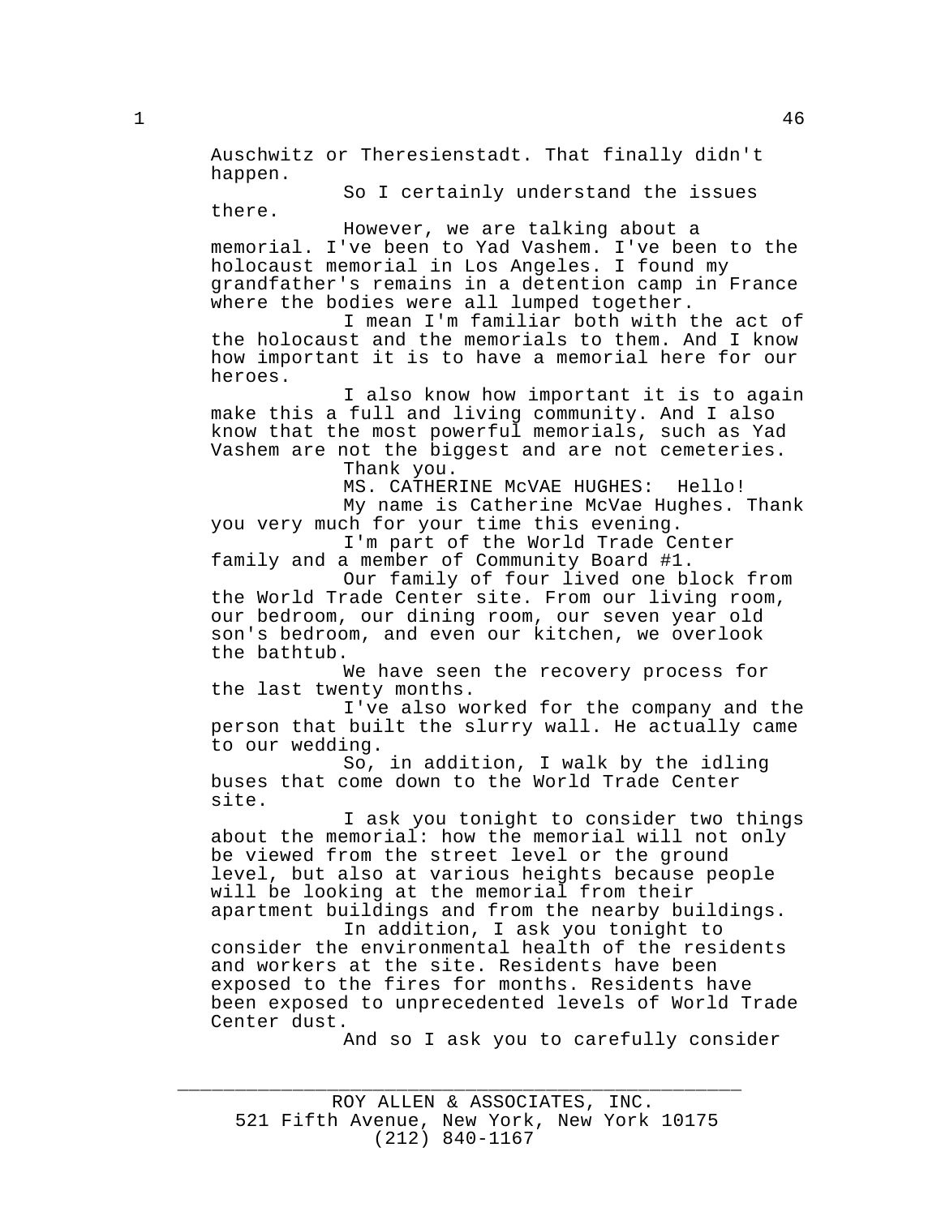Auschwitz or Theresienstadt. That finally didn't happen.

So I certainly understand the issues there.

However, we are talking about a memorial. I've been to Yad Vashem. I've been to the holocaust memorial in Los Angeles. I found my grandfather's remains in a detention camp in France where the bodies were all lumped together.

I mean I'm familiar both with the act of the holocaust and the memorials to them. And I know how important it is to have a memorial here for our heroes.

I also know how important it is to again make this a full and living community. And I also know that the most powerful memorials, such as Yad Vashem are not the biggest and are not cemeteries.

Thank you.

MS. CATHERINE McVAE HUGHES: Hello!

My name is Catherine McVae Hughes. Thank you very much for your time this evening.

I'm part of the World Trade Center family and a member of Community Board #1.

Our family of four lived one block from the World Trade Center site. From our living room, our bedroom, our dining room, our seven year old son's bedroom, and even our kitchen, we overlook the bathtub.

We have seen the recovery process for the last twenty months.

I've also worked for the company and the person that built the slurry wall. He actually came to our wedding.

So, in addition, I walk by the idling buses that come down to the World Trade Center site.

I ask you tonight to consider two things about the memorial: how the memorial will not only be viewed from the street level or the ground level, but also at various heights because people will be looking at the memorial from their apartment buildings and from the nearby buildings.

In addition, I ask you tonight to consider the environmental health of the residents and workers at the site. Residents have been exposed to the fires for months. Residents have been exposed to unprecedented levels of World Trade Center dust.

And so I ask you to carefully consider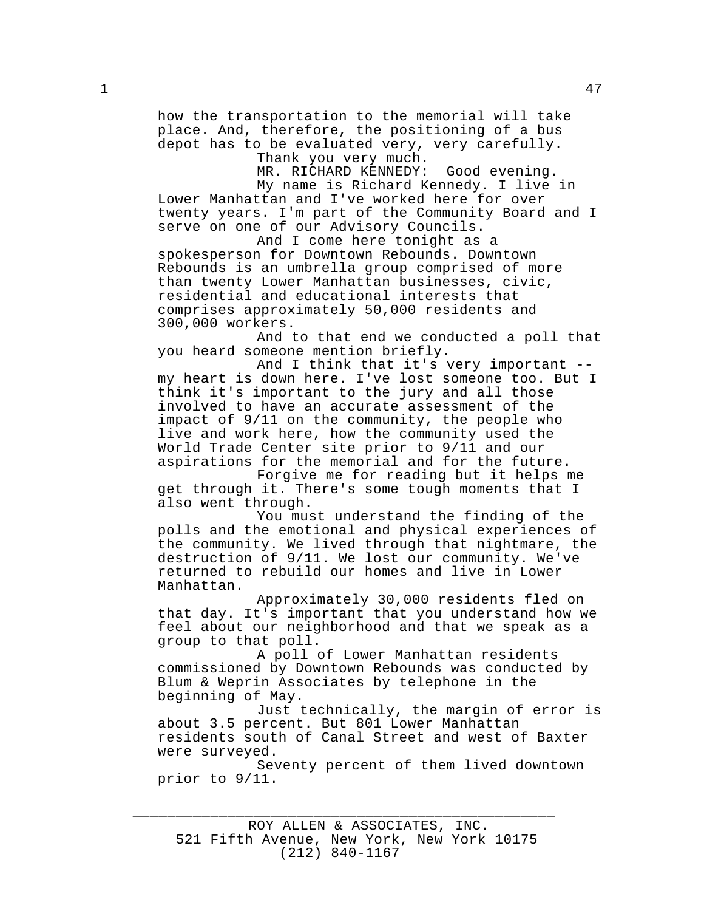how the transportation to the memorial will take place. And, therefore, the positioning of a bus depot has to be evaluated very, very carefully.

Thank you very much.

MR. RICHARD KENNEDY: Good evening.

My name is Richard Kennedy. I live in Lower Manhattan and I've worked here for over twenty years. I'm part of the Community Board and I serve on one of our Advisory Councils.

And I come here tonight as a spokesperson for Downtown Rebounds. Downtown Rebounds is an umbrella group comprised of more than twenty Lower Manhattan businesses, civic, residential and educational interests that comprises approximately 50,000 residents and 300,000 workers.

And to that end we conducted a poll that you heard someone mention briefly.

And I think that it's very important -- my heart is down here. I've lost someone too. But I think it's important to the jury and all those involved to have an accurate assessment of the impact of 9/11 on the community, the people who live and work here, how the community used the World Trade Center site prior to 9/11 and our aspirations for the memorial and for the future.

Forgive me for reading but it helps me get through it. There's some tough moments that I also went through.

You must understand the finding of the polls and the emotional and physical experiences of the community. We lived through that nightmare, the destruction of 9/11. We lost our community. We've returned to rebuild our homes and live in Lower Manhattan.

Approximately 30,000 residents fled on that day. It's important that you understand how we feel about our neighborhood and that we speak as a group to that poll.

A poll of Lower Manhattan residents commissioned by Downtown Rebounds was conducted by Blum & Weprin Associates by telephone in the beginning of May.

Just technically, the margin of error is about 3.5 percent. But 801 Lower Manhattan residents south of Canal Street and west of Baxter were surveyed.

Seventy percent of them lived downtown prior to 9/11.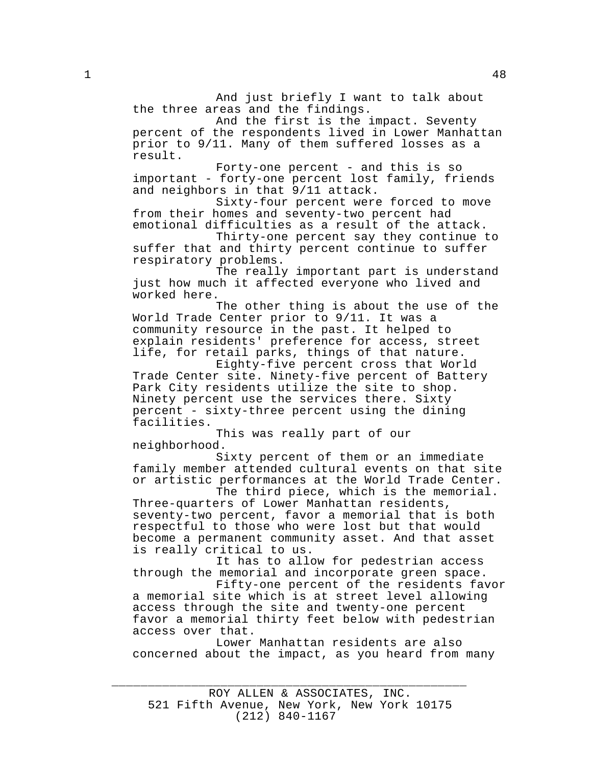And just briefly I want to talk about the three areas and the findings.

And the first is the impact. Seventy percent of the respondents lived in Lower Manhattan prior to 9/11. Many of them suffered losses as a result.

Forty-one percent - and this is so important - forty-one percent lost family, friends and neighbors in that 9/11 attack.

Sixty-four percent were forced to move from their homes and seventy-two percent had emotional difficulties as a result of the attack.

Thirty-one percent say they continue to suffer that and thirty percent continue to suffer respiratory problems.

The really important part is understand just how much it affected everyone who lived and worked here.

The other thing is about the use of the World Trade Center prior to 9/11. It was a community resource in the past. It helped to explain residents' preference for access, street life, for retail parks, things of that nature.

Eighty-five percent cross that World Trade Center site. Ninety-five percent of Battery Park City residents utilize the site to shop. Ninety percent use the services there. Sixty percent - sixty-three percent using the dining facilities.

This was really part of our neighborhood.

Sixty percent of them or an immediate family member attended cultural events on that site or artistic performances at the World Trade Center.

The third piece, which is the memorial. Three-quarters of Lower Manhattan residents, seventy-two percent, favor a memorial that is both respectful to those who were lost but that would become a permanent community asset. And that asset is really critical to us.

It has to allow for pedestrian access through the memorial and incorporate green space.

Fifty-one percent of the residents favor a memorial site which is at street level allowing access through the site and twenty-one percent favor a memorial thirty feet below with pedestrian access over that.

Lower Manhattan residents are also concerned about the impact, as you heard from many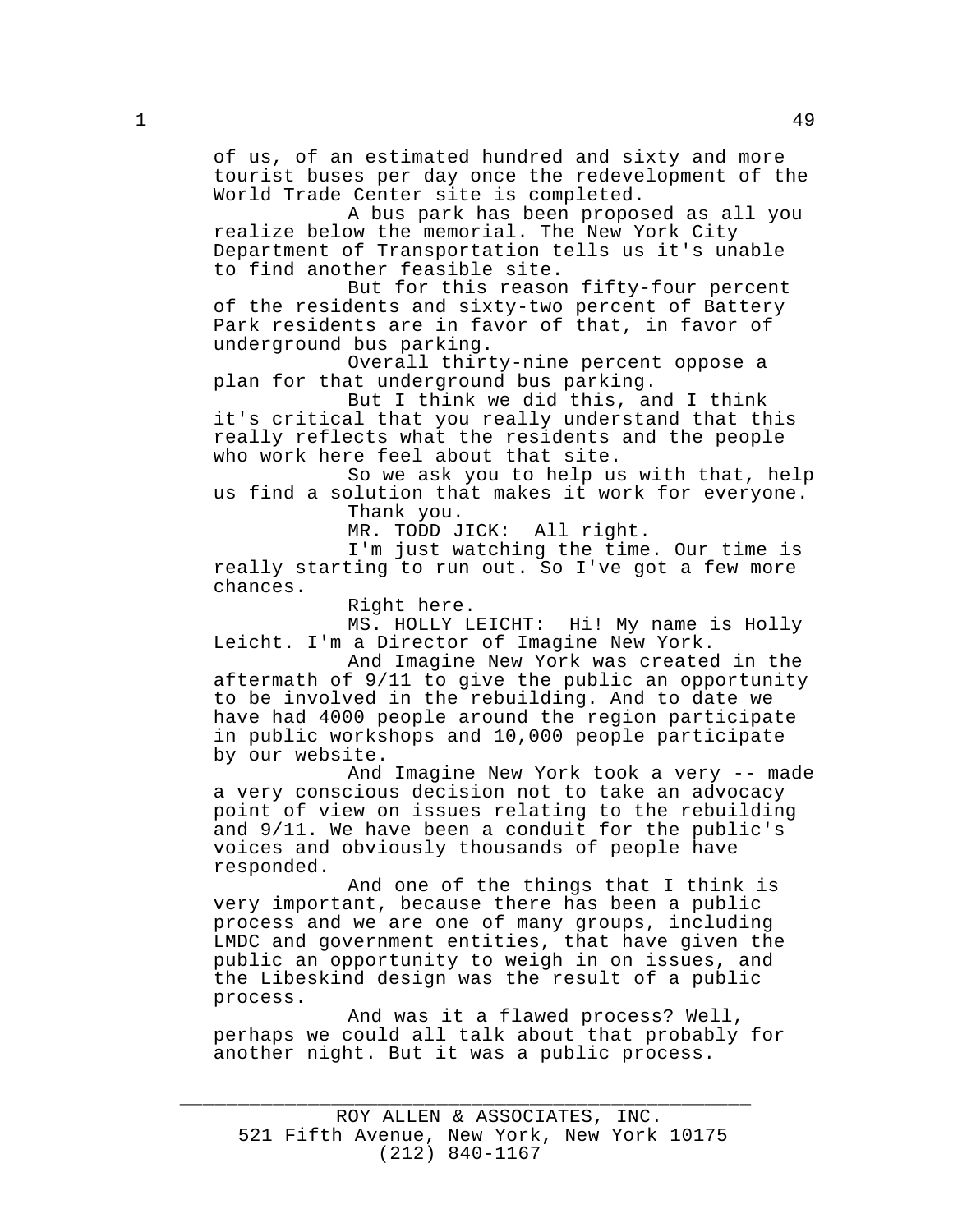of us, of an estimated hundred and sixty and more tourist buses per day once the redevelopment of the World Trade Center site is completed.

A bus park has been proposed as all you realize below the memorial. The New York City Department of Transportation tells us it's unable to find another feasible site.

But for this reason fifty-four percent of the residents and sixty-two percent of Battery Park residents are in favor of that, in favor of underground bus parking.

Overall thirty-nine percent oppose a plan for that underground bus parking.

But I think we did this, and I think it's critical that you really understand that this really reflects what the residents and the people who work here feel about that site.

So we ask you to help us with that, help us find a solution that makes it work for everyone.

Thank you.

MR. TODD JICK: All right.

I'm just watching the time. Our time is really starting to run out. So I've got a few more chances.

Right here.

MS. HOLLY LEICHT: Hi! My name is Holly Leicht. I'm a Director of Imagine New York.

And Imagine New York was created in the aftermath of 9/11 to give the public an opportunity to be involved in the rebuilding. And to date we have had 4000 people around the region participate in public workshops and 10,000 people participate by our website.

And Imagine New York took a very -- made a very conscious decision not to take an advocacy point of view on issues relating to the rebuilding and 9/11. We have been a conduit for the public's voices and obviously thousands of people have responded.

And one of the things that I think is very important, because there has been a public process and we are one of many groups, including LMDC and government entities, that have given the public an opportunity to weigh in on issues, and the Libeskind design was the result of a public process.

And was it a flawed process? Well, perhaps we could all talk about that probably for another night. But it was a public process.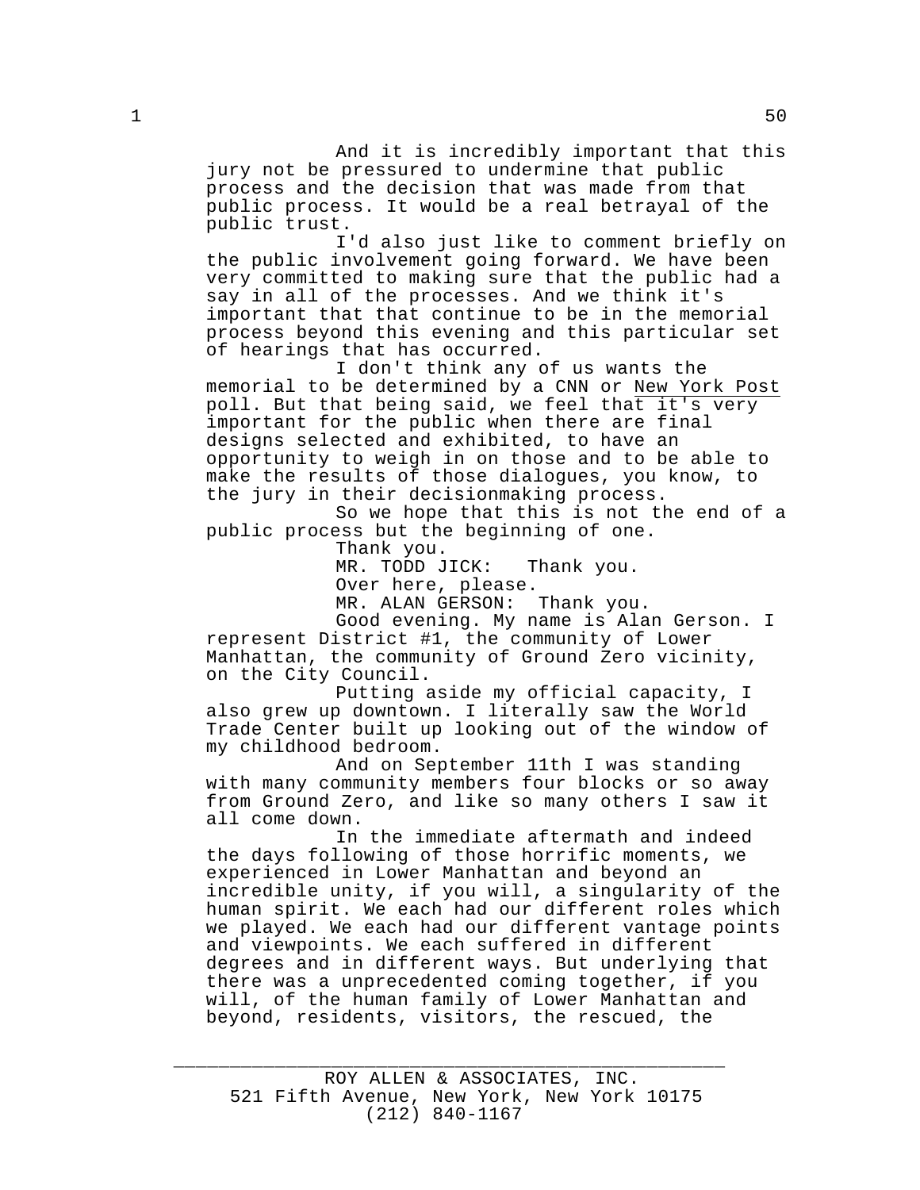And it is incredibly important that this jury not be pressured to undermine that public process and the decision that was made from that public process. It would be a real betrayal of the public trust.

I'd also just like to comment briefly on the public involvement going forward. We have been very committed to making sure that the public had a say in all of the processes. And we think it's important that that continue to be in the memorial process beyond this evening and this particular set of hearings that has occurred.

I don't think any of us wants the memorial to be determined by a CNN or New York Post poll. But that being said, we feel that it's very important for the public when there are final designs selected and exhibited, to have an opportunity to weigh in on those and to be able to make the results of those dialogues, you know, to the jury in their decisionmaking process.

So we hope that this is not the end of a public process but the beginning of one.

Thank you.

MR. TODD JICK: Thank you.

Over here, please.

MR. ALAN GERSON: Thank you.

Good evening. My name is Alan Gerson. I represent District #1, the community of Lower Manhattan, the community of Ground Zero vicinity, on the City Council.

Putting aside my official capacity, I also grew up downtown. I literally saw the World Trade Center built up looking out of the window of my childhood bedroom.

And on September 11th I was standing with many community members four blocks or so away from Ground Zero, and like so many others I saw it all come down.

In the immediate aftermath and indeed the days following of those horrific moments, we experienced in Lower Manhattan and beyond an incredible unity, if you will, a singularity of the human spirit. We each had our different roles which we played. We each had our different vantage points and viewpoints. We each suffered in different degrees and in different ways. But underlying that there was a unprecedented coming together, if you will, of the human family of Lower Manhattan and beyond, residents, visitors, the rescued, the

ROY ALLEN & ASSOCIATES, INC.
521 Fifth Avenue, New York, New York 10175
(212) 840-1167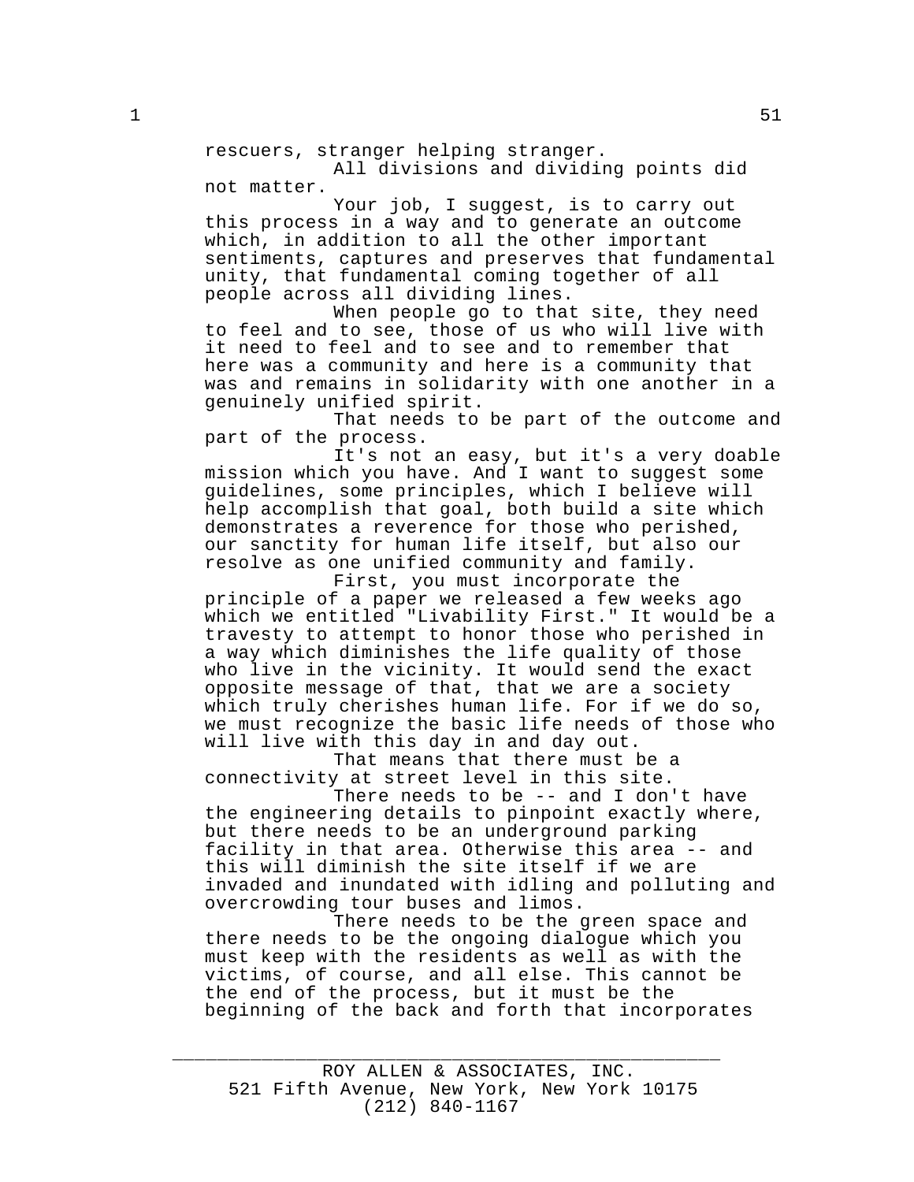rescuers, stranger helping stranger.

All divisions and dividing points did not matter.

Your job, I suggest, is to carry out this process in a way and to generate an outcome which, in addition to all the other important sentiments, captures and preserves that fundamental unity, that fundamental coming together of all people across all dividing lines.

When people go to that site, they need to feel and to see, those of us who will live with it need to feel and to see and to remember that here was a community and here is a community that was and remains in solidarity with one another in a genuinely unified spirit.

That needs to be part of the outcome and part of the process.

It's not an easy, but it's a very doable mission which you have. And I want to suggest some guidelines, some principles, which I believe will help accomplish that goal, both build a site which demonstrates a reverence for those who perished, our sanctity for human life itself, but also our resolve as one unified community and family.

First, you must incorporate the principle of a paper we released a few weeks ago which we entitled "Livability First." It would be a travesty to attempt to honor those who perished in a way which diminishes the life quality of those who live in the vicinity. It would send the exact opposite message of that, that we are a society which truly cherishes human life. For if we do so, we must recognize the basic life needs of those who will live with this day in and day out.

That means that there must be a connectivity at street level in this site.

There needs to be -- and I don't have the engineering details to pinpoint exactly where, but there needs to be an underground parking facility in that area. Otherwise this area -- and this will diminish the site itself if we are invaded and inundated with idling and polluting and overcrowding tour buses and limos.

There needs to be the green space and there needs to be the ongoing dialogue which you must keep with the residents as well as with the victims, of course, and all else. This cannot be the end of the process, but it must be the beginning of the back and forth that incorporates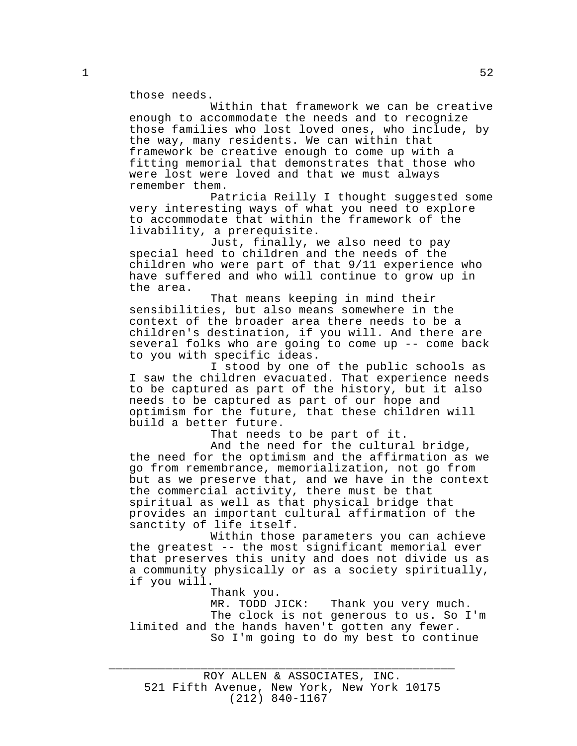those needs.

Within that framework we can be creative enough to accommodate the needs and to recognize those families who lost loved ones, who include, by the way, many residents. We can within that framework be creative enough to come up with a fitting memorial that demonstrates that those who were lost were loved and that we must always remember them.

Patricia Reilly I thought suggested some very interesting ways of what you need to explore to accommodate that within the framework of the livability, a prerequisite.

Just, finally, we also need to pay special heed to children and the needs of the children who were part of that 9/11 experience who have suffered and who will continue to grow up in the area.

That means keeping in mind their sensibilities, but also means somewhere in the context of the broader area there needs to be a children's destination, if you will. And there are several folks who are going to come up -- come back to you with specific ideas.

I stood by one of the public schools as I saw the children evacuated. That experience needs to be captured as part of the history, but it also needs to be captured as part of our hope and optimism for the future, that these children will build a better future.

That needs to be part of it.

And the need for the cultural bridge, the need for the optimism and the affirmation as we go from remembrance, memorialization, not go from but as we preserve that, and we have in the context the commercial activity, there must be that spiritual as well as that physical bridge that provides an important cultural affirmation of the sanctity of life itself.

Within those parameters you can achieve the greatest -- the most significant memorial ever that preserves this unity and does not divide us as a community physically or as a society spiritually, if you will.

Thank you.

MR. TODD JICK: Thank you very much.

The clock is not generous to us. So I'm limited and the hands haven't gotten any fewer.

So I'm going to do my best to continue

ROY ALLEN & ASSOCIATES, INC.
521 Fifth Avenue, New York, New York 10175
(212) 840-1167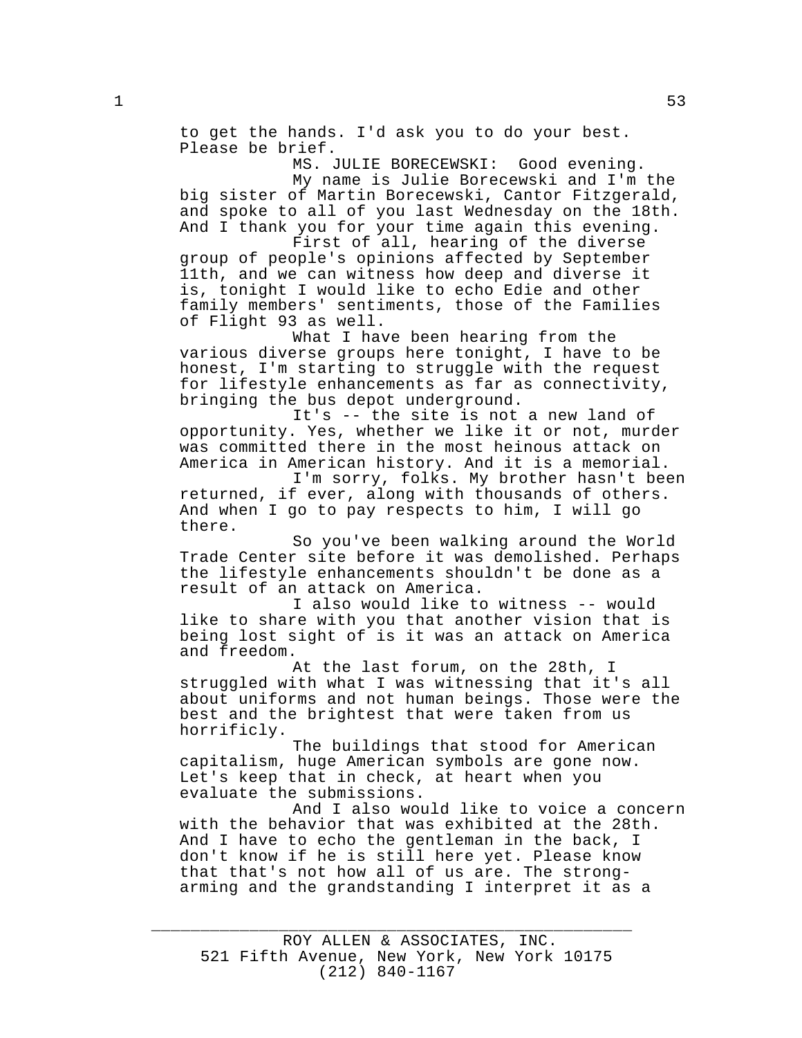to get the hands. I'd ask you to do your best. Please be brief.

MS. JULIE BORECEWSKI: Good evening.

My name is Julie Borecewski and I'm the big sister of Martin Borecewski, Cantor Fitzgerald, and spoke to all of you last Wednesday on the 18th. And I thank you for your time again this evening.

First of all, hearing of the diverse group of people's opinions affected by September 11th, and we can witness how deep and diverse it is, tonight I would like to echo Edie and other family members' sentiments, those of the Families of Flight 93 as well.

What I have been hearing from the various diverse groups here tonight, I have to be honest, I'm starting to struggle with the request for lifestyle enhancements as far as connectivity, bringing the bus depot underground.

It's -- the site is not a new land of opportunity. Yes, whether we like it or not, murder was committed there in the most heinous attack on America in American history. And it is a memorial.

I'm sorry, folks. My brother hasn't been returned, if ever, along with thousands of others. And when I go to pay respects to him, I will go there.

So you've been walking around the World Trade Center site before it was demolished. Perhaps the lifestyle enhancements shouldn't be done as a result of an attack on America.

I also would like to witness -- would like to share with you that another vision that is being lost sight of is it was an attack on America and freedom.

At the last forum, on the 28th, I struggled with what I was witnessing that it's all about uniforms and not human beings. Those were the best and the brightest that were taken from us horrificly.

The buildings that stood for American capitalism, huge American symbols are gone now. Let's keep that in check, at heart when you evaluate the submissions.

And I also would like to voice a concern with the behavior that was exhibited at the 28th. And I have to echo the gentleman in the back, I don't know if he is still here yet. Please know that that's not how all of us are. The strong-arming and the grandstanding I interpret it as a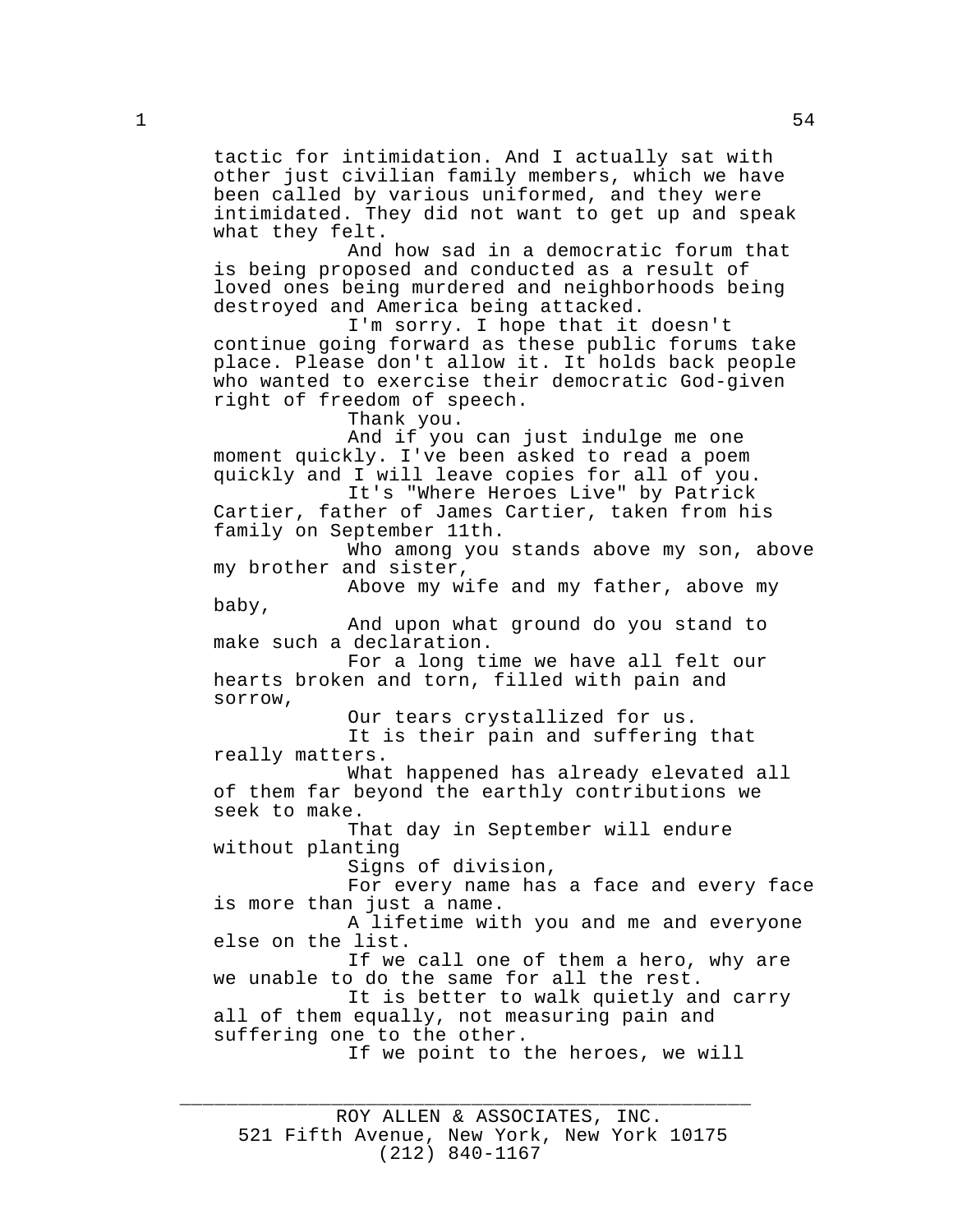tactic for intimidation. And I actually sat with other just civilian family members, which we have been called by various uniformed, and they were intimidated. They did not want to get up and speak what they felt.

And how sad in a democratic forum that is being proposed and conducted as a result of loved ones being murdered and neighborhoods being destroyed and America being attacked.

I'm sorry. I hope that it doesn't continue going forward as these public forums take place. Please don't allow it. It holds back people who wanted to exercise their democratic God-given right of freedom of speech.

Thank you.

And if you can just indulge me one moment quickly. I've been asked to read a poem quickly and I will leave copies for all of you.

It's "Where Heroes Live" by Patrick Cartier, father of James Cartier, taken from his family on September 11th.

Who among you stands above my son, above my brother and sister,

Above my wife and my father, above my baby,

And upon what ground do you stand to make such a declaration.

For a long time we have all felt our hearts broken and torn, filled with pain and sorrow,

Our tears crystallized for us.

It is their pain and suffering that really matters.

What happened has already elevated all of them far beyond the earthly contributions we seek to make.

That day in September will endure without planting

Signs of division,

For every name has a face and every face is more than just a name.

A lifetime with you and me and everyone else on the list.

If we call one of them a hero, why are we unable to do the same for all the rest.

It is better to walk quietly and carry all of them equally, not measuring pain and suffering one to the other.

If we point to the heroes, we will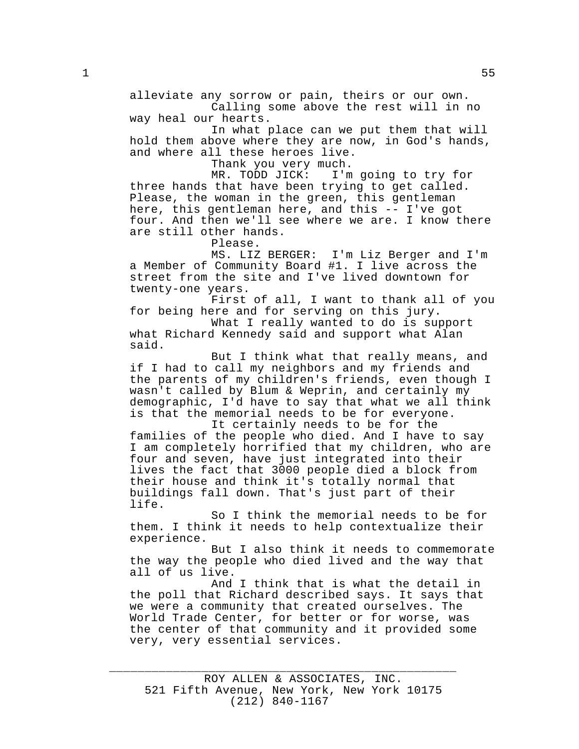alleviate any sorrow or pain, theirs or our own.

Calling some above the rest will in no way heal our hearts.

In what place can we put them that will hold them above where they are now, in God's hands, and where all these heroes live.

Thank you very much.

MR. TODD JICK: I'm going to try for three hands that have been trying to get called. Please, the woman in the green, this gentleman here, this gentleman here, and this -- I've got four. And then we'll see where we are. I know there are still other hands.

Please.

MS. LIZ BERGER: I'm Liz Berger and I'm a Member of Community Board #1. I live across the street from the site and I've lived downtown for twenty-one years.

First of all, I want to thank all of you for being here and for serving on this jury.

What I really wanted to do is support what Richard Kennedy said and support what Alan said.

But I think what that really means, and if I had to call my neighbors and my friends and the parents of my children's friends, even though I wasn't called by Blum & Weprin, and certainly my demographic, I'd have to say that what we all think is that the memorial needs to be for everyone.

It certainly needs to be for the families of the people who died. And I have to say I am completely horrified that my children, who are four and seven, have just integrated into their lives the fact that 3000 people died a block from their house and think it's totally normal that buildings fall down. That's just part of their life.

So I think the memorial needs to be for them. I think it needs to help contextualize their experience.

But I also think it needs to commemorate the way the people who died lived and the way that all of us live.

And I think that is what the detail in the poll that Richard described says. It says that we were a community that created ourselves. The World Trade Center, for better or for worse, was the center of that community and it provided some very, very essential services.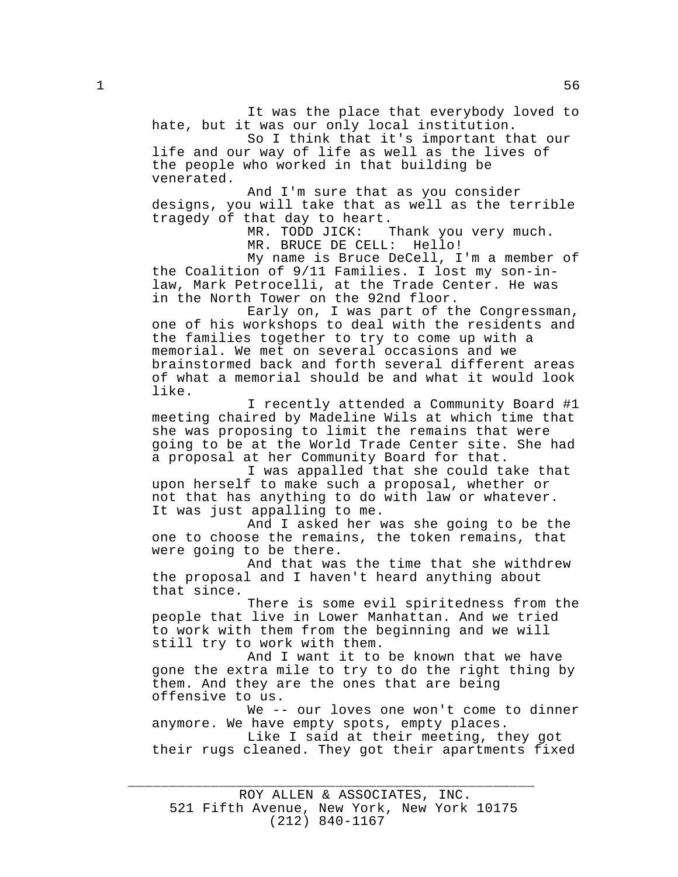It was the place that everybody loved to hate, but it was our only local institution.

So I think that it's important that our life and our way of life as well as the lives of the people who worked in that building be venerated.

And I'm sure that as you consider designs, you will take that as well as the terrible tragedy of that day to heart.

MR. TODD JICK: Thank you very much.

MR. BRUCE DE CELL: Hello!

My name is Bruce DeCell, I'm a member of the Coalition of 9/11 Families. I lost my son-in-law, Mark Petrocelli, at the Trade Center. He was in the North Tower on the 92nd floor.

Early on, I was part of the Congressman, one of his workshops to deal with the residents and the families together to try to come up with a memorial. We met on several occasions and we brainstormed back and forth several different areas of what a memorial should be and what it would look like.

I recently attended a Community Board #1 meeting chaired by Madeline Wils at which time that she was proposing to limit the remains that were going to be at the World Trade Center site. She had a proposal at her Community Board for that.

I was appalled that she could take that upon herself to make such a proposal, whether or not that has anything to do with law or whatever. It was just appalling to me.

And I asked her was she going to be the one to choose the remains, the token remains, that were going to be there.

And that was the time that she withdrew the proposal and I haven't heard anything about that since.

There is some evil spiritedness from the people that live in Lower Manhattan. And we tried to work with them from the beginning and we will still try to work with them.

And I want it to be known that we have gone the extra mile to try to do the right thing by them. And they are the ones that are being offensive to us.

We -- our loves one won't come to dinner anymore. We have empty spots, empty places.

Like I said at their meeting, they got their rugs cleaned. They got their apartments fixed

ROY ALLEN & ASSOCIATES, INC.
521 Fifth Avenue, New York, New York 10175
(212) 840-1167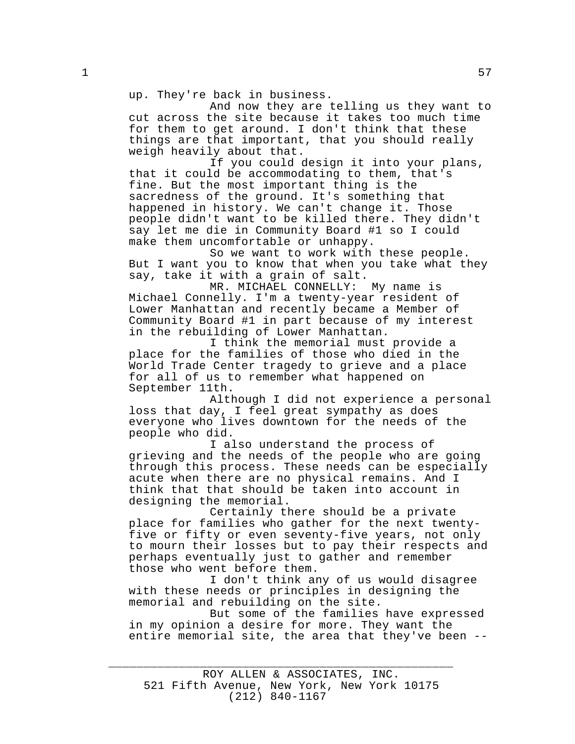up. They're back in business.

And now they are telling us they want to cut across the site because it takes too much time for them to get around. I don't think that these things are that important, that you should really weigh heavily about that.

If you could design it into your plans, that it could be accommodating to them, that's fine. But the most important thing is the sacredness of the ground. It's something that happened in history. We can't change it. Those people didn't want to be killed there. They didn't say let me die in Community Board #1 so I could make them uncomfortable or unhappy.

So we want to work with these people. But I want you to know that when you take what they say, take it with a grain of salt.

MR. MICHAEL CONNELLY: My name is Michael Connelly. I'm a twenty-year resident of Lower Manhattan and recently became a Member of Community Board #1 in part because of my interest in the rebuilding of Lower Manhattan.

I think the memorial must provide a place for the families of those who died in the World Trade Center tragedy to grieve and a place for all of us to remember what happened on September 11th.

Although I did not experience a personal loss that day, I feel great sympathy as does everyone who lives downtown for the needs of the people who did.

I also understand the process of grieving and the needs of the people who are going through this process. These needs can be especially acute when there are no physical remains. And I think that that should be taken into account in designing the memorial.

Certainly there should be a private place for families who gather for the next twenty-five or fifty or even seventy-five years, not only to mourn their losses but to pay their respects and perhaps eventually just to gather and remember those who went before them.

I don't think any of us would disagree with these needs or principles in designing the memorial and rebuilding on the site.

But some of the families have expressed in my opinion a desire for more. They want the entire memorial site, the area that they've been --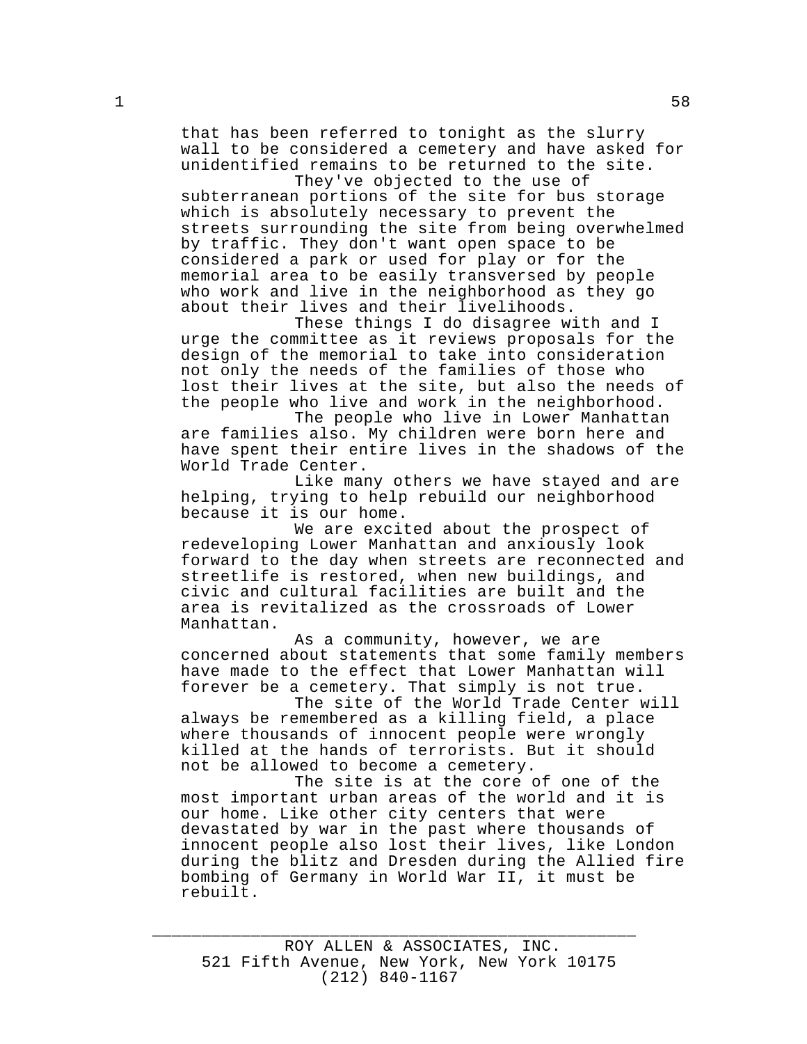that has been referred to tonight as the slurry wall to be considered a cemetery and have asked for unidentified remains to be returned to the site.

They've objected to the use of subterranean portions of the site for bus storage which is absolutely necessary to prevent the streets surrounding the site from being overwhelmed by traffic. They don't want open space to be considered a park or used for play or for the memorial area to be easily transversed by people who work and live in the neighborhood as they go about their lives and their livelihoods.

These things I do disagree with and I urge the committee as it reviews proposals for the design of the memorial to take into consideration not only the needs of the families of those who lost their lives at the site, but also the needs of the people who live and work in the neighborhood.

The people who live in Lower Manhattan are families also. My children were born here and have spent their entire lives in the shadows of the World Trade Center.

Like many others we have stayed and are helping, trying to help rebuild our neighborhood because it is our home.

We are excited about the prospect of redeveloping Lower Manhattan and anxiously look forward to the day when streets are reconnected and streetlife is restored, when new buildings, and civic and cultural facilities are built and the area is revitalized as the crossroads of Lower Manhattan.

As a community, however, we are concerned about statements that some family members have made to the effect that Lower Manhattan will forever be a cemetery. That simply is not true.

The site of the World Trade Center will always be remembered as a killing field, a place where thousands of innocent people were wrongly killed at the hands of terrorists. But it should not be allowed to become a cemetery.

The site is at the core of one of the most important urban areas of the world and it is our home. Like other city centers that were devastated by war in the past where thousands of innocent people also lost their lives, like London during the blitz and Dresden during the Allied fire bombing of Germany in World War II, it must be rebuilt.

ROY ALLEN & ASSOCIATES, INC.
521 Fifth Avenue, New York, New York 10175
(212) 840-1167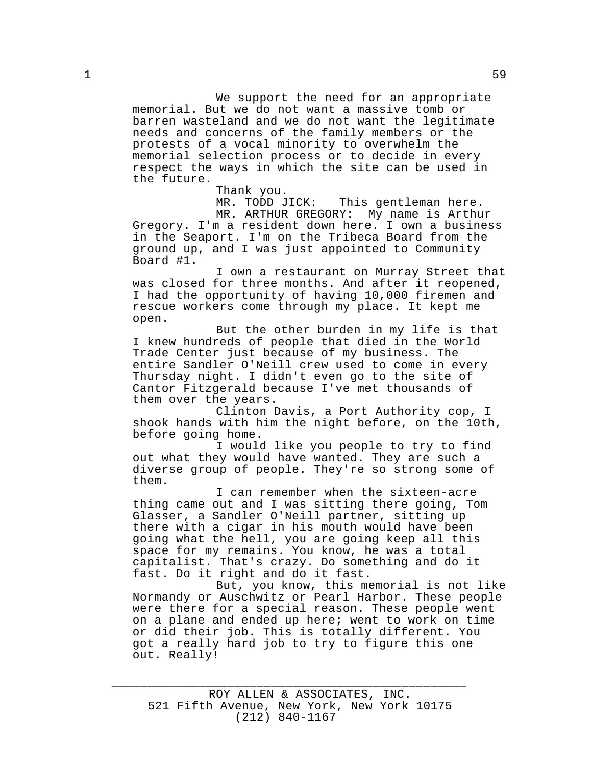We support the need for an appropriate memorial. But we do not want a massive tomb or barren wasteland and we do not want the legitimate needs and concerns of the family members or the protests of a vocal minority to overwhelm the memorial selection process or to decide in every respect the ways in which the site can be used in the future.

Thank you.

MR. TODD JICK: This gentleman here.

MR. ARTHUR GREGORY: My name is Arthur Gregory. I'm a resident down here. I own a business in the Seaport. I'm on the Tribeca Board from the ground up, and I was just appointed to Community Board #1.

I own a restaurant on Murray Street that was closed for three months. And after it reopened, I had the opportunity of having 10,000 firemen and rescue workers come through my place. It kept me open.

But the other burden in my life is that I knew hundreds of people that died in the World Trade Center just because of my business. The entire Sandler O'Neill crew used to come in every Thursday night. I didn't even go to the site of Cantor Fitzgerald because I've met thousands of them over the years.

Clinton Davis, a Port Authority cop, I shook hands with him the night before, on the 10th, before going home.

I would like you people to try to find out what they would have wanted. They are such a diverse group of people. They're so strong some of them.

I can remember when the sixteen-acre thing came out and I was sitting there going, Tom Glasser, a Sandler O'Neill partner, sitting up there with a cigar in his mouth would have been going what the hell, you are going keep all this space for my remains. You know, he was a total capitalist. That's crazy. Do something and do it fast. Do it right and do it fast.

But, you know, this memorial is not like Normandy or Auschwitz or Pearl Harbor. These people were there for a special reason. These people went on a plane and ended up here; went to work on time or did their job. This is totally different. You got a really hard job to try to figure this one out. Really!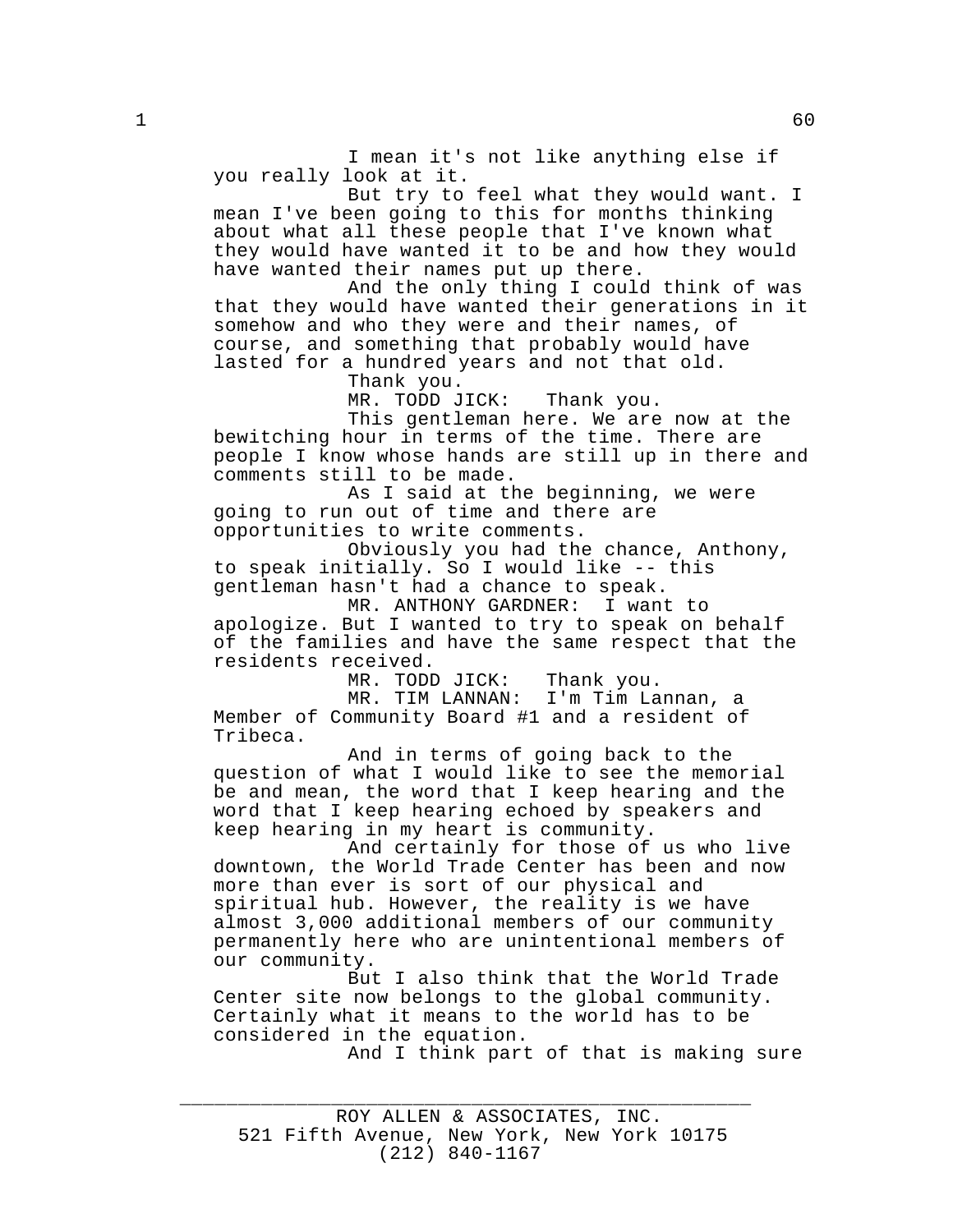I mean it's not like anything else if you really look at it.

But try to feel what they would want. I mean I've been going to this for months thinking about what all these people that I've known what they would have wanted it to be and how they would have wanted their names put up there.

And the only thing I could think of was that they would have wanted their generations in it somehow and who they were and their names, of course, and something that probably would have lasted for a hundred years and not that old.

Thank you.

MR. TODD JICK: Thank you.

This gentleman here. We are now at the bewitching hour in terms of the time. There are people I know whose hands are still up in there and comments still to be made.

As I said at the beginning, we were going to run out of time and there are opportunities to write comments.

Obviously you had the chance, Anthony, to speak initially. So I would like -- this gentleman hasn't had a chance to speak.

MR. ANTHONY GARDNER: I want to apologize. But I wanted to try to speak on behalf of the families and have the same respect that the residents received.

MR. TODD JICK: Thank you.

MR. TIM LANNAN: I'm Tim Lannan, a Member of Community Board #1 and a resident of Tribeca.

And in terms of going back to the question of what I would like to see the memorial be and mean, the word that I keep hearing and the word that I keep hearing echoed by speakers and keep hearing in my heart is community.

And certainly for those of us who live downtown, the World Trade Center has been and now more than ever is sort of our physical and spiritual hub. However, the reality is we have almost 3,000 additional members of our community permanently here who are unintentional members of our community.

But I also think that the World Trade Center site now belongs to the global community. Certainly what it means to the world has to be considered in the equation.

And I think part of that is making sure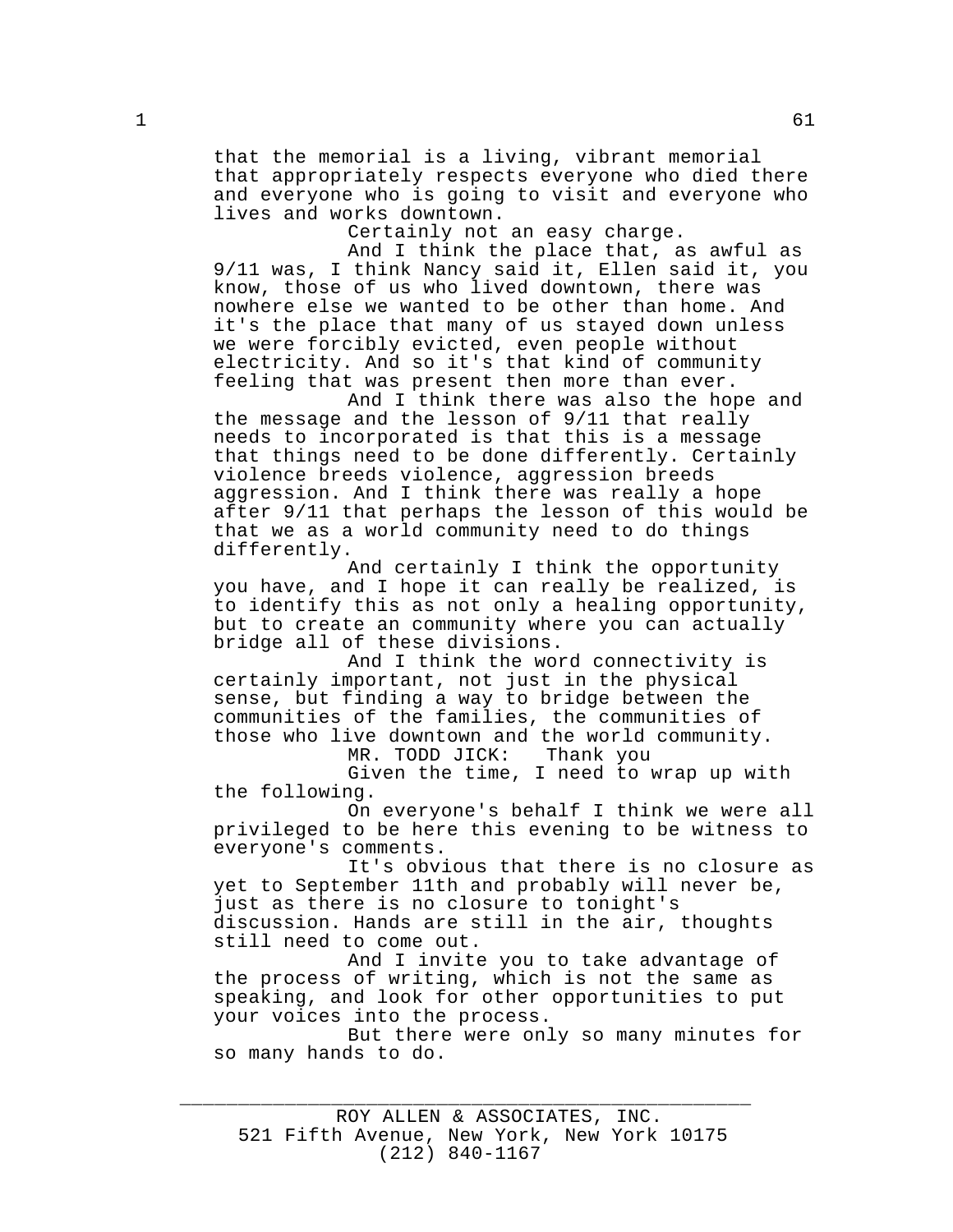that the memorial is a living, vibrant memorial that appropriately respects everyone who died there and everyone who is going to visit and everyone who lives and works downtown.

Certainly not an easy charge.

And I think the place that, as awful as 9/11 was, I think Nancy said it, Ellen said it, you know, those of us who lived downtown, there was nowhere else we wanted to be other than home. And it's the place that many of us stayed down unless we were forcibly evicted, even people without electricity. And so it's that kind of community feeling that was present then more than ever.

And I think there was also the hope and the message and the lesson of 9/11 that really needs to incorporated is that this is a message that things need to be done differently. Certainly violence breeds violence, aggression breeds aggression. And I think there was really a hope after 9/11 that perhaps the lesson of this would be that we as a world community need to do things differently.

And certainly I think the opportunity you have, and I hope it can really be realized, is to identify this as not only a healing opportunity, but to create an community where you can actually bridge all of these divisions.

And I think the word connectivity is certainly important, not just in the physical sense, but finding a way to bridge between the communities of the families, the communities of those who live downtown and the world community.

MR. TODD JICK: Thank you

Given the time, I need to wrap up with the following.

On everyone's behalf I think we were all privileged to be here this evening to be witness to everyone's comments.

It's obvious that there is no closure as yet to September 11th and probably will never be, just as there is no closure to tonight's discussion. Hands are still in the air, thoughts still need to come out.

And I invite you to take advantage of the process of writing, which is not the same as speaking, and look for other opportunities to put your voices into the process.

But there were only so many minutes for so many hands to do.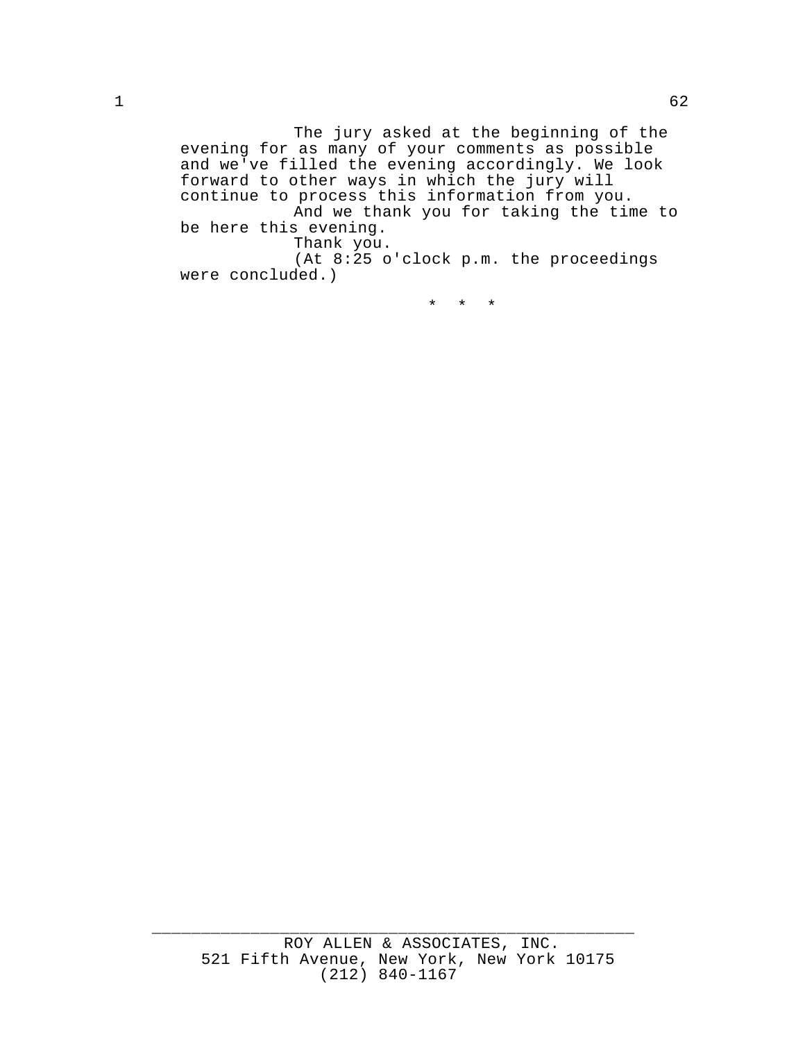The jury asked at the beginning of the evening for as many of your comments as possible and we've filled the evening accordingly. We look forward to other ways in which the jury will continue to process this information from you.

And we thank you for taking the time to be here this evening.

Thank you.

(At 8:25 o'clock p.m. the proceedings were concluded.)

\* \* \*